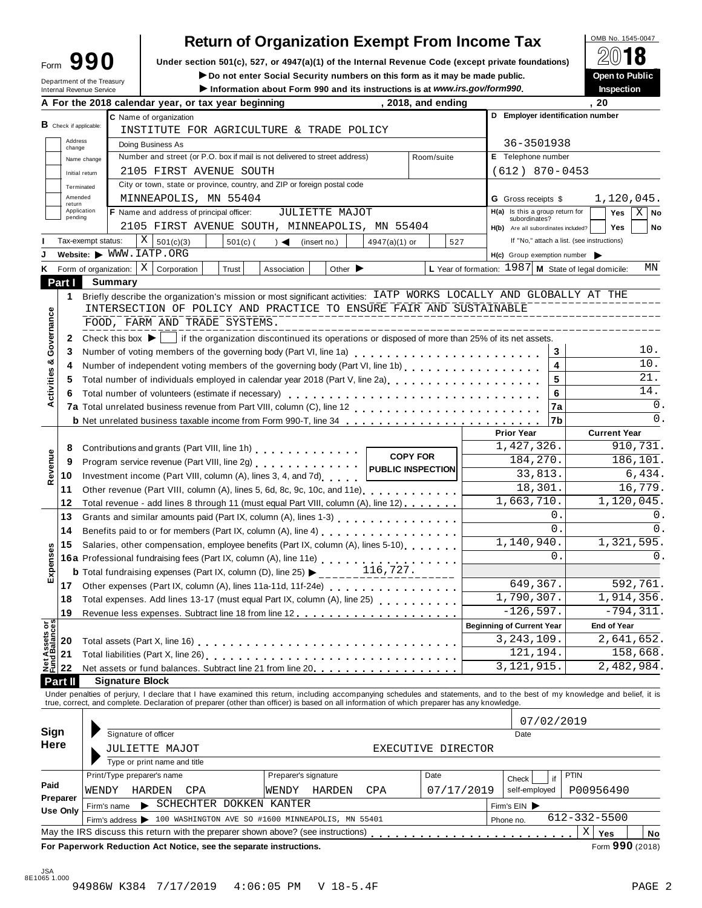# Form 990 — Return of Organization Exempt From Income Tax

OMB No. 1545-0047

**2018**

Under section 501(c), 527, or 4947(a)(1) of the Internal Revenue Code (except private foundations)

▶ Do not enter Social Security numbers on this form as it may be made public.

▶ Information about Form 990 and its instructions is at *www.irs.gov/form990*.

Department of the Treasury
Internal Revenue Service

**Open to Public Inspection**

**A** For the 2018 calendar year, or tax year beginning , 2018, and ending , 20

**B** Check if applicable: Address change / Name change / Initial return / Terminated / Amended return / Application pending

**C** Name of organization: INSTITUTE FOR AGRICULTURE & TRADE POLICY

Doing Business As

Number and street (or P.O. box if mail is not delivered to street address): 2105 FIRST AVENUE SOUTH — Room/suite

City or town, state or province, country, and ZIP or foreign postal code: MINNEAPOLIS, MN 55404

**D** Employer identification number: 36-3501938

**E** Telephone number: (612) 870-0453

**G** Gross receipts $ 1,120,045.

**F** Name and address of principal officer: JULIETTE MAJOT, 2105 FIRST AVENUE SOUTH, MINNEAPOLIS, MN 55404

**H(a)** Is this a group return for subordinates? Yes [ ] No [X]

**H(b)** Are all subordinates included? Yes [ ] No [ ]
If "No," attach a list. (see instructions)

**I** Tax-exempt status: [X] 501(c)(3) [ ] 501(c) ( ) ◀ (insert no.) [ ] 4947(a)(1) or [ ] 527

**J** Website: ▶ WWW.IATP.ORG

**H(c)** Group exemption number ▶

**K** Form of organization: [X] Corporation [ ] Trust [ ] Association [ ] Other ▶

**L** Year of formation: 1987 **M** State of legal domicile: MN

## Part I Summary

**Activities & Governance**

1 Briefly describe the organization's mission or most significant activities: IATP WORKS LOCALLY AND GLOBALLY AT THE INTERSECTION OF POLICY AND PRACTICE TO ENSURE FAIR AND SUSTAINABLE FOOD, FARM AND TRADE SYSTEMS.

2 Check this box ▶ [ ] if the organization discontinued its operations or disposed of more than 25% of its net assets.

| | | | |
|---|---|---|---|
| 3 | Number of voting members of the governing body (Part VI, line 1a) | 3 | 10. |
| 4 | Number of independent voting members of the governing body (Part VI, line 1b) | 4 | 10. |
| 5 | Total number of individuals employed in calendar year 2018 (Part V, line 2a) | 5 | 21. |
| 6 | Total number of volunteers (estimate if necessary) | 6 | 14. |
| 7a | Total unrelated business revenue from Part VIII, column (C), line 12 | 7a | 0. |
| b | Net unrelated business taxable income from Form 990-T, line 34 | 7b | 0. |

COPY FOR PUBLIC INSPECTION

| | | | Prior Year | Current Year |
|---|---|---|---|---|
| **Revenue** | 8 | Contributions and grants (Part VIII, line 1h) | 1,427,326. | 910,731. |
| | 9 | Program service revenue (Part VIII, line 2g) | 184,270. | 186,101. |
| | 10 | Investment income (Part VIII, column (A), lines 3, 4, and 7d) | 33,813. | 6,434. |
| | 11 | Other revenue (Part VIII, column (A), lines 5, 6d, 8c, 9c, 10c, and 11e) | 18,301. | 16,779. |
| | 12 | Total revenue - add lines 8 through 11 (must equal Part VIII, column (A), line 12) | 1,663,710. | 1,120,045. |
| **Expenses** | 13 | Grants and similar amounts paid (Part IX, column (A), lines 1-3) | 0. | 0. |
| | 14 | Benefits paid to or for members (Part IX, column (A), line 4) | 0. | 0. |
| | 15 | Salaries, other compensation, employee benefits (Part IX, column (A), lines 5-10) | 1,140,940. | 1,321,595. |
| | 16a | Professional fundraising fees (Part IX, column (A), line 11e) | 0. | 0. |
| | b | Total fundraising expenses (Part IX, column (D), line 25) ▶ 116,727. | | |
| | 17 | Other expenses (Part IX, column (A), lines 11a-11d, 11f-24e) | 649,367. | 592,761. |
| | 18 | Total expenses. Add lines 13-17 (must equal Part IX, column (A), line 25) | 1,790,307. | 1,914,356. |
| | 19 | Revenue less expenses. Subtract line 18 from line 12 | -126,597. | -794,311. |
| | | | **Beginning of Current Year** | **End of Year** |
| **Net Assets or Fund Balances** | 20 | Total assets (Part X, line 16) | 3,243,109. | 2,641,652. |
| | 21 | Total liabilities (Part X, line 26) | 121,194. | 158,668. |
| | 22 | Net assets or fund balances. Subtract line 21 from line 20 | 3,121,915. | 2,482,984. |

## Part II Signature Block

Under penalties of perjury, I declare that I have examined this return, including accompanying schedules and statements, and to the best of my knowledge and belief, it is true, correct, and complete. Declaration of preparer (other than officer) is based on all information of which preparer has any knowledge.

**Sign Here**

Signature of officer — Date: 07/02/2019

JULIETTE MAJOT — EXECUTIVE DIRECTOR
Type or print name and title

**Paid Preparer Use Only**

| Print/Type preparer's name | Preparer's signature | Date | Check if self-employed | PTIN |
|---|---|---|---|---|
| WENDY HARDEN CPA | WENDY HARDEN CPA | 07/17/2019 | | P00956490 |

Firm's name ▶ SCHECHTER DOKKEN KANTER — Firm's EIN ▶

Firm's address ▶ 100 WASHINGTON AVE SO #1600 MINNEAPOLIS, MN 55401 — Phone no. 612-332-5500

May the IRS discuss this return with the preparer shown above? (see instructions) [X] Yes [ ] No

**For Paperwork Reduction Act Notice, see the separate instructions.** Form **990** (2018)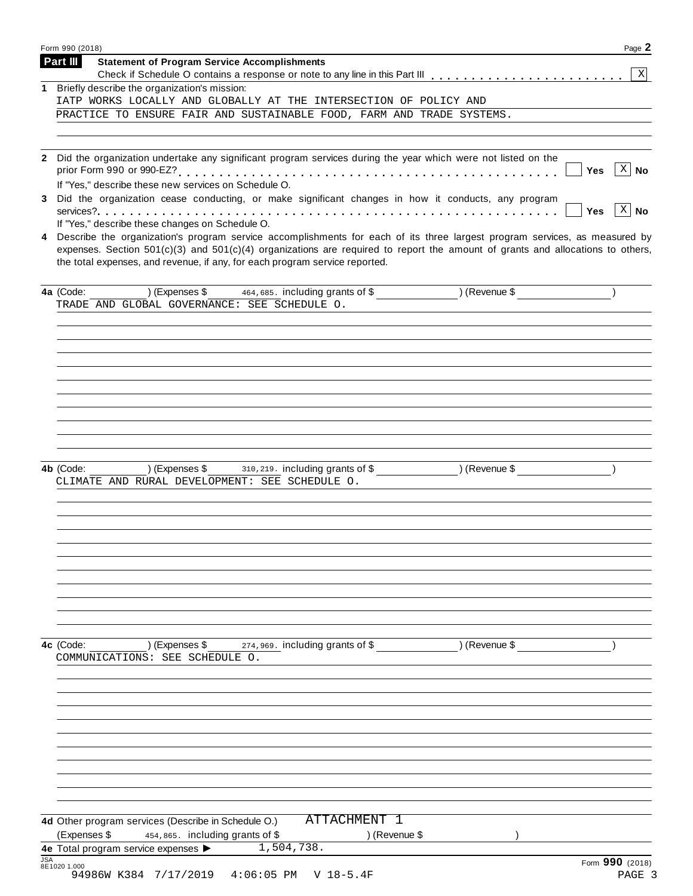## Part III Statement of Program Service Accomplishments

Check if Schedule O contains a response or note to any line in this Part III . . . . . . . . . . . . . . . . . . . . . . . [X]

**1** Briefly describe the organization's mission:

IATP WORKS LOCALLY AND GLOBALLY AT THE INTERSECTION OF POLICY AND PRACTICE TO ENSURE FAIR AND SUSTAINABLE FOOD, FARM AND TRADE SYSTEMS.

**2** Did the organization undertake any significant program services during the year which were not listed on the prior Form 990 or 990-EZ? . . . . . . . . . . . . . . . . . . . . . . . . . . . . . . . . . . . . . . . . . [ ] Yes [X] No

If "Yes," describe these new services on Schedule O.

**3** Did the organization cease conducting, or make significant changes in how it conducts, any program services? . . . . . . . . . . . . . . . . . . . . . . . . . . . . . . . . . . . . . . . . . . . . . . . . . . . . . . . [ ] Yes [X] No

If "Yes," describe these changes on Schedule O.

**4** Describe the organization's program service accomplishments for each of its three largest program services, as measured by expenses. Section 501(c)(3) and 501(c)(4) organizations are required to report the amount of grants and allocations to others, the total expenses, and revenue, if any, for each program service reported.

**4a** (Code: ) (Expenses $ 464,685. including grants of $ ) (Revenue $ )

TRADE AND GLOBAL GOVERNANCE: SEE SCHEDULE O.

**4b** (Code: ) (Expenses $ 310,219. including grants of $ ) (Revenue $ )

CLIMATE AND RURAL DEVELOPMENT: SEE SCHEDULE O.

**4c** (Code: ) (Expenses $ 274,969. including grants of $ ) (Revenue $ )

COMMUNICATIONS: SEE SCHEDULE O.

**4d** Other program services (Describe in Schedule O.) ATTACHMENT 1

(Expenses $ 454,865. including grants of $ ) (Revenue $ )

**4e** Total program service expenses ▶ 1,504,738.

JSA 8E1020 1.000

Form **990** (2018)

94986W K384 7/17/2019 4:06:05 PM V 18-5.4F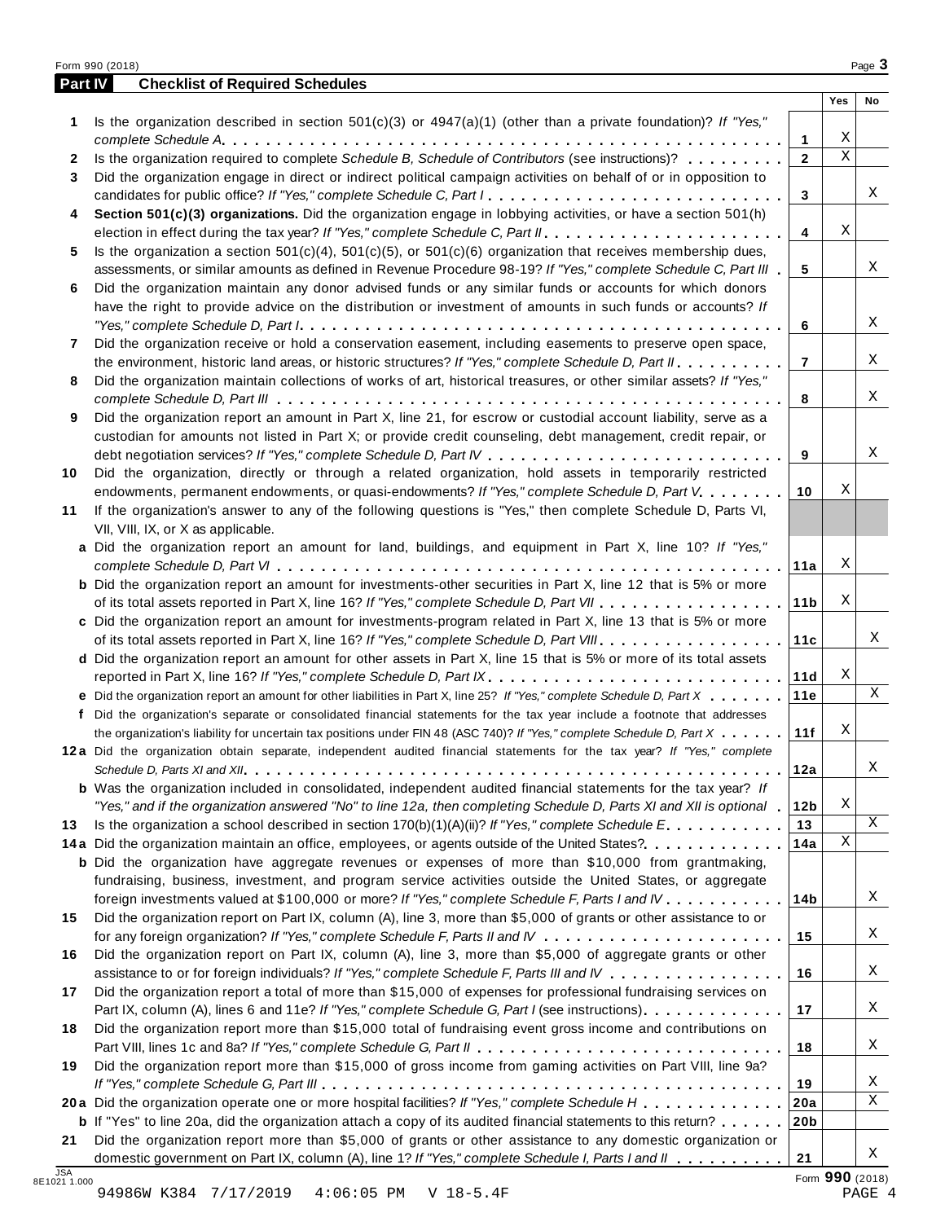## Part IV Checklist of Required Schedules

| | | | Yes | No |
|---|---|---|---|---|
| 1 | Is the organization described in section 501(c)(3) or 4947(a)(1) (other than a private foundation)? *If "Yes," complete Schedule A* | 1 | X | |
| 2 | Is the organization required to complete *Schedule B, Schedule of Contributors* (see instructions)? | 2 | X | |
| 3 | Did the organization engage in direct or indirect political campaign activities on behalf of or in opposition to candidates for public office? *If "Yes," complete Schedule C, Part I* | 3 | | X |
| 4 | **Section 501(c)(3) organizations.** Did the organization engage in lobbying activities, or have a section 501(h) election in effect during the tax year? *If "Yes," complete Schedule C, Part II* | 4 | X | |
| 5 | Is the organization a section 501(c)(4), 501(c)(5), or 501(c)(6) organization that receives membership dues, assessments, or similar amounts as defined in Revenue Procedure 98-19? *If "Yes," complete Schedule C, Part III* | 5 | | X |
| 6 | Did the organization maintain any donor advised funds or any similar funds or accounts for which donors have the right to provide advice on the distribution or investment of amounts in such funds or accounts? *If "Yes," complete Schedule D, Part I* | 6 | | X |
| 7 | Did the organization receive or hold a conservation easement, including easements to preserve open space, the environment, historic land areas, or historic structures? *If "Yes," complete Schedule D, Part II* | 7 | | X |
| 8 | Did the organization maintain collections of works of art, historical treasures, or other similar assets? *If "Yes," complete Schedule D, Part III* | 8 | | X |
| 9 | Did the organization report an amount in Part X, line 21, for escrow or custodial account liability, serve as a custodian for amounts not listed in Part X; or provide credit counseling, debt management, credit repair, or debt negotiation services? *If "Yes," complete Schedule D, Part IV* | 9 | | X |
| 10 | Did the organization, directly or through a related organization, hold assets in temporarily restricted endowments, permanent endowments, or quasi-endowments? *If "Yes," complete Schedule D, Part V* | 10 | X | |
| 11 | If the organization's answer to any of the following questions is "Yes," then complete Schedule D, Parts VI, VII, VIII, IX, or X as applicable. | | | |
| a | Did the organization report an amount for land, buildings, and equipment in Part X, line 10? *If "Yes," complete Schedule D, Part VI* | 11a | X | |
| b | Did the organization report an amount for investments-other securities in Part X, line 12 that is 5% or more of its total assets reported in Part X, line 16? *If "Yes," complete Schedule D, Part VII* | 11b | X | |
| c | Did the organization report an amount for investments-program related in Part X, line 13 that is 5% or more of its total assets reported in Part X, line 16? *If "Yes," complete Schedule D, Part VIII* | 11c | | X |
| d | Did the organization report an amount for other assets in Part X, line 15 that is 5% or more of its total assets reported in Part X, line 16? *If "Yes," complete Schedule D, Part IX* | 11d | X | |
| e | Did the organization report an amount for other liabilities in Part X, line 25? *If "Yes," complete Schedule D, Part X* | 11e | | X |
| f | Did the organization's separate or consolidated financial statements for the tax year include a footnote that addresses the organization's liability for uncertain tax positions under FIN 48 (ASC 740)? *If "Yes," complete Schedule D, Part X* | 11f | X | |
| 12a | Did the organization obtain separate, independent audited financial statements for the tax year? *If "Yes," complete Schedule D, Parts XI and XII* | 12a | | X |
| b | Was the organization included in consolidated, independent audited financial statements for the tax year? *If "Yes," and if the organization answered "No" to line 12a, then completing Schedule D, Parts XI and XII is optional* | 12b | X | |
| 13 | Is the organization a school described in section 170(b)(1)(A)(ii)? *If "Yes," complete Schedule E* | 13 | | X |
| 14a | Did the organization maintain an office, employees, or agents outside of the United States? | 14a | X | |
| b | Did the organization have aggregate revenues or expenses of more than $10,000 from grantmaking, fundraising, business, investment, and program service activities outside the United States, or aggregate foreign investments valued at $100,000 or more? *If "Yes," complete Schedule F, Parts I and IV* | 14b | | X |
| 15 | Did the organization report on Part IX, column (A), line 3, more than $5,000 of grants or other assistance to or for any foreign organization? *If "Yes," complete Schedule F, Parts II and IV* | 15 | | X |
| 16 | Did the organization report on Part IX, column (A), line 3, more than $5,000 of aggregate grants or other assistance to or for foreign individuals? *If "Yes," complete Schedule F, Parts III and IV* | 16 | | X |
| 17 | Did the organization report a total of more than $15,000 of expenses for professional fundraising services on Part IX, column (A), lines 6 and 11e? *If "Yes," complete Schedule G, Part I* (see instructions) | 17 | | X |
| 18 | Did the organization report more than $15,000 total of fundraising event gross income and contributions on Part VIII, lines 1c and 8a? *If "Yes," complete Schedule G, Part II* | 18 | | X |
| 19 | Did the organization report more than $15,000 of gross income from gaming activities on Part VIII, line 9a? *If "Yes," complete Schedule G, Part III* | 19 | | X |
| 20a | Did the organization operate one or more hospital facilities? *If "Yes," complete Schedule H* | 20a | | X |
| b | If "Yes" to line 20a, did the organization attach a copy of its audited financial statements to this return? | 20b | | |
| 21 | Did the organization report more than $5,000 of grants or other assistance to any domestic organization or domestic government on Part IX, column (A), line 1? *If "Yes," complete Schedule I, Parts I and II* | 21 | | X |

JSA 8E1021 1.000

94986W K384 7/17/2019 4:06:05 PM V 18-5.4F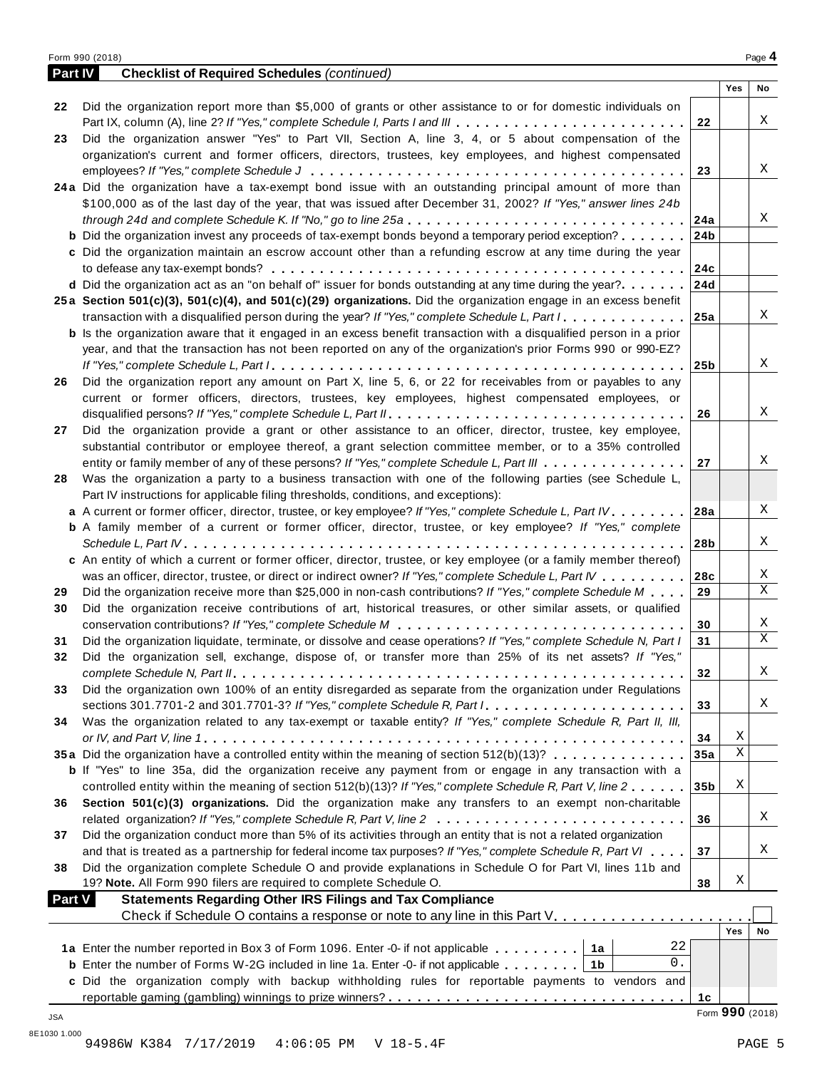## Part IV — Checklist of Required Schedules *(continued)*

| | | | Yes | No |
|---|---|---|---|---|
| 22 | Did the organization report more than $5,000 of grants or other assistance to or for domestic individuals on Part IX, column (A), line 2? *If "Yes," complete Schedule I, Parts I and III* | 22 | | X |
| 23 | Did the organization answer "Yes" to Part VII, Section A, line 3, 4, or 5 about compensation of the organization's current and former officers, directors, trustees, key employees, and highest compensated employees? *If "Yes," complete Schedule J* | 23 | | X |
| 24a | Did the organization have a tax-exempt bond issue with an outstanding principal amount of more than $100,000 as of the last day of the year, that was issued after December 31, 2002? *If "Yes," answer lines 24b through 24d and complete Schedule K. If "No," go to line 25a* | 24a | | X |
| b | Did the organization invest any proceeds of tax-exempt bonds beyond a temporary period exception? | 24b | | |
| c | Did the organization maintain an escrow account other than a refunding escrow at any time during the year to defease any tax-exempt bonds? | 24c | | |
| d | Did the organization act as an "on behalf of" issuer for bonds outstanding at any time during the year? | 24d | | |
| 25a | **Section 501(c)(3), 501(c)(4), and 501(c)(29) organizations.** Did the organization engage in an excess benefit transaction with a disqualified person during the year? *If "Yes," complete Schedule L, Part I* | 25a | | X |
| b | Is the organization aware that it engaged in an excess benefit transaction with a disqualified person in a prior year, and that the transaction has not been reported on any of the organization's prior Forms 990 or 990-EZ? *If "Yes," complete Schedule L, Part I* | 25b | | X |
| 26 | Did the organization report any amount on Part X, line 5, 6, or 22 for receivables from or payables to any current or former officers, directors, trustees, key employees, highest compensated employees, or disqualified persons? *If "Yes," complete Schedule L, Part II* | 26 | | X |
| 27 | Did the organization provide a grant or other assistance to an officer, director, trustee, key employee, substantial contributor or employee thereof, a grant selection committee member, or to a 35% controlled entity or family member of any of these persons? *If "Yes," complete Schedule L, Part III* | 27 | | X |
| 28 | Was the organization a party to a business transaction with one of the following parties (see Schedule L, Part IV instructions for applicable filing thresholds, conditions, and exceptions): | | | |
| a | A current or former officer, director, trustee, or key employee? *If "Yes," complete Schedule L, Part IV* | 28a | | X |
| b | A family member of a current or former officer, director, trustee, or key employee? *If "Yes," complete Schedule L, Part IV* | 28b | | X |
| c | An entity of which a current or former officer, director, trustee, or key employee (or a family member thereof) was an officer, director, trustee, or direct or indirect owner? *If "Yes," complete Schedule L, Part IV* | 28c | | X |
| 29 | Did the organization receive more than $25,000 in non-cash contributions? *If "Yes," complete Schedule M* | 29 | | X |
| 30 | Did the organization receive contributions of art, historical treasures, or other similar assets, or qualified conservation contributions? *If "Yes," complete Schedule M* | 30 | | X |
| 31 | Did the organization liquidate, terminate, or dissolve and cease operations? *If "Yes," complete Schedule N, Part I* | 31 | | X |
| 32 | Did the organization sell, exchange, dispose of, or transfer more than 25% of its net assets? *If "Yes," complete Schedule N, Part II* | 32 | | X |
| 33 | Did the organization own 100% of an entity disregarded as separate from the organization under Regulations sections 301.7701-2 and 301.7701-3? *If "Yes," complete Schedule R, Part I* | 33 | | X |
| 34 | Was the organization related to any tax-exempt or taxable entity? *If "Yes," complete Schedule R, Part II, III, or IV, and Part V, line 1* | 34 | X | |
| 35a | Did the organization have a controlled entity within the meaning of section 512(b)(13)? | 35a | X | |
| b | If "Yes" to line 35a, did the organization receive any payment from or engage in any transaction with a controlled entity within the meaning of section 512(b)(13)? *If "Yes," complete Schedule R, Part V, line 2* | 35b | X | |
| 36 | **Section 501(c)(3) organizations.** Did the organization make any transfers to an exempt non-charitable related organization? *If "Yes," complete Schedule R, Part V, line 2* | 36 | | X |
| 37 | Did the organization conduct more than 5% of its activities through an entity that is not a related organization and that is treated as a partnership for federal income tax purposes? *If "Yes," complete Schedule R, Part VI* | 37 | | X |
| 38 | Did the organization complete Schedule O and provide explanations in Schedule O for Part VI, lines 11b and 19? **Note.** All Form 990 filers are required to complete Schedule O. | 38 | X | |

## Part V — Statements Regarding Other IRS Filings and Tax Compliance

Check if Schedule O contains a response or note to any line in this Part V. ☐

| | | | | | Yes | No |
|---|---|---|---|---|---|---|
| 1a | Enter the number reported in Box 3 of Form 1096. Enter -0- if not applicable | 1a | 22 | | | |
| b | Enter the number of Forms W-2G included in line 1a. Enter -0- if not applicable | 1b | 0. | | | |
| c | Did the organization comply with backup withholding rules for reportable payments to vendors and reportable gaming (gambling) winnings to prize winners? | | | 1c | | |

Form **990** (2018)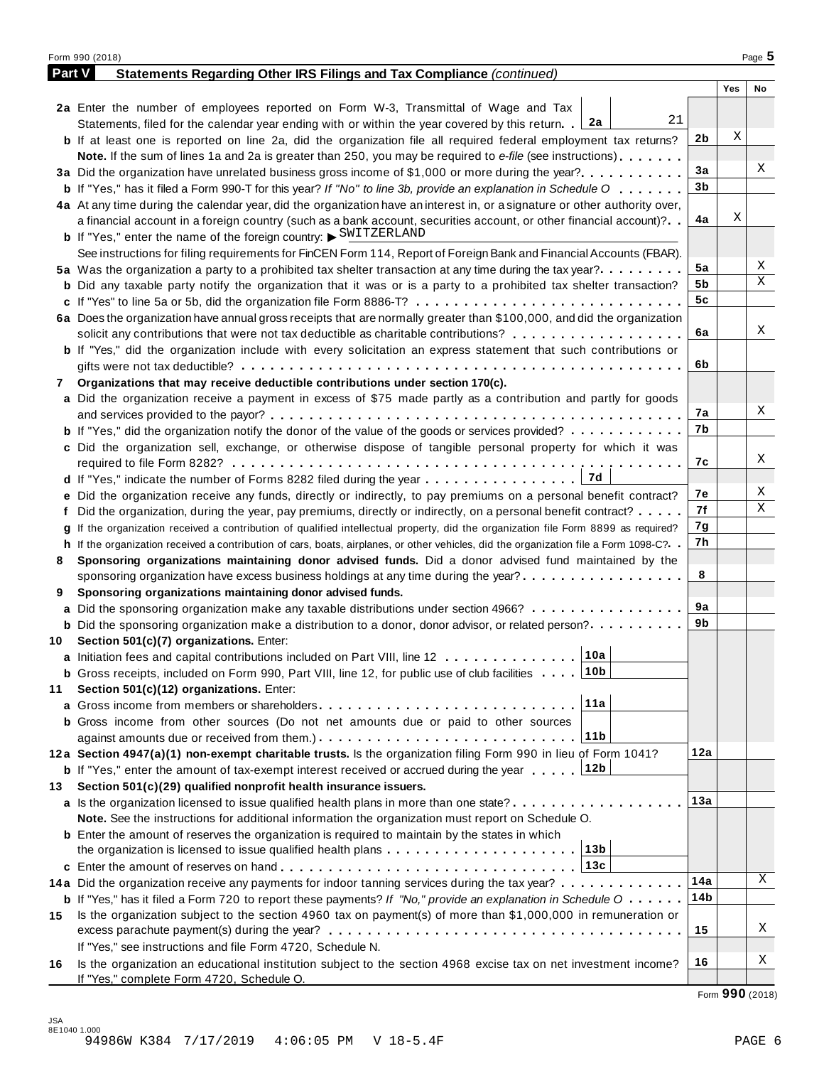## Part V Statements Regarding Other IRS Filings and Tax Compliance *(continued)*

| | | | Yes | No |
|---|---|---|---|---|
| **2a** | Enter the number of employees reported on Form W-3, Transmittal of Wage and Tax Statements, filed for the calendar year ending with or within the year covered by this return. . **2a** 21 | | | |
| **b** | If at least one is reported on line 2a, did the organization file all required federal employment tax returns? **Note.** If the sum of lines 1a and 2a is greater than 250, you may be required to *e-file* (see instructions) | 2b | X | |
| **3a** | Did the organization have unrelated business gross income of $1,000 or more during the year? | 3a | | X |
| **b** | If "Yes," has it filed a Form 990-T for this year? *If "No" to line 3b, provide an explanation in Schedule O* | 3b | | |
| **4a** | At any time during the calendar year, did the organization have an interest in, or a signature or other authority over, a financial account in a foreign country (such as a bank account, securities account, or other financial account)? | 4a | X | |
| **b** | If "Yes," enter the name of the foreign country: ▶ SWITZERLAND<br>See instructions for filing requirements for FinCEN Form 114, Report of Foreign Bank and Financial Accounts (FBAR). | | | |
| **5a** | Was the organization a party to a prohibited tax shelter transaction at any time during the tax year? | 5a | | X |
| **b** | Did any taxable party notify the organization that it was or is a party to a prohibited tax shelter transaction? | 5b | | X |
| **c** | If "Yes" to line 5a or 5b, did the organization file Form 8886-T? | 5c | | |
| **6a** | Does the organization have annual gross receipts that are normally greater than $100,000, and did the organization solicit any contributions that were not tax deductible as charitable contributions? | 6a | | X |
| **b** | If "Yes," did the organization include with every solicitation an express statement that such contributions or gifts were not tax deductible? | 6b | | |
| **7** | **Organizations that may receive deductible contributions under section 170(c).** | | | |
| **a** | Did the organization receive a payment in excess of $75 made partly as a contribution and partly for goods and services provided to the payor? | 7a | | X |
| **b** | If "Yes," did the organization notify the donor of the value of the goods or services provided? | 7b | | |
| **c** | Did the organization sell, exchange, or otherwise dispose of tangible personal property for which it was required to file Form 8282? | 7c | | X |
| **d** | If "Yes," indicate the number of Forms 8282 filed during the year **7d** | | | |
| **e** | Did the organization receive any funds, directly or indirectly, to pay premiums on a personal benefit contract? | 7e | | X |
| **f** | Did the organization, during the year, pay premiums, directly or indirectly, on a personal benefit contract? | 7f | | X |
| **g** | If the organization received a contribution of qualified intellectual property, did the organization file Form 8899 as required? | 7g | | |
| **h** | If the organization received a contribution of cars, boats, airplanes, or other vehicles, did the organization file a Form 1098-C? | 7h | | |
| **8** | **Sponsoring organizations maintaining donor advised funds.** Did a donor advised fund maintained by the sponsoring organization have excess business holdings at any time during the year? | 8 | | |
| **9** | **Sponsoring organizations maintaining donor advised funds.** | | | |
| **a** | Did the sponsoring organization make any taxable distributions under section 4966? | 9a | | |
| **b** | Did the sponsoring organization make a distribution to a donor, donor advisor, or related person? | 9b | | |
| **10** | **Section 501(c)(7) organizations.** Enter: | | | |
| **a** | Initiation fees and capital contributions included on Part VIII, line 12 **10a** | | | |
| **b** | Gross receipts, included on Form 990, Part VIII, line 12, for public use of club facilities **10b** | | | |
| **11** | **Section 501(c)(12) organizations.** Enter: | | | |
| **a** | Gross income from members or shareholders **11a** | | | |
| **b** | Gross income from other sources (Do not net amounts due or paid to other sources against amounts due or received from them.) **11b** | | | |
| **12a** | **Section 4947(a)(1) non-exempt charitable trusts.** Is the organization filing Form 990 in lieu of Form 1041? | 12a | | |
| **b** | If "Yes," enter the amount of tax-exempt interest received or accrued during the year **12b** | | | |
| **13** | **Section 501(c)(29) qualified nonprofit health insurance issuers.** | | | |
| **a** | Is the organization licensed to issue qualified health plans in more than one state?<br>**Note.** See the instructions for additional information the organization must report on Schedule O. | 13a | | |
| **b** | Enter the amount of reserves the organization is required to maintain by the states in which the organization is licensed to issue qualified health plans **13b** | | | |
| **c** | Enter the amount of reserves on hand **13c** | | | |
| **14a** | Did the organization receive any payments for indoor tanning services during the tax year? | 14a | | X |
| **b** | If "Yes," has it filed a Form 720 to report these payments? *If "No," provide an explanation in Schedule O* | 14b | | |
| **15** | Is the organization subject to the section 4960 tax on payment(s) of more than $1,000,000 in remuneration or excess parachute payment(s) during the year?<br>If "Yes," see instructions and file Form 4720, Schedule N. | 15 | | X |
| **16** | Is the organization an educational institution subject to the section 4968 excise tax on net investment income?<br>If "Yes," complete Form 4720, Schedule O. | 16 | | X |

Form **990** (2018)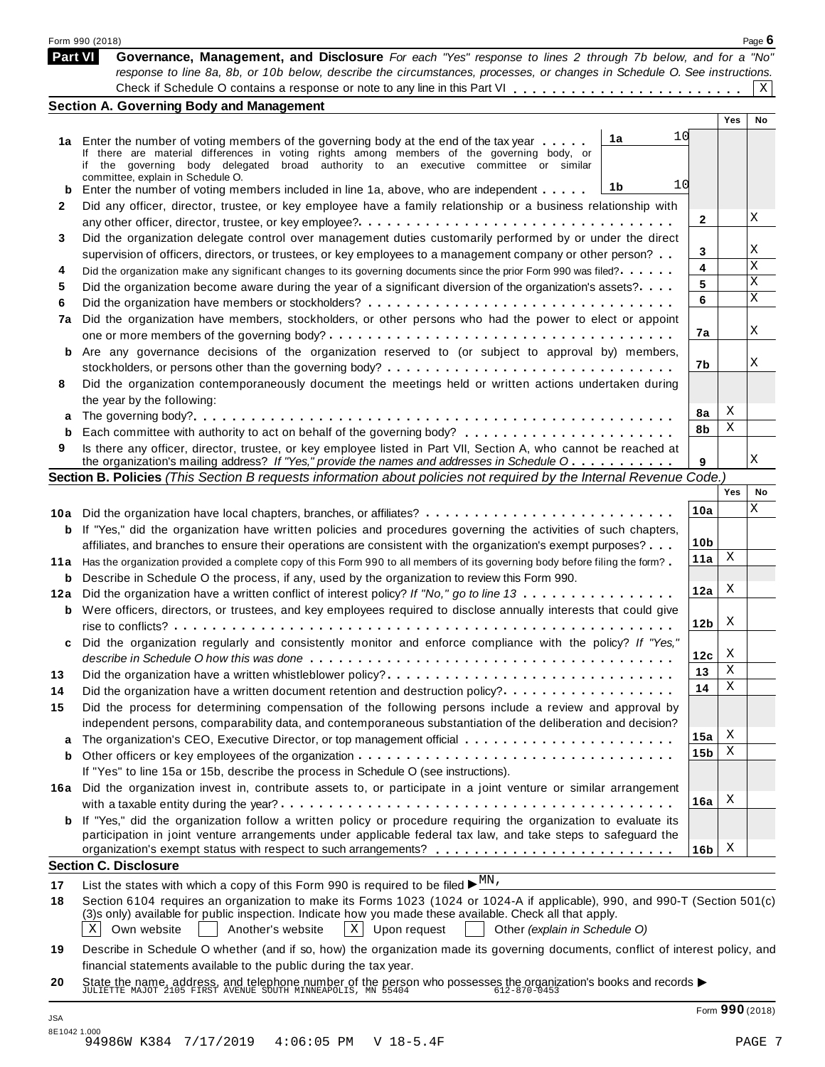Form 990 (2018)

## Part VI Governance, Management, and Disclosure

*For each "Yes" response to lines 2 through 7b below, and for a "No" response to line 8a, 8b, or 10b below, describe the circumstances, processes, or changes in Schedule O. See instructions.*

Check if Schedule O contains a response or note to any line in this Part VI . . . . . . . . . . . . . . . . . . . . . . . X

### Section A. Governing Body and Management

| | | | | Yes | No |
|---|---|---|---|---|---|
| **1a** | Enter the number of voting members of the governing body at the end of the tax year . . . . . **1a** 10<br>If there are material differences in voting rights among members of the governing body, or if the governing body delegated broad authority to an executive committee or similar committee, explain in Schedule O. | | | | |
| **b** | Enter the number of voting members included in line 1a, above, who are independent . . . . . **1b** 10 | | | | |
| **2** | Did any officer, director, trustee, or key employee have a family relationship or a business relationship with any other officer, director, trustee, or key employee? | | **2** | | X |
| **3** | Did the organization delegate control over management duties customarily performed by or under the direct supervision of officers, directors, or trustees, or key employees to a management company or other person? | | **3** | | X |
| **4** | Did the organization make any significant changes to its governing documents since the prior Form 990 was filed? | | **4** | | X |
| **5** | Did the organization become aware during the year of a significant diversion of the organization's assets? | | **5** | | X |
| **6** | Did the organization have members or stockholders? | | **6** | | X |
| **7a** | Did the organization have members, stockholders, or other persons who had the power to elect or appoint one or more members of the governing body? | | **7a** | | X |
| **b** | Are any governance decisions of the organization reserved to (or subject to approval by) members, stockholders, or persons other than the governing body? | | **7b** | | X |
| **8** | Did the organization contemporaneously document the meetings held or written actions undertaken during the year by the following: | | | | |
| **a** | The governing body? | | **8a** | X | |
| **b** | Each committee with authority to act on behalf of the governing body? | | **8b** | X | |
| **9** | Is there any officer, director, trustee, or key employee listed in Part VII, Section A, who cannot be reached at the organization's mailing address? *If "Yes," provide the names and addresses in Schedule O* | | **9** | | X |

### Section B. Policies *(This Section B requests information about policies not required by the Internal Revenue Code.)*

| | | | Yes | No |
|---|---|---|---|---|
| **10a** | Did the organization have local chapters, branches, or affiliates? | **10a** | | X |
| **b** | If "Yes," did the organization have written policies and procedures governing the activities of such chapters, affiliates, and branches to ensure their operations are consistent with the organization's exempt purposes? | **10b** | | |
| **11a** | Has the organization provided a complete copy of this Form 990 to all members of its governing body before filing the form? | **11a** | X | |
| **b** | Describe in Schedule O the process, if any, used by the organization to review this Form 990. | | | |
| **12a** | Did the organization have a written conflict of interest policy? *If "No," go to line 13* | **12a** | X | |
| **b** | Were officers, directors, or trustees, and key employees required to disclose annually interests that could give rise to conflicts? | **12b** | X | |
| **c** | Did the organization regularly and consistently monitor and enforce compliance with the policy? *If "Yes," describe in Schedule O how this was done* | **12c** | X | |
| **13** | Did the organization have a written whistleblower policy? | **13** | X | |
| **14** | Did the organization have a written document retention and destruction policy? | **14** | X | |
| **15** | Did the process for determining compensation of the following persons include a review and approval by independent persons, comparability data, and contemporaneous substantiation of the deliberation and decision? | | | |
| **a** | The organization's CEO, Executive Director, or top management official | **15a** | X | |
| **b** | Other officers or key employees of the organization | **15b** | X | |
| | If "Yes" to line 15a or 15b, describe the process in Schedule O (see instructions). | | | |
| **16a** | Did the organization invest in, contribute assets to, or participate in a joint venture or similar arrangement with a taxable entity during the year? | **16a** | X | |
| **b** | If "Yes," did the organization follow a written policy or procedure requiring the organization to evaluate its participation in joint venture arrangements under applicable federal tax law, and take steps to safeguard the organization's exempt status with respect to such arrangements? | **16b** | X | |

### Section C. Disclosure

**17** List the states with which a copy of this Form 990 is required to be filed ▶ MN,

**18** Section 6104 requires an organization to make its Forms 1023 (1024 or 1024-A if applicable), 990, and 990-T (Section 501(c)(3)s only) available for public inspection. Indicate how you made these available. Check all that apply.

[X] Own website [ ] Another's website [X] Upon request [ ] Other *(explain in Schedule O)*

**19** Describe in Schedule O whether (and if so, how) the organization made its governing documents, conflict of interest policy, and financial statements available to the public during the tax year.

**20** State the name, address, and telephone number of the person who possesses the organization's books and records ▶
JULIETTE MAJOT 2105 FIRST AVENUE SOUTH MINNEAPOLIS, MN 55404 612-870-0453

Form **990** (2018)

JSA
8E1042 1.000
94986W K384 7/17/2019 4:06:05 PM V 18-5.4F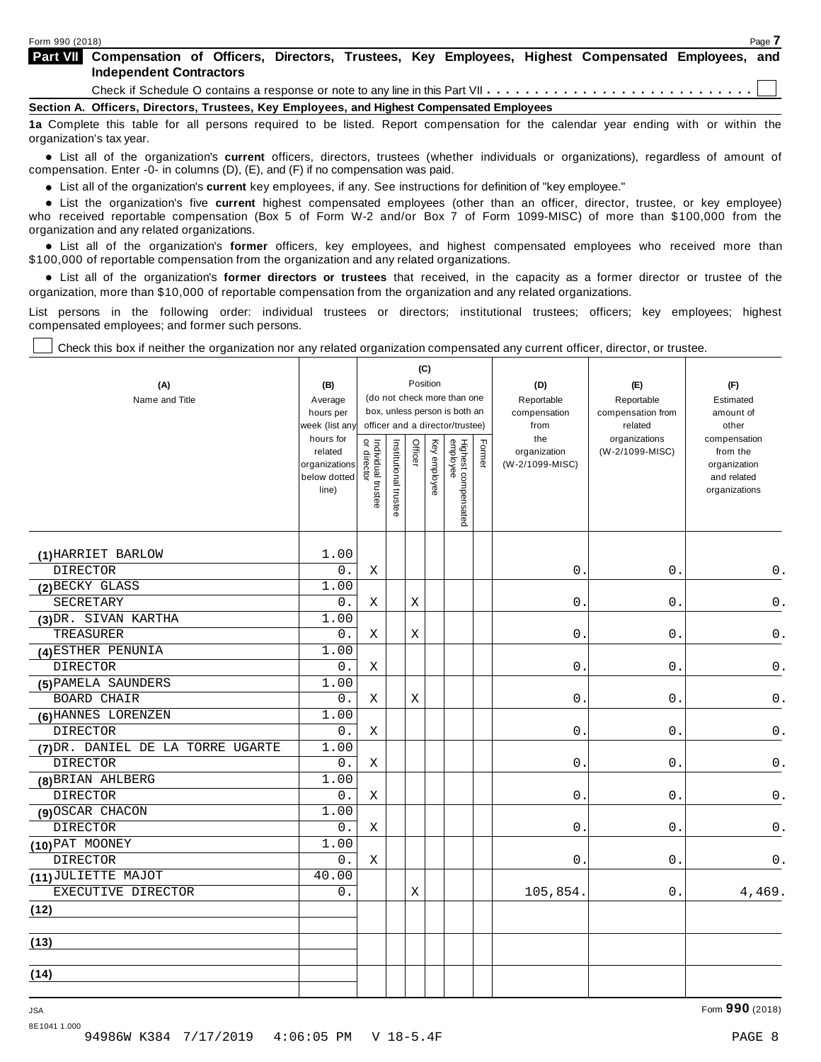## Part VII Compensation of Officers, Directors, Trustees, Key Employees, Highest Compensated Employees, and Independent Contractors

Check if Schedule O contains a response or note to any line in this Part VII . . . . . . . . . . . . . . . . . . . . . . . . . . . ☐

### Section A. Officers, Directors, Trustees, Key Employees, and Highest Compensated Employees

**1a** Complete this table for all persons required to be listed. Report compensation for the calendar year ending with or within the organization's tax year.

- List all of the organization's **current** officers, directors, trustees (whether individuals or organizations), regardless of amount of compensation. Enter -0- in columns (D), (E), and (F) if no compensation was paid.
- List all of the organization's **current** key employees, if any. See instructions for definition of "key employee."
- List the organization's five **current** highest compensated employees (other than an officer, director, trustee, or key employee) who received reportable compensation (Box 5 of Form W-2 and/or Box 7 of Form 1099-MISC) of more than $100,000 from the organization and any related organizations.
- List all of the organization's **former** officers, key employees, and highest compensated employees who received more than $100,000 of reportable compensation from the organization and any related organizations.
- List all of the organization's **former directors or trustees** that received, in the capacity as a former director or trustee of the organization, more than $10,000 of reportable compensation from the organization and any related organizations.

List persons in the following order: individual trustees or directors; institutional trustees; officers; key employees; highest compensated employees; and former such persons.

☐ Check this box if neither the organization nor any related organization compensated any current officer, director, or trustee.

| (A) Name and Title | (B) Average hours per week (list any hours for related organizations below dotted line) | (C) Position (do not check more than one box, unless person is both an officer and a director/trustee) | | | | | | (D) Reportable compensation from the organization (W-2/1099-MISC) | (E) Reportable compensation from related organizations (W-2/1099-MISC) | (F) Estimated amount of other compensation from the organization and related organizations |
|---|---|---|---|---|---|---|---|---|---|---|
| | | Individual trustee or director | Institutional trustee | Officer | Key employee | Highest compensated employee | Former | | | |
| (1) HARRIET BARLOW<br>DIRECTOR | 1.00<br>0. | X | | | | | | 0. | 0. | 0. |
| (2) BECKY GLASS<br>SECRETARY | 1.00<br>0. | X | | X | | | | 0. | 0. | 0. |
| (3) DR. SIVAN KARTHA<br>TREASURER | 1.00<br>0. | X | | X | | | | 0. | 0. | 0. |
| (4) ESTHER PENUNIA<br>DIRECTOR | 1.00<br>0. | X | | | | | | 0. | 0. | 0. |
| (5) PAMELA SAUNDERS<br>BOARD CHAIR | 1.00<br>0. | X | | X | | | | 0. | 0. | 0. |
| (6) HANNES LORENZEN<br>DIRECTOR | 1.00<br>0. | X | | | | | | 0. | 0. | 0. |
| (7) DR. DANIEL DE LA TORRE UGARTE<br>DIRECTOR | 1.00<br>0. | X | | | | | | 0. | 0. | 0. |
| (8) BRIAN AHLBERG<br>DIRECTOR | 1.00<br>0. | X | | | | | | 0. | 0. | 0. |
| (9) OSCAR CHACON<br>DIRECTOR | 1.00<br>0. | X | | | | | | 0. | 0. | 0. |
| (10) PAT MOONEY<br>DIRECTOR | 1.00<br>0. | X | | | | | | 0. | 0. | 0. |
| (11) JULIETTE MAJOT<br>EXECUTIVE DIRECTOR | 40.00<br>0. | | | X | | | | 105,854. | 0. | 4,469. |
| (12) | | | | | | | | | | |
| (13) | | | | | | | | | | |
| (14) | | | | | | | | | | |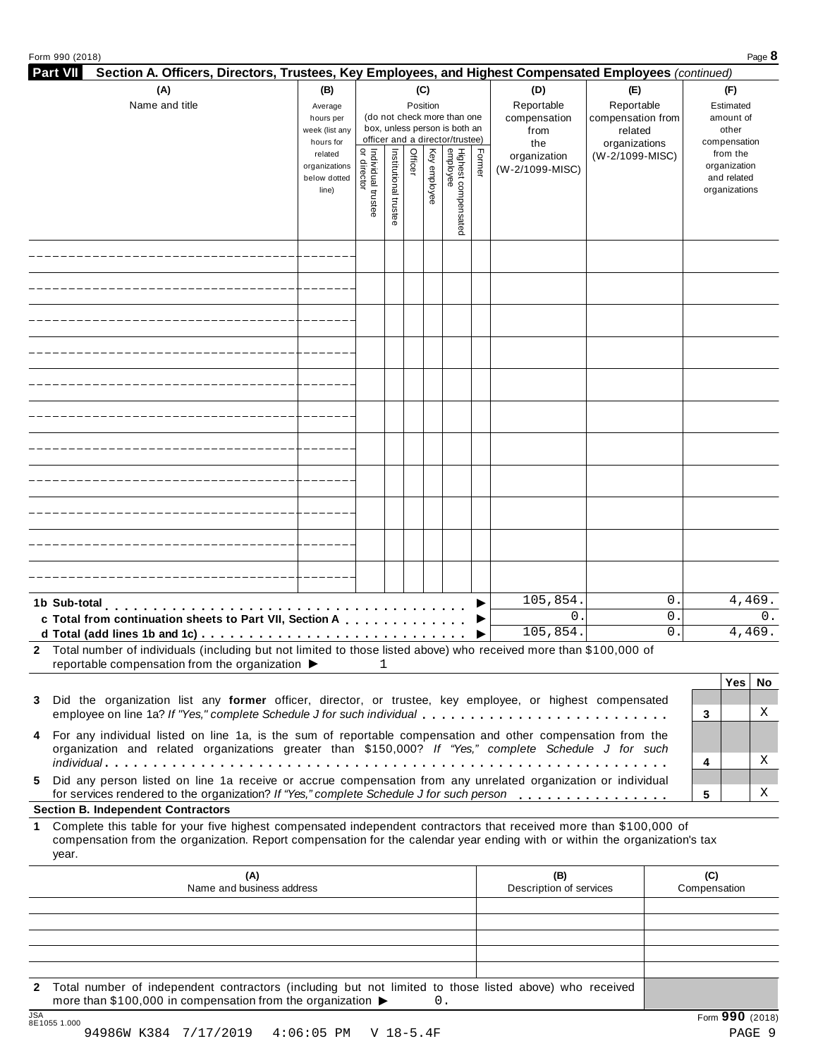## Part VII Section A. Officers, Directors, Trustees, Key Employees, and Highest Compensated Employees *(continued)*

| (A) Name and title | (B) Average hours per week (list any hours for related organizations below dotted line) | (C) Position (do not check more than one box, unless person is both an officer and a director/trustee): Individual trustee or director | Institutional trustee | Officer | Key employee | Highest compensated employee | Former | (D) Reportable compensation from the organization (W-2/1099-MISC) | (E) Reportable compensation from related organizations (W-2/1099-MISC) | (F) Estimated amount of other compensation from the organization and related organizations |
|---|---|---|---|---|---|---|---|---|---|---|
| | | | | | | | | | | |
| | | | | | | | | | | |
| | | | | | | | | | | |
| | | | | | | | | | | |
| | | | | | | | | | | |
| | | | | | | | | | | |
| | | | | | | | | | | |
| | | | | | | | | | | |
| | | | | | | | | | | |
| | | | | | | | | | | |
| | | | | | | | | | | |

| | (D) | (E) | (F) |
|---|---|---|---|
| **1b Sub-total** ▶ | 105,854. | 0. | 4,469. |
| **c Total from continuation sheets to Part VII, Section A** ▶ | 0. | 0. | 0. |
| **d Total (add lines 1b and 1c)** ▶ | 105,854. | 0. | 4,469. |

**2** Total number of individuals (including but not limited to those listed above) who received more than $100,000 of reportable compensation from the organization ▶ 1

| | | Yes | No |
|---|---|---|---|
| **3** Did the organization list any **former** officer, director, or trustee, key employee, or highest compensated employee on line 1a? *If "Yes," complete Schedule J for such individual* | 3 | | X |
| **4** For any individual listed on line 1a, is the sum of reportable compensation and other compensation from the organization and related organizations greater than $150,000? *If "Yes," complete Schedule J for such individual* | 4 | | X |
| **5** Did any person listed on line 1a receive or accrue compensation from any unrelated organization or individual for services rendered to the organization? *If "Yes," complete Schedule J for such person* | 5 | | X |

**Section B. Independent Contractors**

**1** Complete this table for your five highest compensated independent contractors that received more than $100,000 of compensation from the organization. Report compensation for the calendar year ending with or within the organization's tax year.

| (A) Name and business address | (B) Description of services | (C) Compensation |
|---|---|---|
| | | |
| | | |
| | | |
| | | |
| | | |

**2** Total number of independent contractors (including but not limited to those listed above) who received more than $100,000 in compensation from the organization ▶ 0.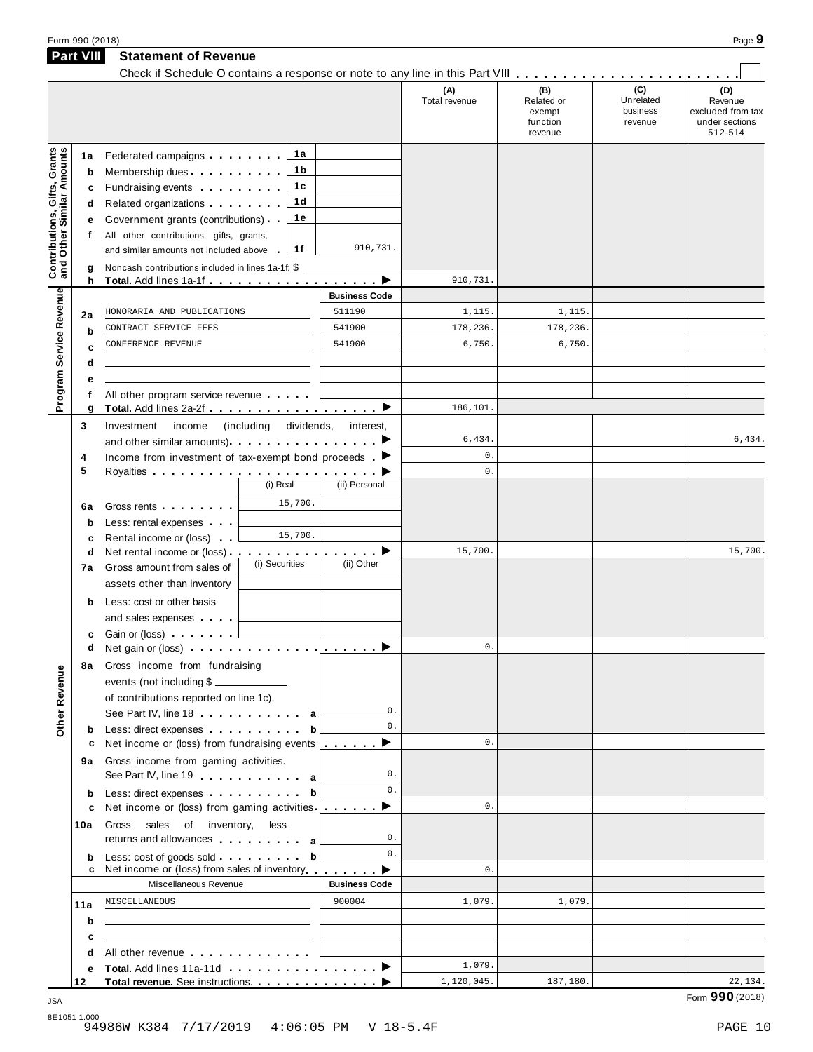Form 990 (2018)

## Part VIII Statement of Revenue

Check if Schedule O contains a response or note to any line in this Part VIII . . . . . . . . . . . . . . . . . . . . . . . . ☐

| | | | | (A) Total revenue | (B) Related or exempt function revenue | (C) Unrelated business revenue | (D) Revenue excluded from tax under sections 512-514 |
|---|---|---|---|---|---|---|---|
| **Contributions, Gifts, Grants and Other Similar Amounts** | 1a | Federated campaigns . . . . . . . . 1a | | | | | |
| | b | Membership dues . . . . . . . . . . 1b | | | | | |
| | c | Fundraising events . . . . . . . . . 1c | | | | | |
| | d | Related organizations . . . . . . . . 1d | | | | | |
| | e | Government grants (contributions) . . 1e | | | | | |
| | f | All other contributions, gifts, grants, and similar amounts not included above . 1f | 910,731. | | | | |
| | g | Noncash contributions included in lines 1a-1f: $ | | | | | |
| | h | **Total.** Add lines 1a-1f . . . . . . . . . . . . . . . . . ▶ | | 910,731. | | | |
| **Program Service Revenue** | | | **Business Code** | | | | |
| | 2a | HONORARIA AND PUBLICATIONS | 511190 | 1,115. | 1,115. | | |
| | b | CONTRACT SERVICE FEES | 541900 | 178,236. | 178,236. | | |
| | c | CONFERENCE REVENUE | 541900 | 6,750. | 6,750. | | |
| | d | | | | | | |
| | e | | | | | | |
| | f | All other program service revenue . . . . . | | | | | |
| | g | **Total.** Add lines 2a-2f . . . . . . . . . . . . . . . . . ▶ | | 186,101. | | | |
| **Other Revenue** | 3 | Investment income (including dividends, interest, and other similar amounts) . . . . . . . . . . . . . . . ▶ | | 6,434. | | | 6,434. |
| | 4 | Income from investment of tax-exempt bond proceeds . ▶ | | 0. | | | |
| | 5 | Royalties . . . . . . . . . . . . . . . . . . . . . . . ▶ | | 0. | | | |
| | | | (i) Real / (ii) Personal | | | | |
| | 6a | Gross rents . . . . . . . . | (i) 15,700. | | | | |
| | b | Less: rental expenses . . . | | | | | |
| | c | Rental income or (loss) . . | (i) 15,700. | | | | |
| | d | Net rental income or (loss) . . . . . . . . . . . . . . . ▶ | | 15,700. | | | 15,700. |
| | 7a | Gross amount from sales of assets other than inventory | (i) Securities / (ii) Other | | | | |
| | b | Less: cost or other basis and sales expenses . . . . | | | | | |
| | c | Gain or (loss) . . . . . . . | | | | | |
| | d | Net gain or (loss) . . . . . . . . . . . . . . . . . . . . ▶ | | 0. | | | |
| | 8a | Gross income from fundraising events (not including $ of contributions reported on line 1c). See Part IV, line 18 . . . . . . . . . . . a | 0. | | | | |
| | b | Less: direct expenses . . . . . . . . . . b | 0. | | | | |
| | c | Net income or (loss) from fundraising events . . . . . . ▶ | | 0. | | | |
| | 9a | Gross income from gaming activities. See Part IV, line 19 . . . . . . . . . . . a | 0. | | | | |
| | b | Less: direct expenses . . . . . . . . . . b | 0. | | | | |
| | c | Net income or (loss) from gaming activities . . . . . . . ▶ | | 0. | | | |
| | 10a | Gross sales of inventory, less returns and allowances . . . . . . . . . a | 0. | | | | |
| | b | Less: cost of goods sold . . . . . . . . . b | 0. | | | | |
| | c | Net income or (loss) from sales of inventory . . . . . . . ▶ | | 0. | | | |
| | | Miscellaneous Revenue | **Business Code** | | | | |
| | 11a | MISCELLANEOUS | 900004 | 1,079. | 1,079. | | |
| | b | | | | | | |
| | c | | | | | | |
| | d | All other revenue . . . . . . . . . . . . . | | | | | |
| | e | **Total.** Add lines 11a-11d . . . . . . . . . . . . . . . ▶ | | 1,079. | | | |
| | 12 | **Total revenue.** See instructions. . . . . . . . . . . . . ▶ | | 1,120,045. | 187,180. | | 22,134. |

Form **990** (2018)

JSA 8E1051 1.000

94986W K384 7/17/2019 4:06:05 PM V 18-5.4F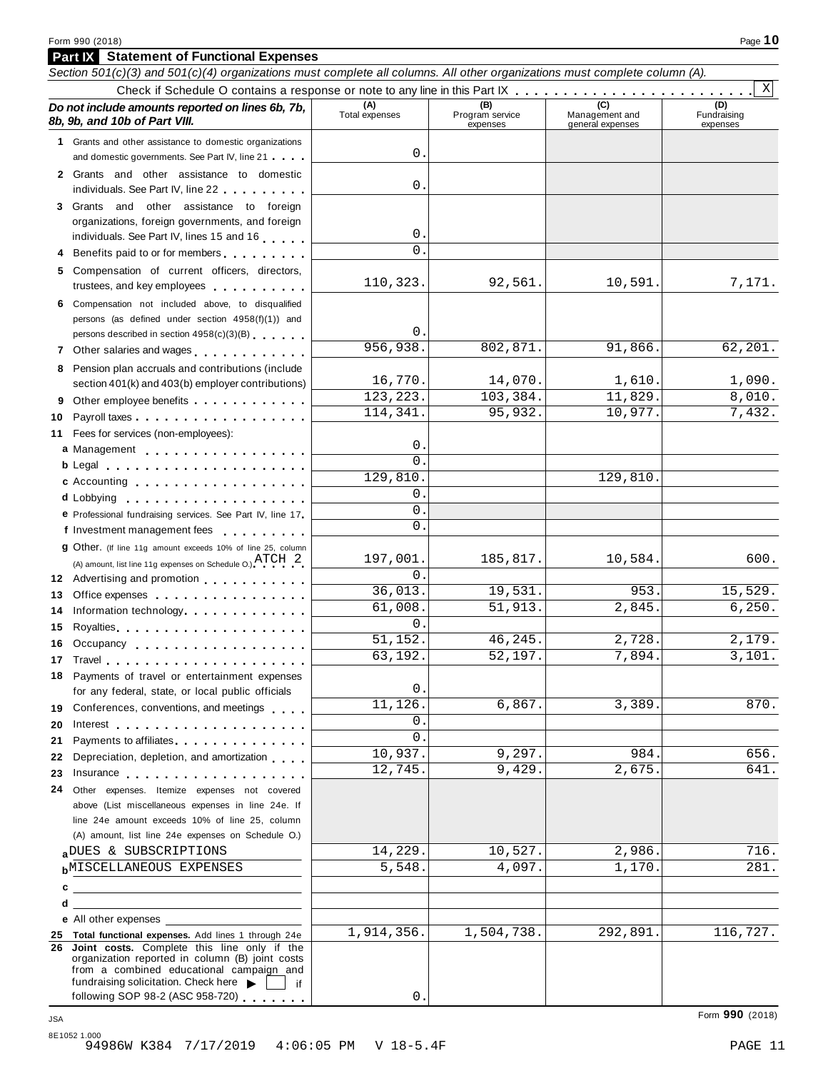## Part IX Statement of Functional Expenses

*Section 501(c)(3) and 501(c)(4) organizations must complete all columns. All other organizations must complete column (A).*

Check if Schedule O contains a response or note to any line in this Part IX . . . . . . . . . . . . . . . . . . . . . . . . [X]

| ***Do not include amounts reported on lines 6b, 7b, 8b, 9b, and 10b of Part VIII.*** | (A) Total expenses | (B) Program service expenses | (C) Management and general expenses | (D) Fundraising expenses |
|---|---|---|---|---|
| **1** Grants and other assistance to domestic organizations and domestic governments. See Part IV, line 21 | 0. | | | |
| **2** Grants and other assistance to domestic individuals. See Part IV, line 22 | 0. | | | |
| **3** Grants and other assistance to foreign organizations, foreign governments, and foreign individuals. See Part IV, lines 15 and 16 | 0. | | | |
| **4** Benefits paid to or for members | 0. | | | |
| **5** Compensation of current officers, directors, trustees, and key employees | 110,323. | 92,561. | 10,591. | 7,171. |
| **6** Compensation not included above, to disqualified persons (as defined under section 4958(f)(1)) and persons described in section 4958(c)(3)(B) | 0. | | | |
| **7** Other salaries and wages | 956,938. | 802,871. | 91,866. | 62,201. |
| **8** Pension plan accruals and contributions (include section 401(k) and 403(b) employer contributions) | 16,770. | 14,070. | 1,610. | 1,090. |
| **9** Other employee benefits | 123,223. | 103,384. | 11,829. | 8,010. |
| **10** Payroll taxes | 114,341. | 95,932. | 10,977. | 7,432. |
| **11** Fees for services (non-employees): | | | | |
| **a** Management | 0. | | | |
| **b** Legal | 0. | | | |
| **c** Accounting | 129,810. | | 129,810. | |
| **d** Lobbying | 0. | | | |
| **e** Professional fundraising services. See Part IV, line 17 | 0. | | | |
| **f** Investment management fees | 0. | | | |
| **g** Other. (If line 11g amount exceeds 10% of line 25, column (A) amount, list line 11g expenses on Schedule O.) ATCH 2 | 197,001. | 185,817. | 10,584. | 600. |
| **12** Advertising and promotion | 0. | | | |
| **13** Office expenses | 36,013. | 19,531. | 953. | 15,529. |
| **14** Information technology | 61,008. | 51,913. | 2,845. | 6,250. |
| **15** Royalties | 0. | | | |
| **16** Occupancy | 51,152. | 46,245. | 2,728. | 2,179. |
| **17** Travel | 63,192. | 52,197. | 7,894. | 3,101. |
| **18** Payments of travel or entertainment expenses for any federal, state, or local public officials | 0. | | | |
| **19** Conferences, conventions, and meetings | 11,126. | 6,867. | 3,389. | 870. |
| **20** Interest | 0. | | | |
| **21** Payments to affiliates | 0. | | | |
| **22** Depreciation, depletion, and amortization | 10,937. | 9,297. | 984. | 656. |
| **23** Insurance | 12,745. | 9,429. | 2,675. | 641. |
| **24** Other expenses. Itemize expenses not covered above (List miscellaneous expenses in line 24e. If line 24e amount exceeds 10% of line 25, column (A) amount, list line 24e expenses on Schedule O.) | | | | |
| **a** DUES & SUBSCRIPTIONS | 14,229. | 10,527. | 2,986. | 716. |
| **b** MISCELLANEOUS EXPENSES | 5,548. | 4,097. | 1,170. | 281. |
| **c** | | | | |
| **d** | | | | |
| **e** All other expenses | | | | |
| **25 Total functional expenses.** Add lines 1 through 24e | 1,914,356. | 1,504,738. | 292,891. | 116,727. |
| **26 Joint costs.** Complete this line only if the organization reported in column (B) joint costs from a combined educational campaign and fundraising solicitation. Check here ▶ [ ] if following SOP 98-2 (ASC 958-720) | 0. | | | |

Form **990** (2018)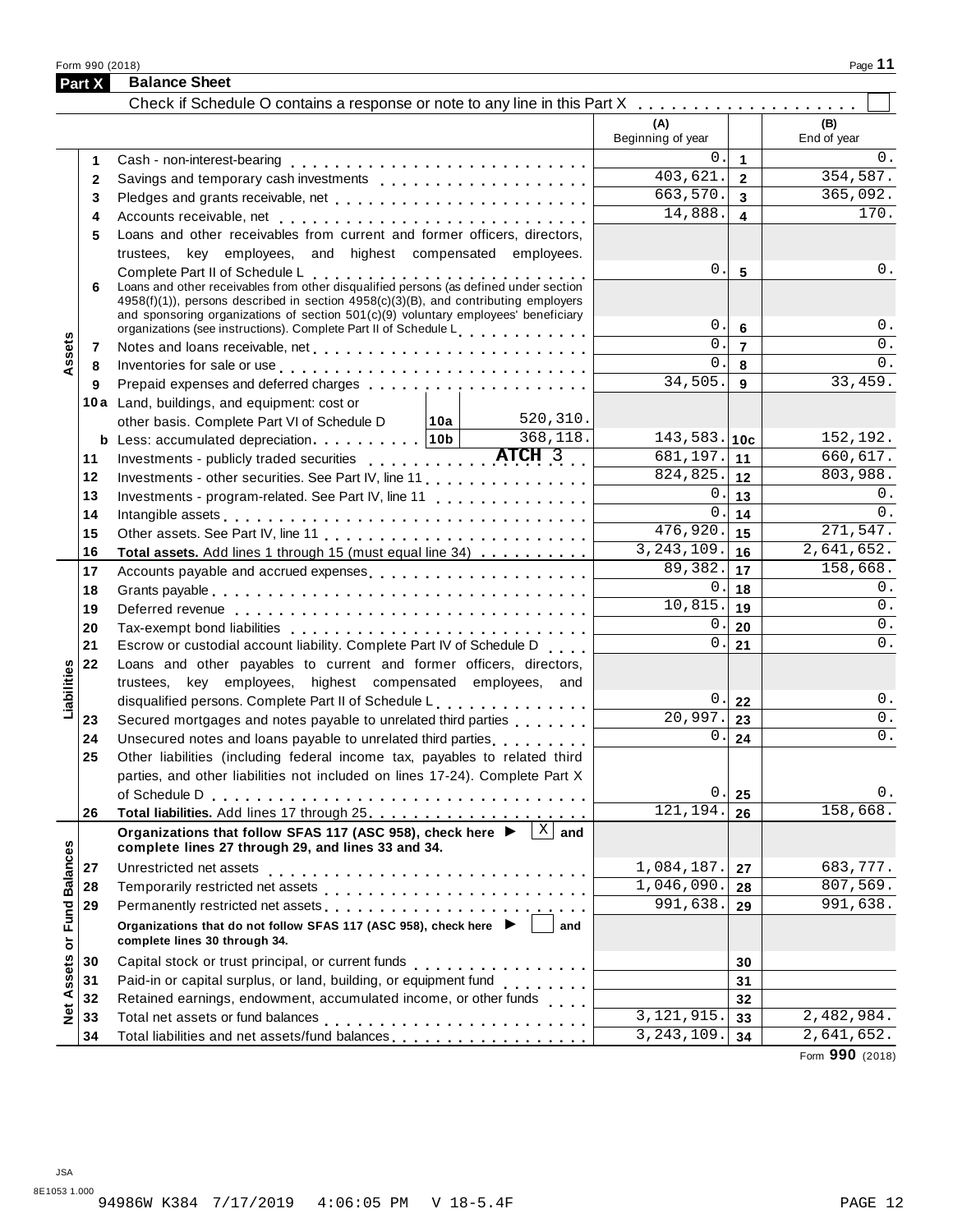## Part X Balance Sheet

Check if Schedule O contains a response or note to any line in this Part X . . . . . . . . . . . . . . . . . . . . ☐

| | | | (A) Beginning of year | | (B) End of year |
|---|---|---|---|---|---|
| **Assets** | 1 | Cash - non-interest-bearing | 0. | 1 | 0. |
| | 2 | Savings and temporary cash investments | 403,621. | 2 | 354,587. |
| | 3 | Pledges and grants receivable, net | 663,570. | 3 | 365,092. |
| | 4 | Accounts receivable, net | 14,888. | 4 | 170. |
| | 5 | Loans and other receivables from current and former officers, directors, trustees, key employees, and highest compensated employees. Complete Part II of Schedule L | 0. | 5 | 0. |
| | 6 | Loans and other receivables from other disqualified persons (as defined under section 4958(f)(1)), persons described in section 4958(c)(3)(B), and contributing employers and sponsoring organizations of section 501(c)(9) voluntary employees' beneficiary organizations (see instructions). Complete Part II of Schedule L | 0. | 6 | 0. |
| | 7 | Notes and loans receivable, net | 0. | 7 | 0. |
| | 8 | Inventories for sale or use | 0. | 8 | 0. |
| | 9 | Prepaid expenses and deferred charges | 34,505. | 9 | 33,459. |
| | 10a | Land, buildings, and equipment: cost or other basis. Complete Part VI of Schedule D — 10a: 520,310. | | | |
| | b | Less: accumulated depreciation — 10b: 368,118. | 143,583. | 10c | 152,192. |
| | 11 | Investments - publicly traded securities ATCH 3 | 681,197. | 11 | 660,617. |
| | 12 | Investments - other securities. See Part IV, line 11 | 824,825. | 12 | 803,988. |
| | 13 | Investments - program-related. See Part IV, line 11 | 0. | 13 | 0. |
| | 14 | Intangible assets | 0. | 14 | 0. |
| | 15 | Other assets. See Part IV, line 11 | 476,920. | 15 | 271,547. |
| | 16 | **Total assets.** Add lines 1 through 15 (must equal line 34) | 3,243,109. | 16 | 2,641,652. |
| **Liabilities** | 17 | Accounts payable and accrued expenses | 89,382. | 17 | 158,668. |
| | 18 | Grants payable | 0. | 18 | 0. |
| | 19 | Deferred revenue | 10,815. | 19 | 0. |
| | 20 | Tax-exempt bond liabilities | 0. | 20 | 0. |
| | 21 | Escrow or custodial account liability. Complete Part IV of Schedule D | 0. | 21 | 0. |
| | 22 | Loans and other payables to current and former officers, directors, trustees, key employees, highest compensated employees, and disqualified persons. Complete Part II of Schedule L | 0. | 22 | 0. |
| | 23 | Secured mortgages and notes payable to unrelated third parties | 20,997. | 23 | 0. |
| | 24 | Unsecured notes and loans payable to unrelated third parties | 0. | 24 | 0. |
| | 25 | Other liabilities (including federal income tax, payables to related third parties, and other liabilities not included on lines 17-24). Complete Part X of Schedule D | 0. | 25 | 0. |
| | 26 | **Total liabilities.** Add lines 17 through 25 | 121,194. | 26 | 158,668. |
| **Net Assets or Fund Balances** | | **Organizations that follow SFAS 117 (ASC 958), check here ▶ [X] and complete lines 27 through 29, and lines 33 and 34.** | | | |
| | 27 | Unrestricted net assets | 1,084,187. | 27 | 683,777. |
| | 28 | Temporarily restricted net assets | 1,046,090. | 28 | 807,569. |
| | 29 | Permanently restricted net assets | 991,638. | 29 | 991,638. |
| | | **Organizations that do not follow SFAS 117 (ASC 958), check here ▶ [ ] and complete lines 30 through 34.** | | | |
| | 30 | Capital stock or trust principal, or current funds | | 30 | |
| | 31 | Paid-in or capital surplus, or land, building, or equipment fund | | 31 | |
| | 32 | Retained earnings, endowment, accumulated income, or other funds | | 32 | |
| | 33 | Total net assets or fund balances | 3,121,915. | 33 | 2,482,984. |
| | 34 | Total liabilities and net assets/fund balances | 3,243,109. | 34 | 2,641,652. |

Form **990** (2018)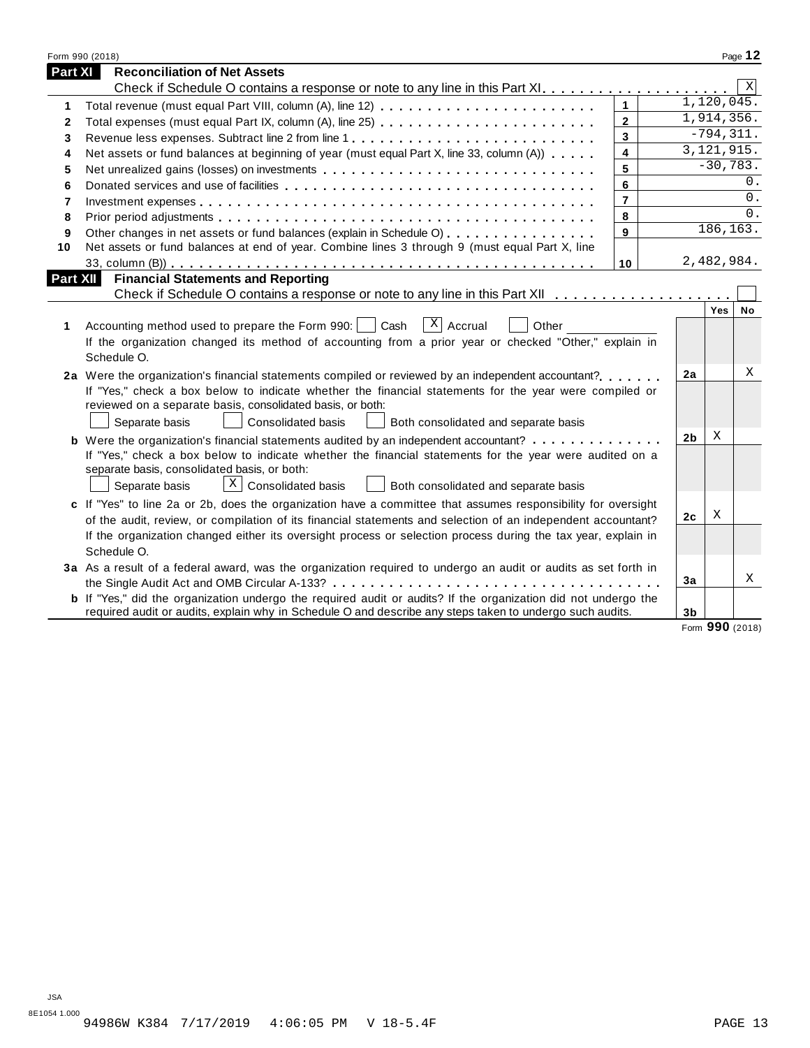Form 990 (2018)

## Part XI Reconciliation of Net Assets

Check if Schedule O contains a response or note to any line in this Part XI . . . . . . . . . . . . . . . . . . . . [X]

| | | | |
|---|---|---|---|
| 1 | Total revenue (must equal Part VIII, column (A), line 12) | 1 | 1,120,045. |
| 2 | Total expenses (must equal Part IX, column (A), line 25) | 2 | 1,914,356. |
| 3 | Revenue less expenses. Subtract line 2 from line 1 | 3 | -794,311. |
| 4 | Net assets or fund balances at beginning of year (must equal Part X, line 33, column (A)) | 4 | 3,121,915. |
| 5 | Net unrealized gains (losses) on investments | 5 | -30,783. |
| 6 | Donated services and use of facilities | 6 | 0. |
| 7 | Investment expenses | 7 | 0. |
| 8 | Prior period adjustments | 8 | 0. |
| 9 | Other changes in net assets or fund balances (explain in Schedule O) | 9 | 186,163. |
| 10 | Net assets or fund balances at end of year. Combine lines 3 through 9 (must equal Part X, line 33, column (B)) | 10 | 2,482,984. |

## Part XII Financial Statements and Reporting

Check if Schedule O contains a response or note to any line in this Part XII . . . . . . . . . . . . . . . . . . . [ ]

| | | | Yes | No |
|---|---|---|---|---|
| 1 | Accounting method used to prepare the Form 990: [ ] Cash [X] Accrual [ ] Other ____________<br>If the organization changed its method of accounting from a prior year or checked "Other," explain in Schedule O. | | | |
| 2a | Were the organization's financial statements compiled or reviewed by an independent accountant?<br>If "Yes," check a box below to indicate whether the financial statements for the year were compiled or reviewed on a separate basis, consolidated basis, or both:<br>[ ] Separate basis [ ] Consolidated basis [ ] Both consolidated and separate basis | 2a | | X |
| b | Were the organization's financial statements audited by an independent accountant?<br>If "Yes," check a box below to indicate whether the financial statements for the year were audited on a separate basis, consolidated basis, or both:<br>[ ] Separate basis [X] Consolidated basis [ ] Both consolidated and separate basis | 2b | X | |
| c | If "Yes" to line 2a or 2b, does the organization have a committee that assumes responsibility for oversight of the audit, review, or compilation of its financial statements and selection of an independent accountant?<br>If the organization changed either its oversight process or selection process during the tax year, explain in Schedule O. | 2c | X | |
| 3a | As a result of a federal award, was the organization required to undergo an audit or audits as set forth in the Single Audit Act and OMB Circular A-133? | 3a | | X |
| b | If "Yes," did the organization undergo the required audit or audits? If the organization did not undergo the required audit or audits, explain why in Schedule O and describe any steps taken to undergo such audits. | 3b | | |

Form **990** (2018)

JSA
8E1054 1.000
94986W K384 7/17/2019 4:06:05 PM V 18-5.4F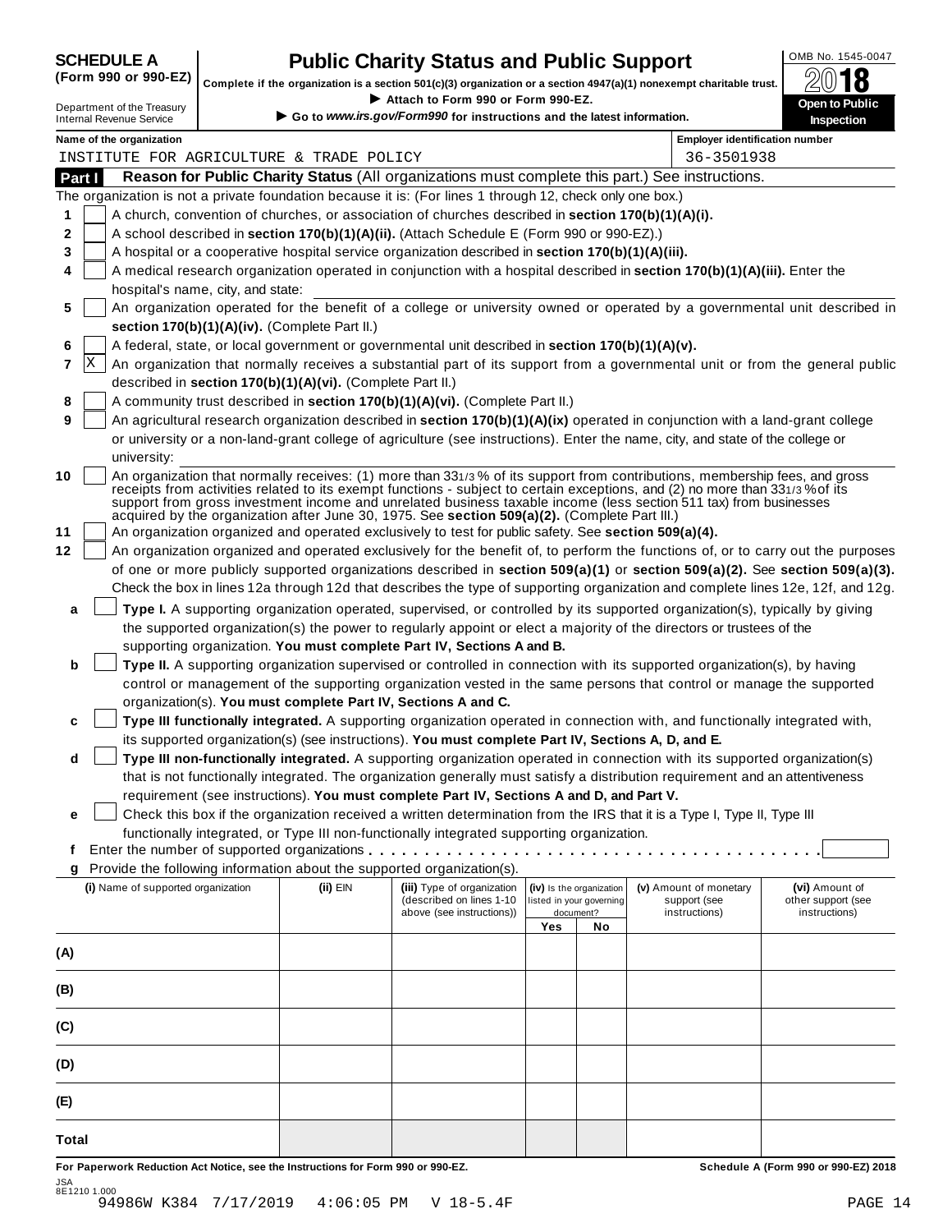# SCHEDULE A (Form 990 or 990-EZ)

Department of the Treasury
Internal Revenue Service

# Public Charity Status and Public Support

**Complete if the organization is a section 501(c)(3) organization or a section 4947(a)(1) nonexempt charitable trust.**

▶ **Attach to Form 990 or Form 990-EZ.**

▶ **Go to *www.irs.gov/Form990* for instructions and the latest information.**

OMB No. 1545-0047

2018

**Open to Public Inspection**

**Name of the organization**
INSTITUTE FOR AGRICULTURE & TRADE POLICY

**Employer identification number**
36-3501938

## Part I Reason for Public Charity Status (All organizations must complete this part.) See instructions.

The organization is not a private foundation because it is: (For lines 1 through 12, check only one box.)

1. [ ] A church, convention of churches, or association of churches described in **section 170(b)(1)(A)(i).**
2. [ ] A school described in **section 170(b)(1)(A)(ii).** (Attach Schedule E (Form 990 or 990-EZ).)
3. [ ] A hospital or a cooperative hospital service organization described in **section 170(b)(1)(A)(iii).**
4. [ ] A medical research organization operated in conjunction with a hospital described in **section 170(b)(1)(A)(iii).** Enter the hospital's name, city, and state:
5. [ ] An organization operated for the benefit of a college or university owned or operated by a governmental unit described in **section 170(b)(1)(A)(iv).** (Complete Part II.)
6. [ ] A federal, state, or local government or governmental unit described in **section 170(b)(1)(A)(v).**
7. [X] An organization that normally receives a substantial part of its support from a governmental unit or from the general public described in **section 170(b)(1)(A)(vi).** (Complete Part II.)
8. [ ] A community trust described in **section 170(b)(1)(A)(vi).** (Complete Part II.)
9. [ ] An agricultural research organization described in **section 170(b)(1)(A)(ix)** operated in conjunction with a land-grant college or university or a non-land-grant college of agriculture (see instructions). Enter the name, city, and state of the college or university:
10. [ ] An organization that normally receives: (1) more than 33 1/3 % of its support from contributions, membership fees, and gross receipts from activities related to its exempt functions - subject to certain exceptions, and (2) no more than 33 1/3 % of its support from gross investment income and unrelated business taxable income (less section 511 tax) from businesses acquired by the organization after June 30, 1975. See **section 509(a)(2).** (Complete Part III.)
11. [ ] An organization organized and operated exclusively to test for public safety. See **section 509(a)(4).**
12. [ ] An organization organized and operated exclusively for the benefit of, to perform the functions of, or to carry out the purposes of one or more publicly supported organizations described in **section 509(a)(1)** or **section 509(a)(2).** See **section 509(a)(3).** Check the box in lines 12a through 12d that describes the type of supporting organization and complete lines 12e, 12f, and 12g.

**a** [ ] **Type I.** A supporting organization operated, supervised, or controlled by its supported organization(s), typically by giving the supported organization(s) the power to regularly appoint or elect a majority of the directors or trustees of the supporting organization. **You must complete Part IV, Sections A and B.**

**b** [ ] **Type II.** A supporting organization supervised or controlled in connection with its supported organization(s), by having control or management of the supporting organization vested in the same persons that control or manage the supported organization(s). **You must complete Part IV, Sections A and C.**

**c** [ ] **Type III functionally integrated.** A supporting organization operated in connection with, and functionally integrated with, its supported organization(s) (see instructions). **You must complete Part IV, Sections A, D, and E.**

**d** [ ] **Type III non-functionally integrated.** A supporting organization operated in connection with its supported organization(s) that is not functionally integrated. The organization generally must satisfy a distribution requirement and an attentiveness requirement (see instructions). **You must complete Part IV, Sections A and D, and Part V.**

**e** [ ] Check this box if the organization received a written determination from the IRS that it is a Type I, Type II, Type III functionally integrated, or Type III non-functionally integrated supporting organization.

**f** Enter the number of supported organizations . . . . . . . . . . . . . . . . . . . . . . . . . . . . . . . . . . . . . .

**g** Provide the following information about the supported organization(s).

| (i) Name of supported organization | (ii) EIN | (iii) Type of organization (described on lines 1-10 above (see instructions)) | (iv) Is the organization listed in your governing document? | | (v) Amount of monetary support (see instructions) | (vi) Amount of other support (see instructions) |
|---|---|---|---|---|---|---|
| | | | Yes | No | | |
| (A) | | | | | | |
| (B) | | | | | | |
| (C) | | | | | | |
| (D) | | | | | | |
| (E) | | | | | | |
| Total | | | | | | |

**For Paperwork Reduction Act Notice, see the Instructions for Form 990 or 990-EZ.** **Schedule A (Form 990 or 990-EZ) 2018**

JSA
8E1210 1.000
94986W K384 7/17/2019 4:06:05 PM V 18-5.4F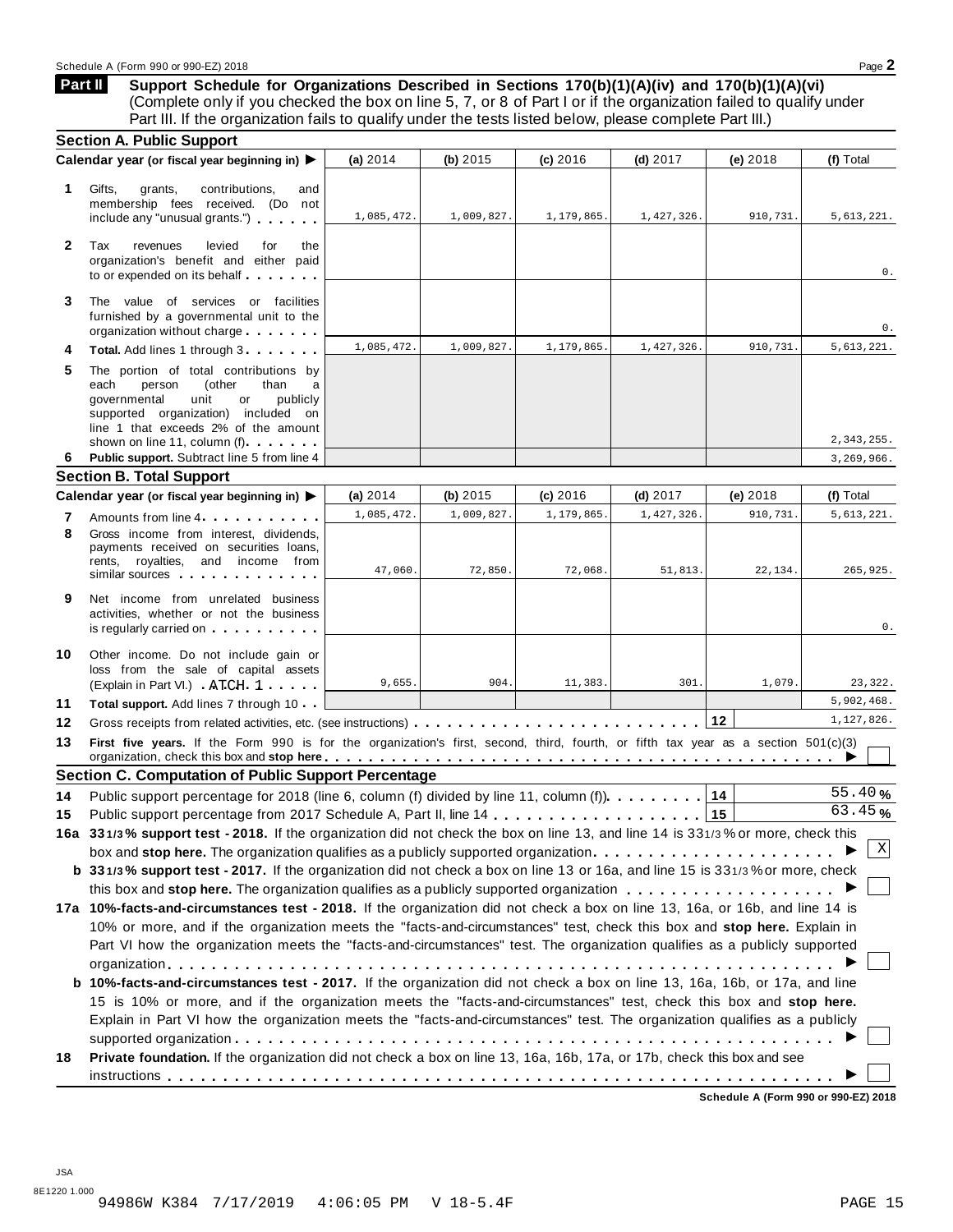## Part II Support Schedule for Organizations Described in Sections 170(b)(1)(A)(iv) and 170(b)(1)(A)(vi)

(Complete only if you checked the box on line 5, 7, or 8 of Part I or if the organization failed to qualify under Part III. If the organization fails to qualify under the tests listed below, please complete Part III.)

### Section A. Public Support

| | Calendar year (or fiscal year beginning in) ▶ | (a) 2014 | (b) 2015 | (c) 2016 | (d) 2017 | (e) 2018 | (f) Total |
|---|---|---|---|---|---|---|---|
| 1 | Gifts, grants, contributions, and membership fees received. (Do not include any "unusual grants.") | 1,085,472. | 1,009,827. | 1,179,865. | 1,427,326. | 910,731. | 5,613,221. |
| 2 | Tax revenues levied for the organization's benefit and either paid to or expended on its behalf | | | | | | 0. |
| 3 | The value of services or facilities furnished by a governmental unit to the organization without charge | | | | | | 0. |
| 4 | **Total.** Add lines 1 through 3 | 1,085,472. | 1,009,827. | 1,179,865. | 1,427,326. | 910,731. | 5,613,221. |
| 5 | The portion of total contributions by each person (other than a governmental unit or publicly supported organization) included on line 1 that exceeds 2% of the amount shown on line 11, column (f) | | | | | | 2,343,255. |
| 6 | **Public support.** Subtract line 5 from line 4 | | | | | | 3,269,966. |

### Section B. Total Support

| | Calendar year (or fiscal year beginning in) ▶ | (a) 2014 | (b) 2015 | (c) 2016 | (d) 2017 | (e) 2018 | (f) Total |
|---|---|---|---|---|---|---|---|
| 7 | Amounts from line 4 | 1,085,472. | 1,009,827. | 1,179,865. | 1,427,326. | 910,731. | 5,613,221. |
| 8 | Gross income from interest, dividends, payments received on securities loans, rents, royalties, and income from similar sources | 47,060. | 72,850. | 72,068. | 51,813. | 22,134. | 265,925. |
| 9 | Net income from unrelated business activities, whether or not the business is regularly carried on | | | | | | 0. |
| 10 | Other income. Do not include gain or loss from the sale of capital assets (Explain in Part VI.) ATCH 1 | 9,655. | 904. | 11,383. | 301. | 1,079. | 23,322. |
| 11 | **Total support.** Add lines 7 through 10 | | | | | | 5,902,468. |
| 12 | Gross receipts from related activities, etc. (see instructions) | | | | | 12 | 1,127,826. |

**13** **First five years.** If the Form 990 is for the organization's first, second, third, fourth, or fifth tax year as a section 501(c)(3) organization, check this box and **stop here** ▶ ☐

### Section C. Computation of Public Support Percentage

**14** Public support percentage for 2018 (line 6, column (f) divided by line 11, column (f)) **14** 55.40 %

**15** Public support percentage from 2017 Schedule A, Part II, line 14 **15** 63.45 %

**16a** **33 1/3 % support test - 2018.** If the organization did not check the box on line 13, and line 14 is 33 1/3 % or more, check this box and **stop here.** The organization qualifies as a publicly supported organization ▶ ☒

**b** **33 1/3 % support test - 2017.** If the organization did not check a box on line 13 or 16a, and line 15 is 33 1/3 % or more, check this box and **stop here.** The organization qualifies as a publicly supported organization ▶ ☐

**17a** **10%-facts-and-circumstances test - 2018.** If the organization did not check a box on line 13, 16a, or 16b, and line 14 is 10% or more, and if the organization meets the "facts-and-circumstances" test, check this box and **stop here.** Explain in Part VI how the organization meets the "facts-and-circumstances" test. The organization qualifies as a publicly supported organization ▶ ☐

**b** **10%-facts-and-circumstances test - 2017.** If the organization did not check a box on line 13, 16a, 16b, or 17a, and line 15 is 10% or more, and if the organization meets the "facts-and-circumstances" test, check this box and **stop here.** Explain in Part VI how the organization meets the "facts-and-circumstances" test. The organization qualifies as a publicly supported organization ▶ ☐

**18** **Private foundation.** If the organization did not check a box on line 13, 16a, 16b, 17a, or 17b, check this box and see instructions ▶ ☐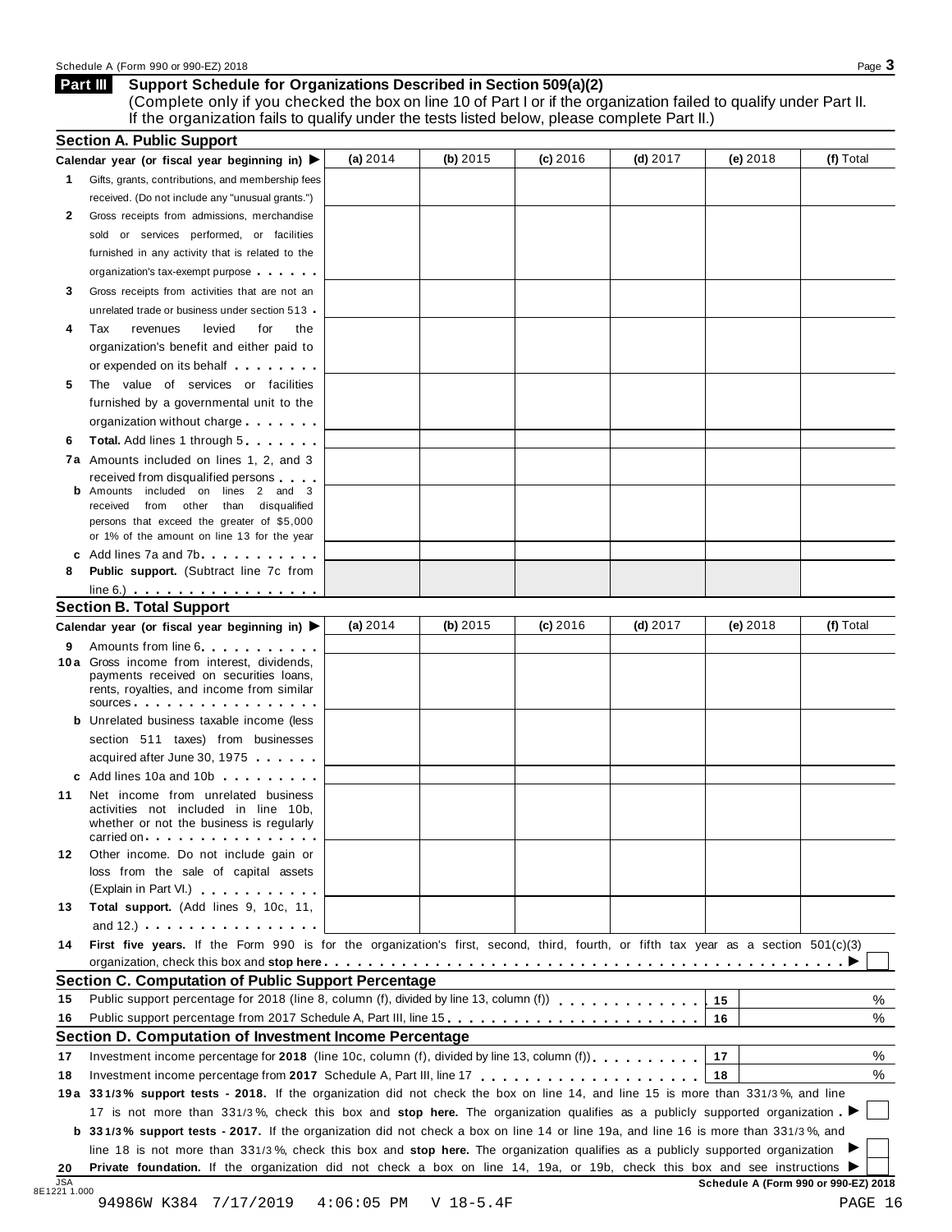## Part III Support Schedule for Organizations Described in Section 509(a)(2)

(Complete only if you checked the box on line 10 of Part I or if the organization failed to qualify under Part II. If the organization fails to qualify under the tests listed below, please complete Part II.)

### Section A. Public Support

| Calendar year (or fiscal year beginning in) ▶ | (a) 2014 | (b) 2015 | (c) 2016 | (d) 2017 | (e) 2018 | (f) Total |
|---|---|---|---|---|---|---|
| **1** Gifts, grants, contributions, and membership fees received. (Do not include any "unusual grants.") | | | | | | |
| **2** Gross receipts from admissions, merchandise sold or services performed, or facilities furnished in any activity that is related to the organization's tax-exempt purpose | | | | | | |
| **3** Gross receipts from activities that are not an unrelated trade or business under section 513 | | | | | | |
| **4** Tax revenues levied for the organization's benefit and either paid to or expended on its behalf | | | | | | |
| **5** The value of services or facilities furnished by a governmental unit to the organization without charge | | | | | | |
| **6** **Total.** Add lines 1 through 5 | | | | | | |
| **7a** Amounts included on lines 1, 2, and 3 received from disqualified persons | | | | | | |
| **b** Amounts included on lines 2 and 3 received from other than disqualified persons that exceed the greater of $5,000 or 1% of the amount on line 13 for the year | | | | | | |
| **c** Add lines 7a and 7b | | | | | | |
| **8** **Public support.** (Subtract line 7c from line 6.) | | | | | | |

### Section B. Total Support

| Calendar year (or fiscal year beginning in) ▶ | (a) 2014 | (b) 2015 | (c) 2016 | (d) 2017 | (e) 2018 | (f) Total |
|---|---|---|---|---|---|---|
| **9** Amounts from line 6 | | | | | | |
| **10a** Gross income from interest, dividends, payments received on securities loans, rents, royalties, and income from similar sources | | | | | | |
| **b** Unrelated business taxable income (less section 511 taxes) from businesses acquired after June 30, 1975 | | | | | | |
| **c** Add lines 10a and 10b | | | | | | |
| **11** Net income from unrelated business activities not included in line 10b, whether or not the business is regularly carried on | | | | | | |
| **12** Other income. Do not include gain or loss from the sale of capital assets (Explain in Part VI.) | | | | | | |
| **13** **Total support.** (Add lines 9, 10c, 11, and 12.) | | | | | | |

**14** **First five years.** If the Form 990 is for the organization's first, second, third, fourth, or fifth tax year as a section 501(c)(3) organization, check this box and **stop here** ▶ ☐

### Section C. Computation of Public Support Percentage

| | | | |
|---|---|---|---|
| **15** | Public support percentage for 2018 (line 8, column (f), divided by line 13, column (f)) | 15 | % |
| **16** | Public support percentage from 2017 Schedule A, Part III, line 15 | 16 | % |

### Section D. Computation of Investment Income Percentage

| | | | |
|---|---|---|---|
| **17** | Investment income percentage for **2018** (line 10c, column (f), divided by line 13, column (f)) | 17 | % |
| **18** | Investment income percentage from **2017** Schedule A, Part III, line 17 | 18 | % |

**19a** **33 1/3% support tests - 2018.** If the organization did not check the box on line 14, and line 15 is more than 33 1/3%, and line 17 is not more than 33 1/3%, check this box and **stop here.** The organization qualifies as a publicly supported organization ▶ ☐

**b** **33 1/3% support tests - 2017.** If the organization did not check a box on line 14 or line 19a, and line 16 is more than 33 1/3%, and line 18 is not more than 33 1/3%, check this box and **stop here.** The organization qualifies as a publicly supported organization ▶ ☐

**20** **Private foundation.** If the organization did not check a box on line 14, 19a, or 19b, check this box and see instructions ▶ ☐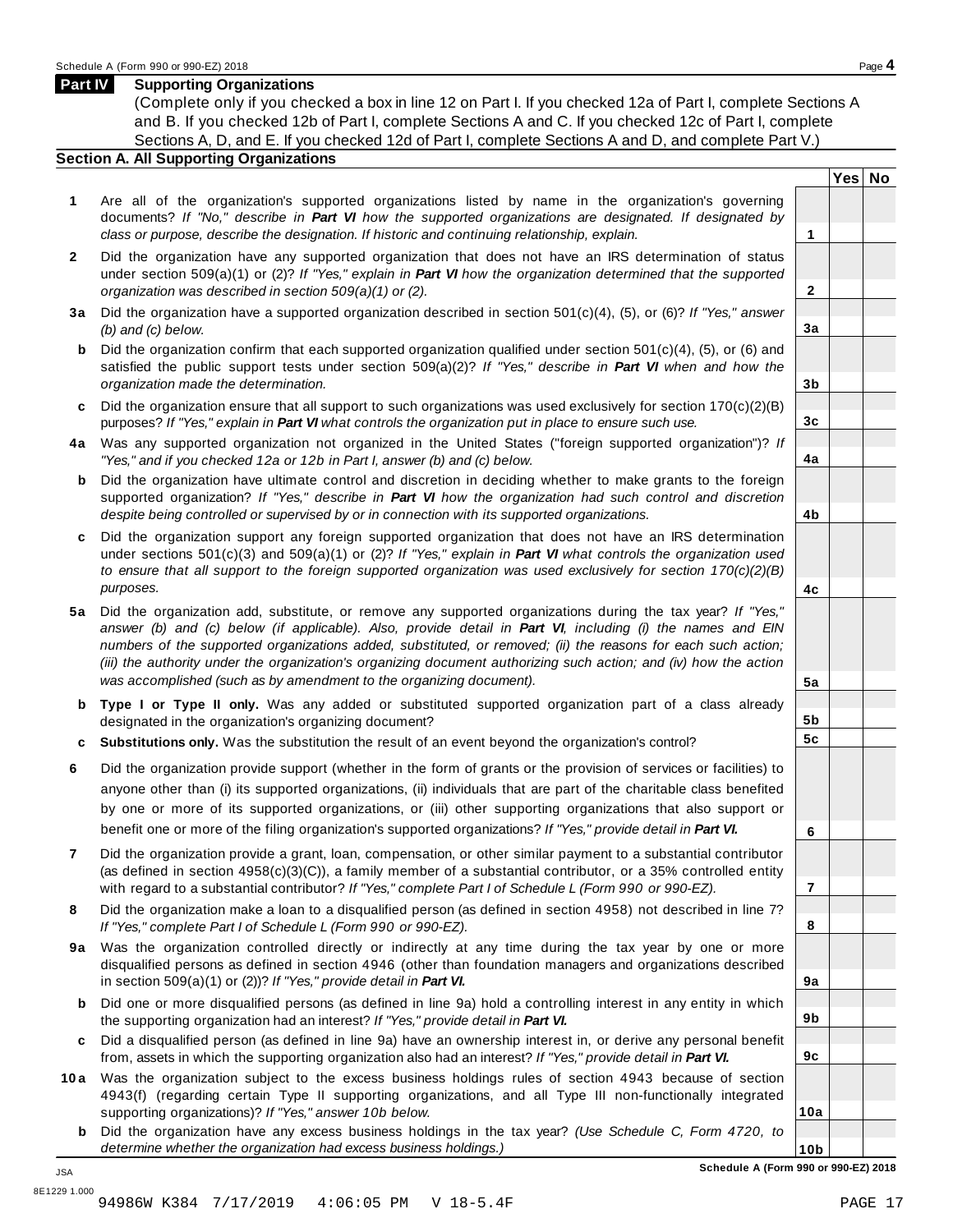## Part IV Supporting Organizations

(Complete only if you checked a box in line 12 on Part I. If you checked 12a of Part I, complete Sections A and B. If you checked 12b of Part I, complete Sections A and C. If you checked 12c of Part I, complete Sections A, D, and E. If you checked 12d of Part I, complete Sections A and D, and complete Part V.)

### Section A. All Supporting Organizations

| | | | Yes | No |
|---|---|---|---|---|
| **1** | Are all of the organization's supported organizations listed by name in the organization's governing documents? *If "No," describe in* ***Part VI*** *how the supported organizations are designated. If designated by class or purpose, describe the designation. If historic and continuing relationship, explain.* | **1** | | |
| **2** | Did the organization have any supported organization that does not have an IRS determination of status under section 509(a)(1) or (2)? *If "Yes," explain in* ***Part VI*** *how the organization determined that the supported organization was described in section 509(a)(1) or (2).* | **2** | | |
| **3a** | Did the organization have a supported organization described in section 501(c)(4), (5), or (6)? *If "Yes," answer (b) and (c) below.* | **3a** | | |
| **b** | Did the organization confirm that each supported organization qualified under section 501(c)(4), (5), or (6) and satisfied the public support tests under section 509(a)(2)? *If "Yes," describe in* ***Part VI*** *when and how the organization made the determination.* | **3b** | | |
| **c** | Did the organization ensure that all support to such organizations was used exclusively for section 170(c)(2)(B) purposes? *If "Yes," explain in* ***Part VI*** *what controls the organization put in place to ensure such use.* | **3c** | | |
| **4a** | Was any supported organization not organized in the United States ("foreign supported organization")? *If "Yes," and if you checked 12a or 12b in Part I, answer (b) and (c) below.* | **4a** | | |
| **b** | Did the organization have ultimate control and discretion in deciding whether to make grants to the foreign supported organization? *If "Yes," describe in* ***Part VI*** *how the organization had such control and discretion despite being controlled or supervised by or in connection with its supported organizations.* | **4b** | | |
| **c** | Did the organization support any foreign supported organization that does not have an IRS determination under sections 501(c)(3) and 509(a)(1) or (2)? *If "Yes," explain in* ***Part VI*** *what controls the organization used to ensure that all support to the foreign supported organization was used exclusively for section 170(c)(2)(B) purposes.* | **4c** | | |
| **5a** | Did the organization add, substitute, or remove any supported organizations during the tax year? *If "Yes," answer (b) and (c) below (if applicable). Also, provide detail in* ***Part VI****, including (i) the names and EIN numbers of the supported organizations added, substituted, or removed; (ii) the reasons for each such action; (iii) the authority under the organization's organizing document authorizing such action; and (iv) how the action was accomplished (such as by amendment to the organizing document).* | **5a** | | |
| **b** | **Type I or Type II only.** Was any added or substituted supported organization part of a class already designated in the organization's organizing document? | **5b** | | |
| **c** | **Substitutions only.** Was the substitution the result of an event beyond the organization's control? | **5c** | | |
| **6** | Did the organization provide support (whether in the form of grants or the provision of services or facilities) to anyone other than (i) its supported organizations, (ii) individuals that are part of the charitable class benefited by one or more of its supported organizations, or (iii) other supporting organizations that also support or benefit one or more of the filing organization's supported organizations? *If "Yes," provide detail in* ***Part VI.*** | **6** | | |
| **7** | Did the organization provide a grant, loan, compensation, or other similar payment to a substantial contributor (as defined in section 4958(c)(3)(C)), a family member of a substantial contributor, or a 35% controlled entity with regard to a substantial contributor? *If "Yes," complete Part I of Schedule L (Form 990 or 990-EZ).* | **7** | | |
| **8** | Did the organization make a loan to a disqualified person (as defined in section 4958) not described in line 7? *If "Yes," complete Part I of Schedule L (Form 990 or 990-EZ).* | **8** | | |
| **9a** | Was the organization controlled directly or indirectly at any time during the tax year by one or more disqualified persons as defined in section 4946 (other than foundation managers and organizations described in section 509(a)(1) or (2))? *If "Yes," provide detail in* ***Part VI.*** | **9a** | | |
| **b** | Did one or more disqualified persons (as defined in line 9a) hold a controlling interest in any entity in which the supporting organization had an interest? *If "Yes," provide detail in* ***Part VI.*** | **9b** | | |
| **c** | Did a disqualified person (as defined in line 9a) have an ownership interest in, or derive any personal benefit from, assets in which the supporting organization also had an interest? *If "Yes," provide detail in* ***Part VI.*** | **9c** | | |
| **10a** | Was the organization subject to the excess business holdings rules of section 4943 because of section 4943(f) (regarding certain Type II supporting organizations, and all Type III non-functionally integrated supporting organizations)? *If "Yes," answer 10b below.* | **10a** | | |
| **b** | Did the organization have any excess business holdings in the tax year? *(Use Schedule C, Form 4720, to determine whether the organization had excess business holdings.)* | **10b** | | |

**Schedule A (Form 990 or 990-EZ) 2018**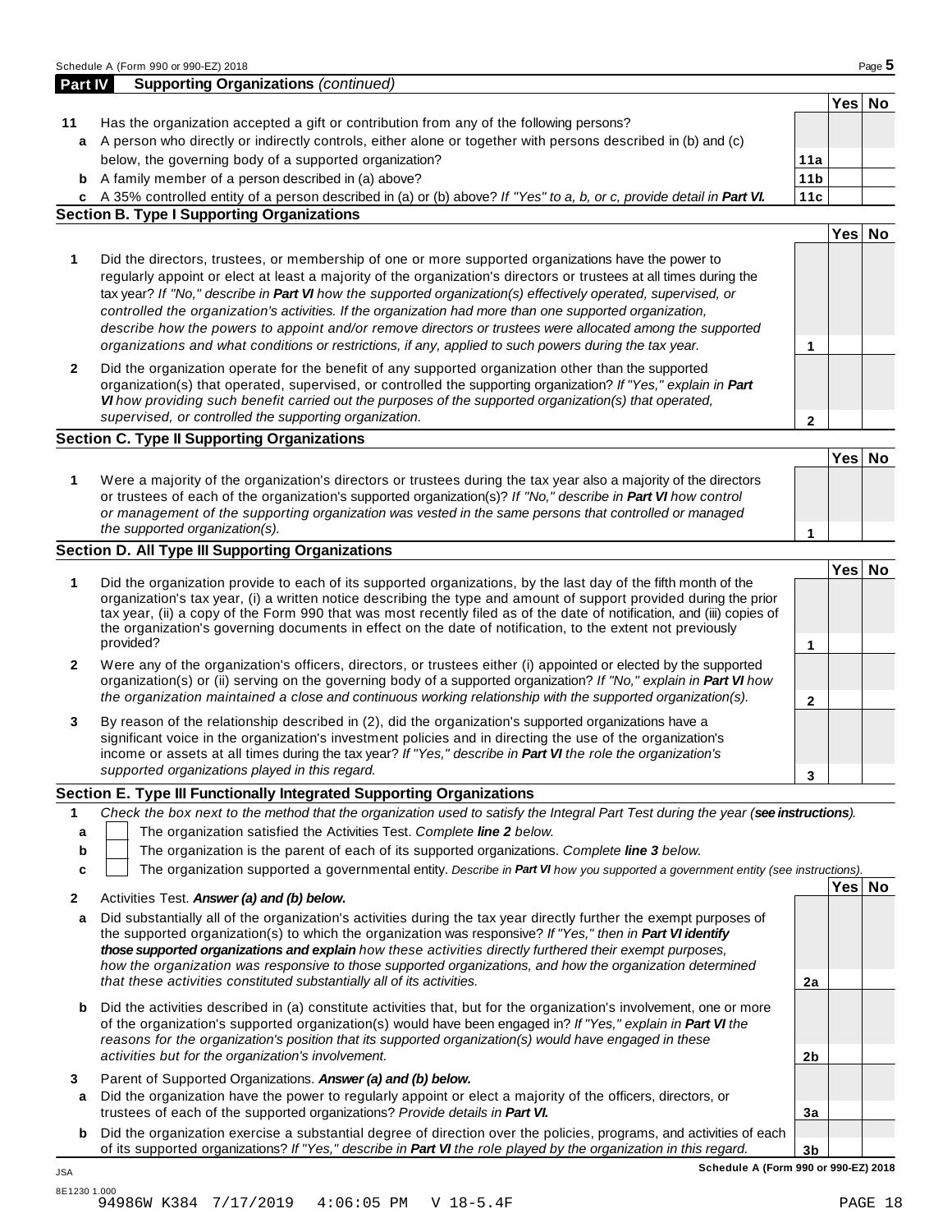## Part IV Supporting Organizations *(continued)*

| | | | Yes | No |
|---|---|---|---|---|
| **11** | Has the organization accepted a gift or contribution from any of the following persons? | | | |
| **a** | A person who directly or indirectly controls, either alone or together with persons described in (b) and (c) below, the governing body of a supported organization? | **11a** | | |
| **b** | A family member of a person described in (a) above? | **11b** | | |
| **c** | A 35% controlled entity of a person described in (a) or (b) above? *If "Yes" to a, b, or c, provide detail in* ***Part VI.*** | **11c** | | |

### Section B. Type I Supporting Organizations

| | | | Yes | No |
|---|---|---|---|---|
| **1** | Did the directors, trustees, or membership of one or more supported organizations have the power to regularly appoint or elect at least a majority of the organization's directors or trustees at all times during the tax year? *If "No," describe in* ***Part VI*** *how the supported organization(s) effectively operated, supervised, or controlled the organization's activities. If the organization had more than one supported organization, describe how the powers to appoint and/or remove directors or trustees were allocated among the supported organizations and what conditions or restrictions, if any, applied to such powers during the tax year.* | **1** | | |
| **2** | Did the organization operate for the benefit of any supported organization other than the supported organization(s) that operated, supervised, or controlled the supporting organization? *If "Yes," explain in* ***Part VI*** *how providing such benefit carried out the purposes of the supported organization(s) that operated, supervised, or controlled the supporting organization.* | **2** | | |

### Section C. Type II Supporting Organizations

| | | | Yes | No |
|---|---|---|---|---|
| **1** | Were a majority of the organization's directors or trustees during the tax year also a majority of the directors or trustees of each of the organization's supported organization(s)? *If "No," describe in* ***Part VI*** *how control or management of the supporting organization was vested in the same persons that controlled or managed the supported organization(s).* | **1** | | |

### Section D. All Type III Supporting Organizations

| | | | Yes | No |
|---|---|---|---|---|
| **1** | Did the organization provide to each of its supported organizations, by the last day of the fifth month of the organization's tax year, (i) a written notice describing the type and amount of support provided during the prior tax year, (ii) a copy of the Form 990 that was most recently filed as of the date of notification, and (iii) copies of the organization's governing documents in effect on the date of notification, to the extent not previously provided? | **1** | | |
| **2** | Were any of the organization's officers, directors, or trustees either (i) appointed or elected by the supported organization(s) or (ii) serving on the governing body of a supported organization? *If "No," explain in* ***Part VI*** *how the organization maintained a close and continuous working relationship with the supported organization(s).* | **2** | | |
| **3** | By reason of the relationship described in (2), did the organization's supported organizations have a significant voice in the organization's investment policies and in directing the use of the organization's income or assets at all times during the tax year? *If "Yes," describe in* ***Part VI*** *the role the organization's supported organizations played in this regard.* | **3** | | |

### Section E. Type III Functionally Integrated Supporting Organizations

**1** *Check the box next to the method that the organization used to satisfy the Integral Part Test during the year (**see instructions**).*

- **a** ☐ The organization satisfied the Activities Test. *Complete* ***line 2*** *below.*
- **b** ☐ The organization is the parent of each of its supported organizations. *Complete* ***line 3*** *below.*
- **c** ☐ The organization supported a governmental entity. *Describe in* ***Part VI*** *how you supported a government entity (see instructions).*

| | | | Yes | No |
|---|---|---|---|---|
| **2** | Activities Test. ***Answer (a) and (b) below.*** | | | |
| **a** | Did substantially all of the organization's activities during the tax year directly further the exempt purposes of the supported organization(s) to which the organization was responsive? *If "Yes," then in* ***Part VI identify those supported organizations and explain*** *how these activities directly furthered their exempt purposes, how the organization was responsive to those supported organizations, and how the organization determined that these activities constituted substantially all of its activities.* | **2a** | | |
| **b** | Did the activities described in (a) constitute activities that, but for the organization's involvement, one or more of the organization's supported organization(s) would have been engaged in? *If "Yes," explain in* ***Part VI*** *the reasons for the organization's position that its supported organization(s) would have engaged in these activities but for the organization's involvement.* | **2b** | | |
| **3** | Parent of Supported Organizations. ***Answer (a) and (b) below.*** | | | |
| **a** | Did the organization have the power to regularly appoint or elect a majority of the officers, directors, or trustees of each of the supported organizations? *Provide details in* ***Part VI.*** | **3a** | | |
| **b** | Did the organization exercise a substantial degree of direction over the policies, programs, and activities of each of its supported organizations? *If "Yes," describe in* ***Part VI*** *the role played by the organization in this regard.* | **3b** | | |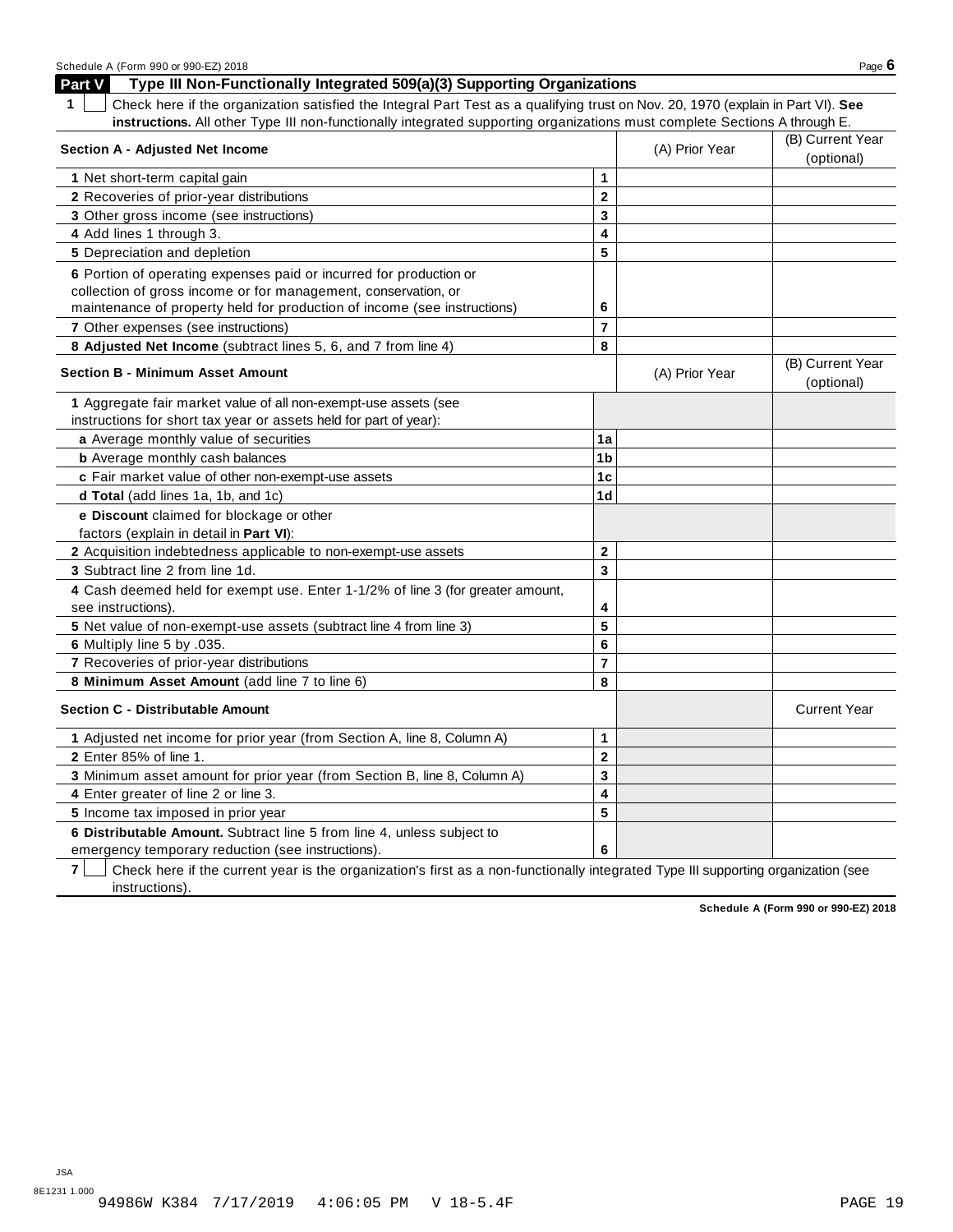## Part V Type III Non-Functionally Integrated 509(a)(3) Supporting Organizations

**1** ☐ Check here if the organization satisfied the Integral Part Test as a qualifying trust on Nov. 20, 1970 (explain in Part VI). **See instructions.** All other Type III non-functionally integrated supporting organizations must complete Sections A through E.

| Section A - Adjusted Net Income | | (A) Prior Year | (B) Current Year (optional) |
|---|---|---|---|
| 1 Net short-term capital gain | 1 | | |
| 2 Recoveries of prior-year distributions | 2 | | |
| 3 Other gross income (see instructions) | 3 | | |
| 4 Add lines 1 through 3. | 4 | | |
| 5 Depreciation and depletion | 5 | | |
| 6 Portion of operating expenses paid or incurred for production or collection of gross income or for management, conservation, or maintenance of property held for production of income (see instructions) | 6 | | |
| 7 Other expenses (see instructions) | 7 | | |
| 8 **Adjusted Net Income** (subtract lines 5, 6, and 7 from line 4) | 8 | | |

| Section B - Minimum Asset Amount | | (A) Prior Year | (B) Current Year (optional) |
|---|---|---|---|
| 1 Aggregate fair market value of all non-exempt-use assets (see instructions for short tax year or assets held for part of year): | | | |
| a Average monthly value of securities | 1a | | |
| b Average monthly cash balances | 1b | | |
| c Fair market value of other non-exempt-use assets | 1c | | |
| d **Total** (add lines 1a, 1b, and 1c) | 1d | | |
| e **Discount** claimed for blockage or other factors (explain in detail in **Part VI**): | | | |
| 2 Acquisition indebtedness applicable to non-exempt-use assets | 2 | | |
| 3 Subtract line 2 from line 1d. | 3 | | |
| 4 Cash deemed held for exempt use. Enter 1-1/2% of line 3 (for greater amount, see instructions). | 4 | | |
| 5 Net value of non-exempt-use assets (subtract line 4 from line 3) | 5 | | |
| 6 Multiply line 5 by .035. | 6 | | |
| 7 Recoveries of prior-year distributions | 7 | | |
| 8 **Minimum Asset Amount** (add line 7 to line 6) | 8 | | |

| Section C - Distributable Amount | | | Current Year |
|---|---|---|---|
| 1 Adjusted net income for prior year (from Section A, line 8, Column A) | 1 | | |
| 2 Enter 85% of line 1. | 2 | | |
| 3 Minimum asset amount for prior year (from Section B, line 8, Column A) | 3 | | |
| 4 Enter greater of line 2 or line 3. | 4 | | |
| 5 Income tax imposed in prior year | 5 | | |
| 6 **Distributable Amount.** Subtract line 5 from line 4, unless subject to emergency temporary reduction (see instructions). | 6 | | |

**7** ☐ Check here if the current year is the organization's first as a non-functionally integrated Type III supporting organization (see instructions).

**Schedule A (Form 990 or 990-EZ) 2018**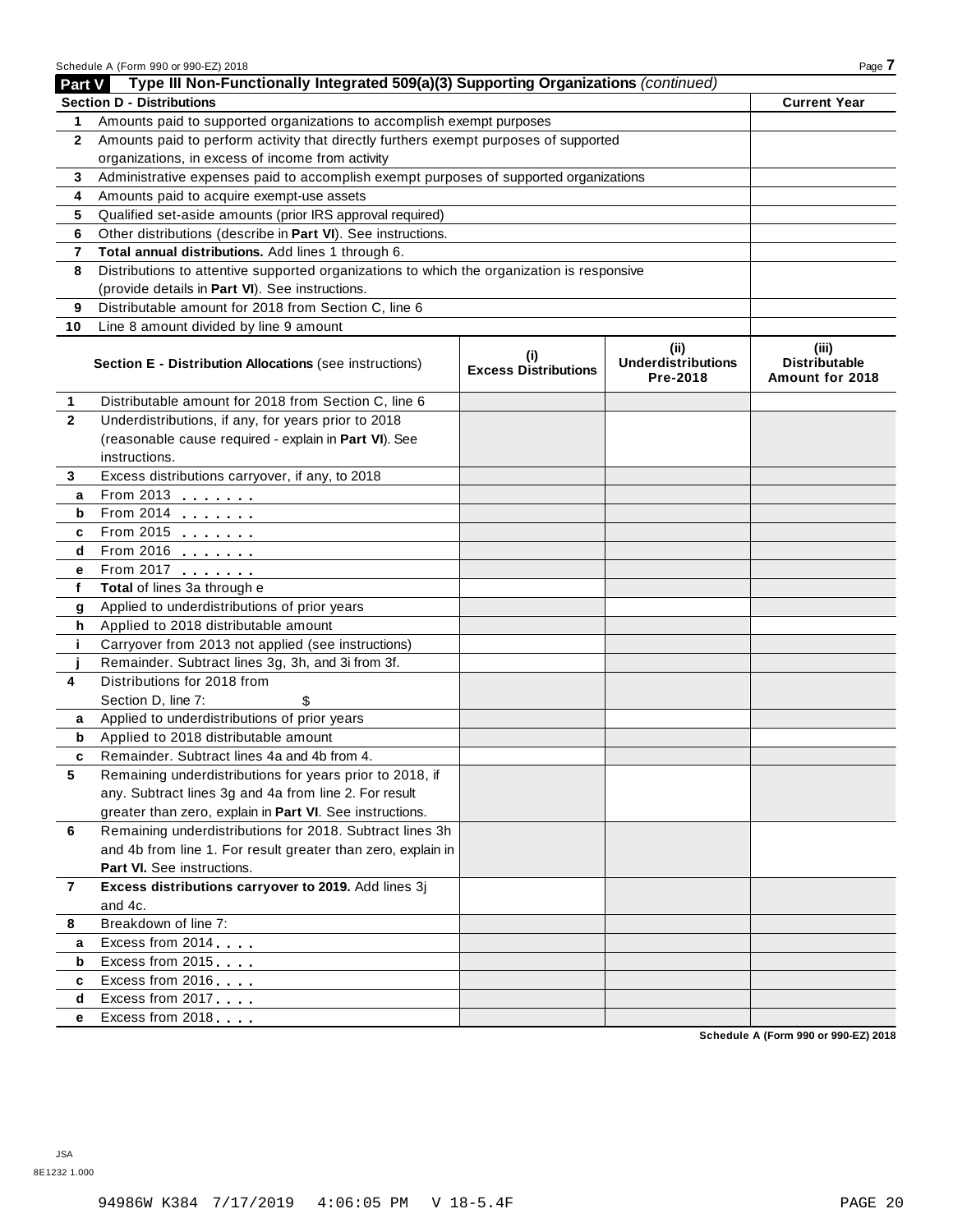Schedule A (Form 990 or 990-EZ) 2018

## Part V Type III Non-Functionally Integrated 509(a)(3) Supporting Organizations *(continued)*

| **Section D - Distributions** | | **Current Year** |
|---|---|---|
| 1 | Amounts paid to supported organizations to accomplish exempt purposes | |
| 2 | Amounts paid to perform activity that directly furthers exempt purposes of supported organizations, in excess of income from activity | |
| 3 | Administrative expenses paid to accomplish exempt purposes of supported organizations | |
| 4 | Amounts paid to acquire exempt-use assets | |
| 5 | Qualified set-aside amounts (prior IRS approval required) | |
| 6 | Other distributions (describe in **Part VI**). See instructions. | |
| 7 | **Total annual distributions.** Add lines 1 through 6. | |
| 8 | Distributions to attentive supported organizations to which the organization is responsive (provide details in **Part VI**). See instructions. | |
| 9 | Distributable amount for 2018 from Section C, line 6 | |
| 10 | Line 8 amount divided by line 9 amount | |

| | **Section E - Distribution Allocations** (see instructions) | **(i) Excess Distributions** | **(ii) Underdistributions Pre-2018** | **(iii) Distributable Amount for 2018** |
|---|---|---|---|---|
| 1 | Distributable amount for 2018 from Section C, line 6 | | | |
| 2 | Underdistributions, if any, for years prior to 2018 (reasonable cause required - explain in **Part VI**). See instructions. | | | |
| 3 | Excess distributions carryover, if any, to 2018 | | | |
| a | From 2013 | | | |
| b | From 2014 | | | |
| c | From 2015 | | | |
| d | From 2016 | | | |
| e | From 2017 | | | |
| f | **Total** of lines 3a through e | | | |
| g | Applied to underdistributions of prior years | | | |
| h | Applied to 2018 distributable amount | | | |
| i | Carryover from 2013 not applied (see instructions) | | | |
| j | Remainder. Subtract lines 3g, 3h, and 3i from 3f. | | | |
| 4 | Distributions for 2018 from Section D, line 7: $ | | | |
| a | Applied to underdistributions of prior years | | | |
| b | Applied to 2018 distributable amount | | | |
| c | Remainder. Subtract lines 4a and 4b from 4. | | | |
| 5 | Remaining underdistributions for years prior to 2018, if any. Subtract lines 3g and 4a from line 2. For result greater than zero, explain in **Part VI**. See instructions. | | | |
| 6 | Remaining underdistributions for 2018. Subtract lines 3h and 4b from line 1. For result greater than zero, explain in **Part VI.** See instructions. | | | |
| 7 | **Excess distributions carryover to 2019.** Add lines 3j and 4c. | | | |
| 8 | Breakdown of line 7: | | | |
| a | Excess from 2014 | | | |
| b | Excess from 2015 | | | |
| c | Excess from 2016 | | | |
| d | Excess from 2017 | | | |
| e | Excess from 2018 | | | |

**Schedule A (Form 990 or 990-EZ) 2018**

JSA
8E1232 1.000

94986W K384 7/17/2019 4:06:05 PM V 18-5.4F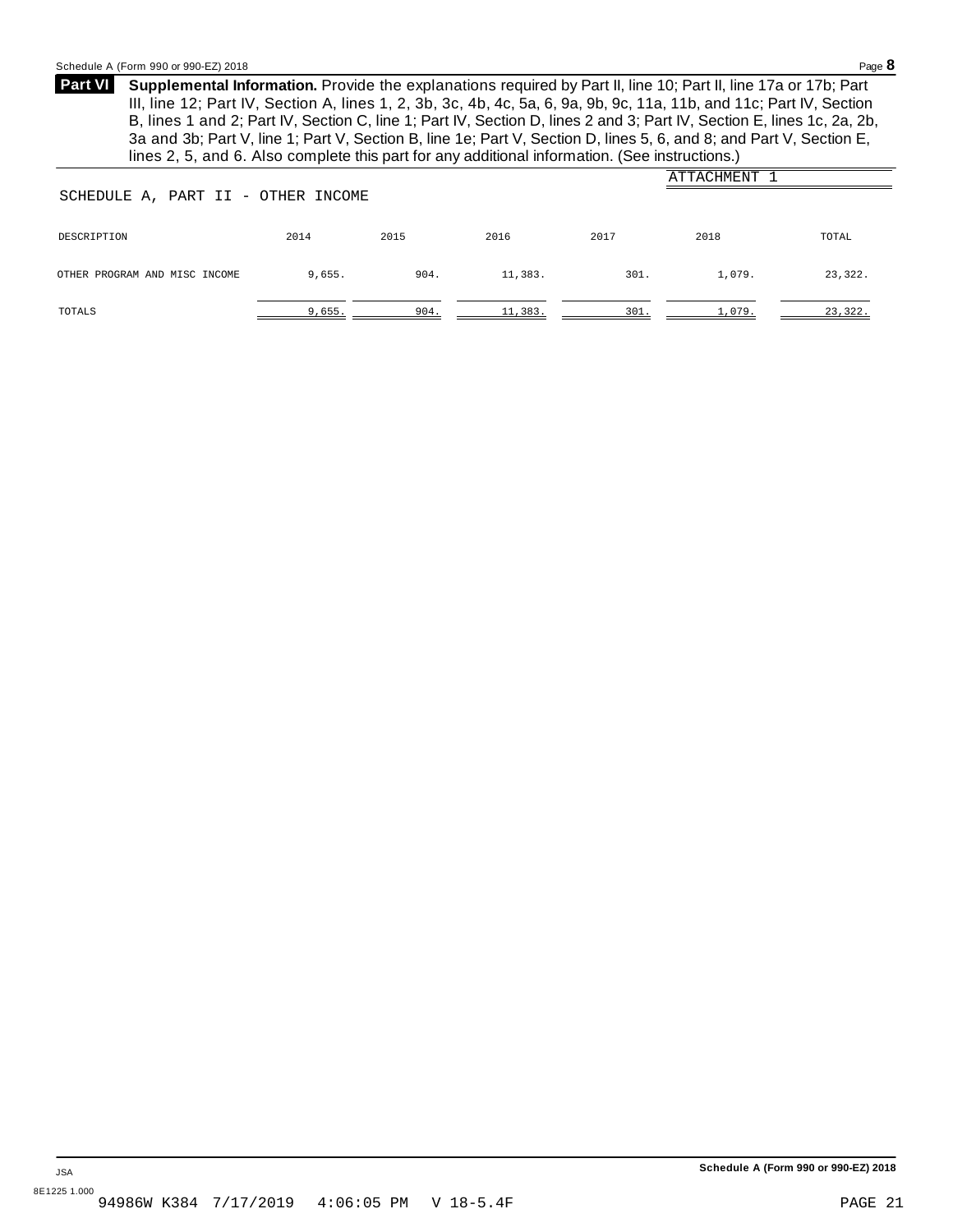**Part VI** **Supplemental Information.** Provide the explanations required by Part II, line 10; Part II, line 17a or 17b; Part III, line 12; Part IV, Section A, lines 1, 2, 3b, 3c, 4b, 4c, 5a, 6, 9a, 9b, 9c, 11a, 11b, and 11c; Part IV, Section B, lines 1 and 2; Part IV, Section C, line 1; Part IV, Section D, lines 2 and 3; Part IV, Section E, lines 1c, 2a, 2b, 3a and 3b; Part V, line 1; Part V, Section B, line 1e; Part V, Section D, lines 5, 6, and 8; and Part V, Section E, lines 2, 5, and 6. Also complete this part for any additional information. (See instructions.)

ATTACHMENT 1

SCHEDULE A, PART II - OTHER INCOME

| DESCRIPTION | 2014 | 2015 | 2016 | 2017 | 2018 | TOTAL |
|---|---|---|---|---|---|---|
| OTHER PROGRAM AND MISC INCOME | 9,655. | 904. | 11,383. | 301. | 1,079. | 23,322. |
| TOTALS | 9,655. | 904. | 11,383. | 301. | 1,079. | 23,322. |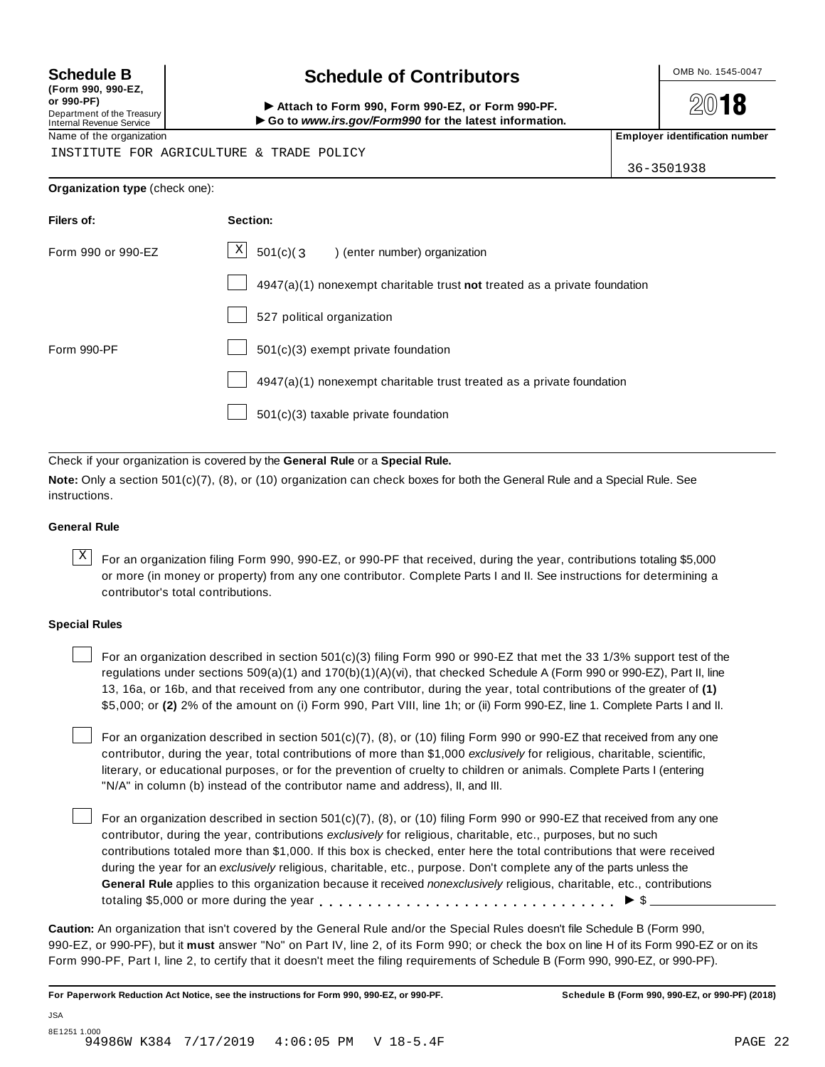**Schedule B**
**(Form 990, 990-EZ, or 990-PF)**
Department of the Treasury
Internal Revenue Service

# Schedule of Contributors

► **Attach to Form 990, Form 990-EZ, or Form 990-PF.**
► **Go to *www.irs.gov/Form990* for the latest information.**

OMB No. 1545-0047

**2018**

Name of the organization
INSTITUTE FOR AGRICULTURE & TRADE POLICY

**Employer identification number**
36-3501938

**Organization type** (check one):

| **Filers of:** | **Section:** |
|---|---|
| Form 990 or 990-EZ | [X] 501(c)( 3 ) (enter number) organization |
| | [ ] 4947(a)(1) nonexempt charitable trust **not** treated as a private foundation |
| | [ ] 527 political organization |
| Form 990-PF | [ ] 501(c)(3) exempt private foundation |
| | [ ] 4947(a)(1) nonexempt charitable trust treated as a private foundation |
| | [ ] 501(c)(3) taxable private foundation |

Check if your organization is covered by the **General Rule** or a **Special Rule.**

**Note:** Only a section 501(c)(7), (8), or (10) organization can check boxes for both the General Rule and a Special Rule. See instructions.

**General Rule**

[X] For an organization filing Form 990, 990-EZ, or 990-PF that received, during the year, contributions totaling $5,000 or more (in money or property) from any one contributor. Complete Parts I and II. See instructions for determining a contributor's total contributions.

**Special Rules**

[ ] For an organization described in section 501(c)(3) filing Form 990 or 990-EZ that met the 33 1/3% support test of the regulations under sections 509(a)(1) and 170(b)(1)(A)(vi), that checked Schedule A (Form 990 or 990-EZ), Part II, line 13, 16a, or 16b, and that received from any one contributor, during the year, total contributions of the greater of **(1)** $5,000; or **(2)** 2% of the amount on (i) Form 990, Part VIII, line 1h; or (ii) Form 990-EZ, line 1. Complete Parts I and II.

[ ] For an organization described in section 501(c)(7), (8), or (10) filing Form 990 or 990-EZ that received from any one contributor, during the year, total contributions of more than $1,000 *exclusively* for religious, charitable, scientific, literary, or educational purposes, or for the prevention of cruelty to children or animals. Complete Parts I (entering "N/A" in column (b) instead of the contributor name and address), II, and III.

[ ] For an organization described in section 501(c)(7), (8), or (10) filing Form 990 or 990-EZ that received from any one contributor, during the year, contributions *exclusively* for religious, charitable, etc., purposes, but no such contributions totaled more than $1,000. If this box is checked, enter here the total contributions that were received during the year for an *exclusively* religious, charitable, etc., purpose. Don't complete any of the parts unless the **General Rule** applies to this organization because it received *nonexclusively* religious, charitable, etc., contributions totaling $5,000 or more during the year . . . . . . . . . . . . . . . . . . . . . . . . . . . . . ► $ ____________

**Caution:** An organization that isn't covered by the General Rule and/or the Special Rules doesn't file Schedule B (Form 990, 990-EZ, or 990-PF), but it **must** answer "No" on Part IV, line 2, of its Form 990; or check the box on line H of its Form 990-EZ or on its Form 990-PF, Part I, line 2, to certify that it doesn't meet the filing requirements of Schedule B (Form 990, 990-EZ, or 990-PF).

**For Paperwork Reduction Act Notice, see the instructions for Form 990, 990-EZ, or 990-PF.** **Schedule B (Form 990, 990-EZ, or 990-PF) (2018)**

JSA
8E1251 1.000
94986W K384 7/17/2019 4:06:05 PM V 18-5.4F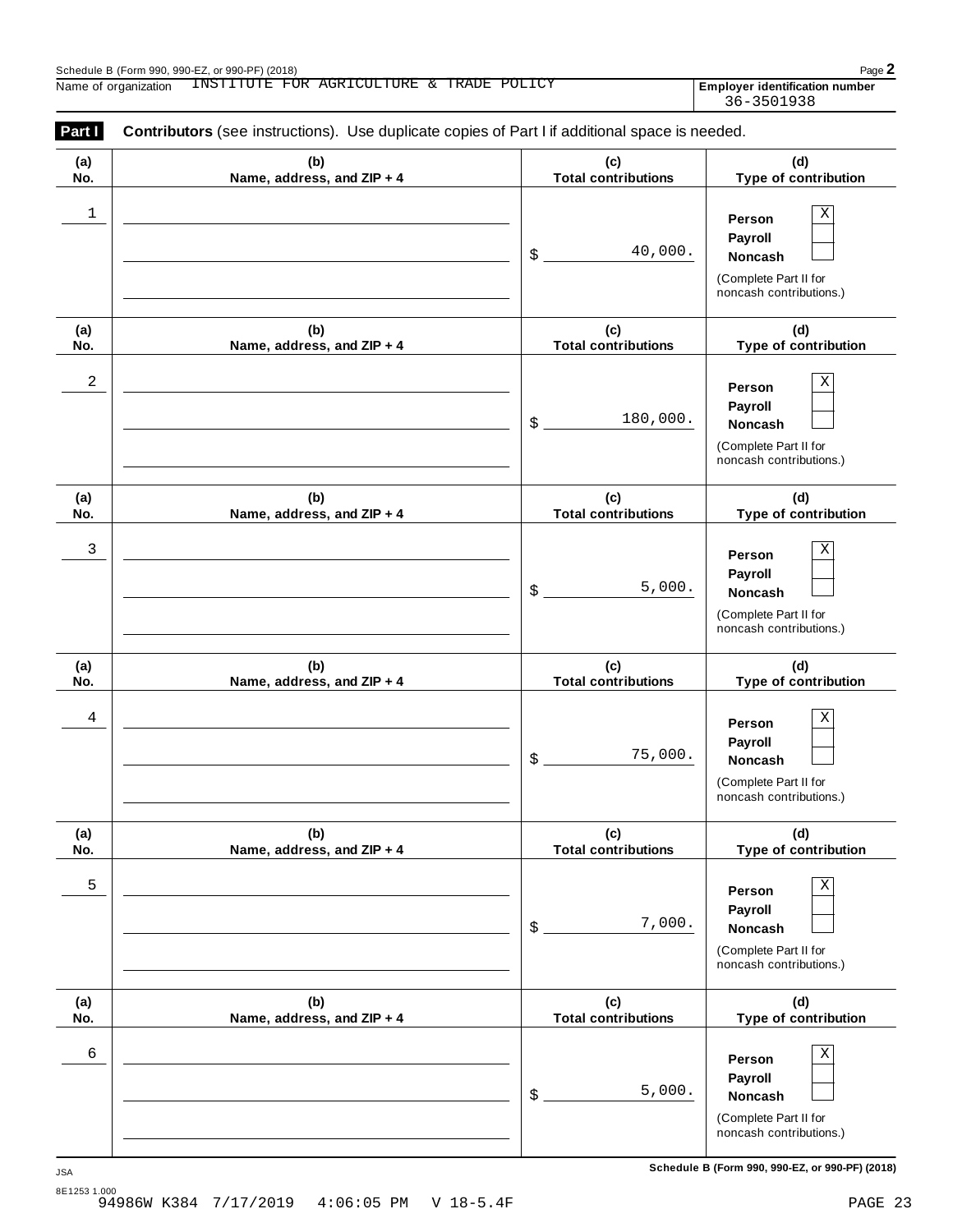Schedule B (Form 990, 990-EZ, or 990-PF) (2018)

Name of organization: INSTITUTE FOR AGRICULTURE & TRADE POLICY

**Employer identification number:** 36-3501938

**Part I** **Contributors** (see instructions). Use duplicate copies of Part I if additional space is needed.

| (a) No. | (b) Name, address, and ZIP + 4 | (c) Total contributions | (d) Type of contribution |
|---|---|---|---|
| 1 | | $ 40,000. | Person [X] Payroll [ ] Noncash [ ] (Complete Part II for noncash contributions.) |
| 2 | | $ 180,000. | Person [X] Payroll [ ] Noncash [ ] (Complete Part II for noncash contributions.) |
| 3 | | $ 5,000. | Person [X] Payroll [ ] Noncash [ ] (Complete Part II for noncash contributions.) |
| 4 | | $ 75,000. | Person [X] Payroll [ ] Noncash [ ] (Complete Part II for noncash contributions.) |
| 5 | | $ 7,000. | Person [X] Payroll [ ] Noncash [ ] (Complete Part II for noncash contributions.) |
| 6 | | $ 5,000. | Person [X] Payroll [ ] Noncash [ ] (Complete Part II for noncash contributions.) |

JSA

8E1253 1.000

94986W K384 7/17/2019 4:06:05 PM V 18-5.4F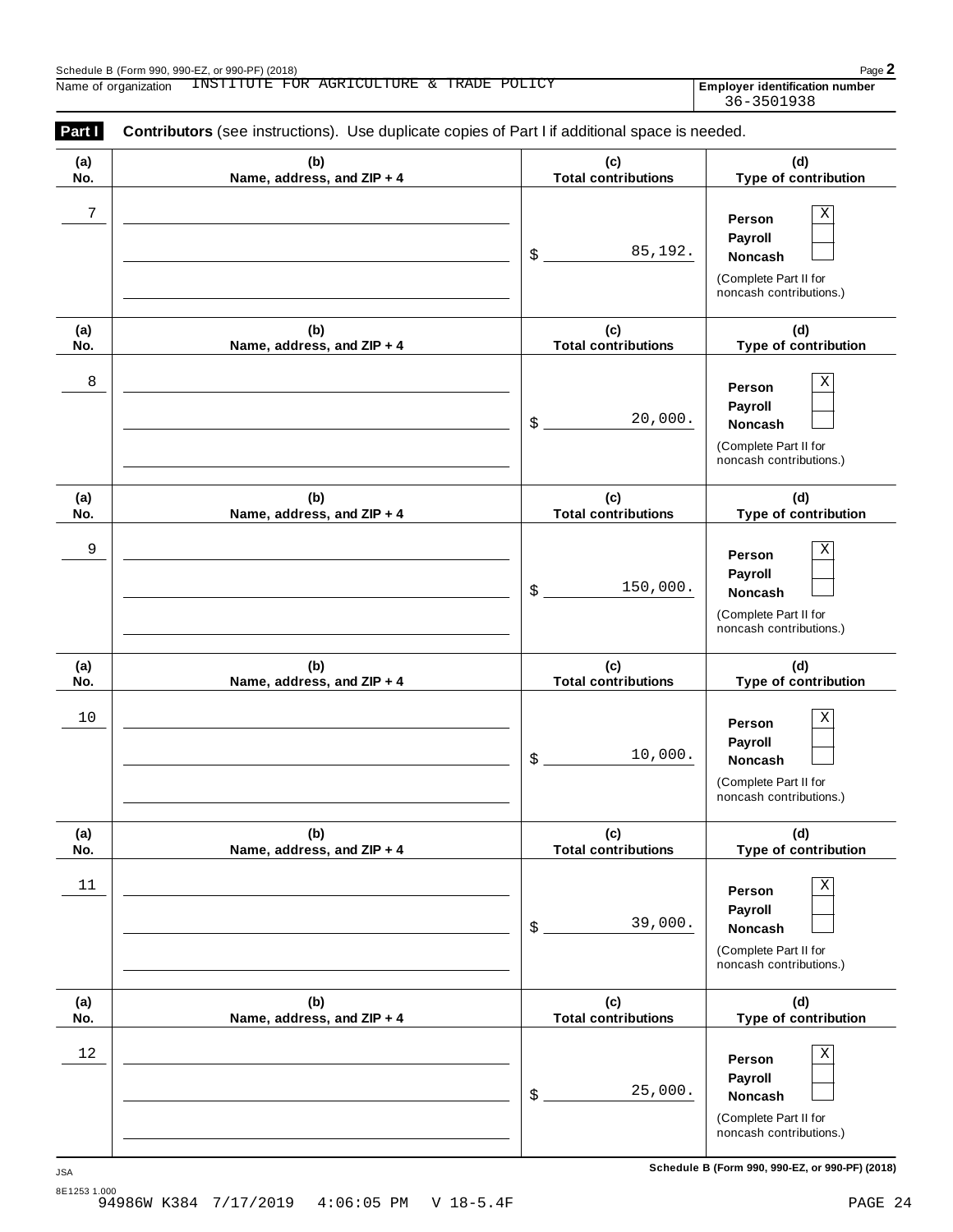Schedule B (Form 990, 990-EZ, or 990-PF) (2018)

Name of organization INSTITUTE FOR AGRICULTURE & TRADE POLICY

**Employer identification number** 36-3501938

**Part I** **Contributors** (see instructions). Use duplicate copies of Part I if additional space is needed.

| (a) No. | (b) Name, address, and ZIP + 4 | (c) Total contributions | (d) Type of contribution |
|---|---|---|---|
| 7 | | $ 85,192. | Person [X] Payroll [ ] Noncash [ ] (Complete Part II for noncash contributions.) |
| 8 | | $ 20,000. | Person [X] Payroll [ ] Noncash [ ] (Complete Part II for noncash contributions.) |
| 9 | | $ 150,000. | Person [X] Payroll [ ] Noncash [ ] (Complete Part II for noncash contributions.) |
| 10 | | $ 10,000. | Person [X] Payroll [ ] Noncash [ ] (Complete Part II for noncash contributions.) |
| 11 | | $ 39,000. | Person [X] Payroll [ ] Noncash [ ] (Complete Part II for noncash contributions.) |
| 12 | | $ 25,000. | Person [X] Payroll [ ] Noncash [ ] (Complete Part II for noncash contributions.) |

JSA

8E1253 1.000

94986W K384 7/17/2019 4:06:05 PM V 18-5.4F

**Schedule B (Form 990, 990-EZ, or 990-PF) (2018)**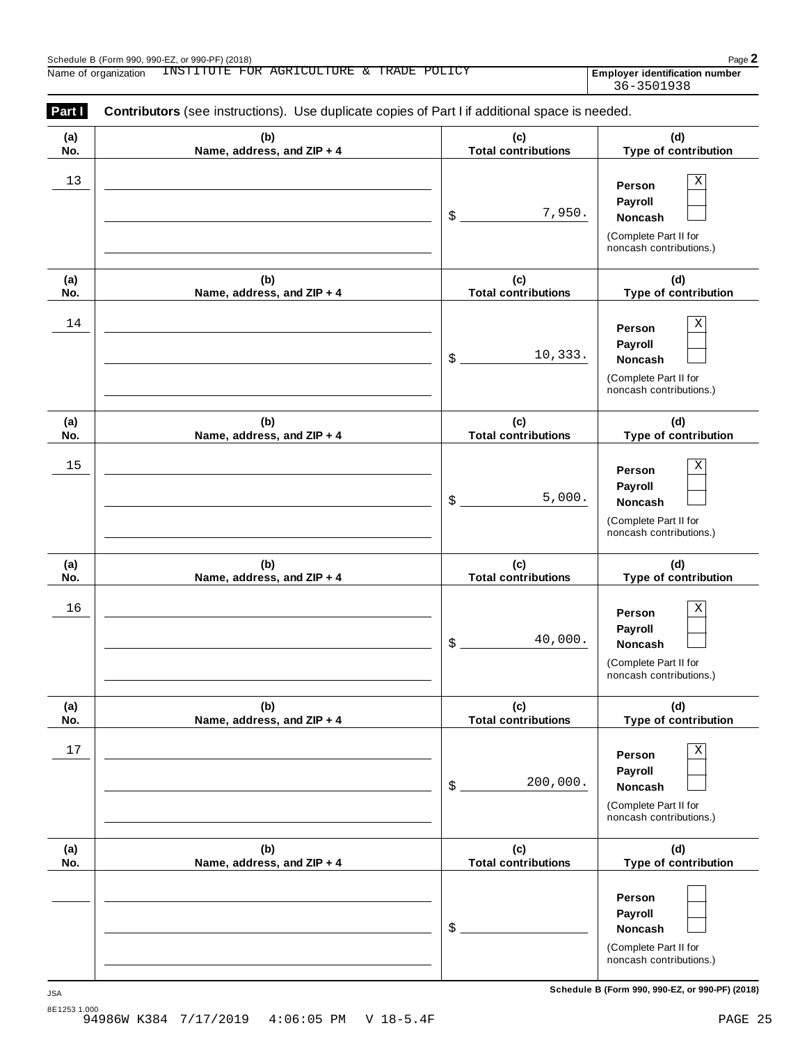Schedule B (Form 990, 990-EZ, or 990-PF) (2018)

Name of organization: INSTITUTE FOR AGRICULTURE & TRADE POLICY

**Employer identification number** 36-3501938

**Part I** **Contributors** (see instructions). Use duplicate copies of Part I if additional space is needed.

| (a) No. | (b) Name, address, and ZIP + 4 | (c) Total contributions | (d) Type of contribution |
|---|---|---|---|
| 13 | | $ 7,950. | Person [X] Payroll [ ] Noncash [ ] (Complete Part II for noncash contributions.) |
| 14 | | $ 10,333. | Person [X] Payroll [ ] Noncash [ ] (Complete Part II for noncash contributions.) |
| 15 | | $ 5,000. | Person [X] Payroll [ ] Noncash [ ] (Complete Part II for noncash contributions.) |
| 16 | | $ 40,000. | Person [X] Payroll [ ] Noncash [ ] (Complete Part II for noncash contributions.) |
| 17 | | $ 200,000. | Person [X] Payroll [ ] Noncash [ ] (Complete Part II for noncash contributions.) |
| | | $ | Person [ ] Payroll [ ] Noncash [ ] (Complete Part II for noncash contributions.) |

JSA

8E1253 1.000

94986W K384 7/17/2019 4:06:05 PM V 18-5.4F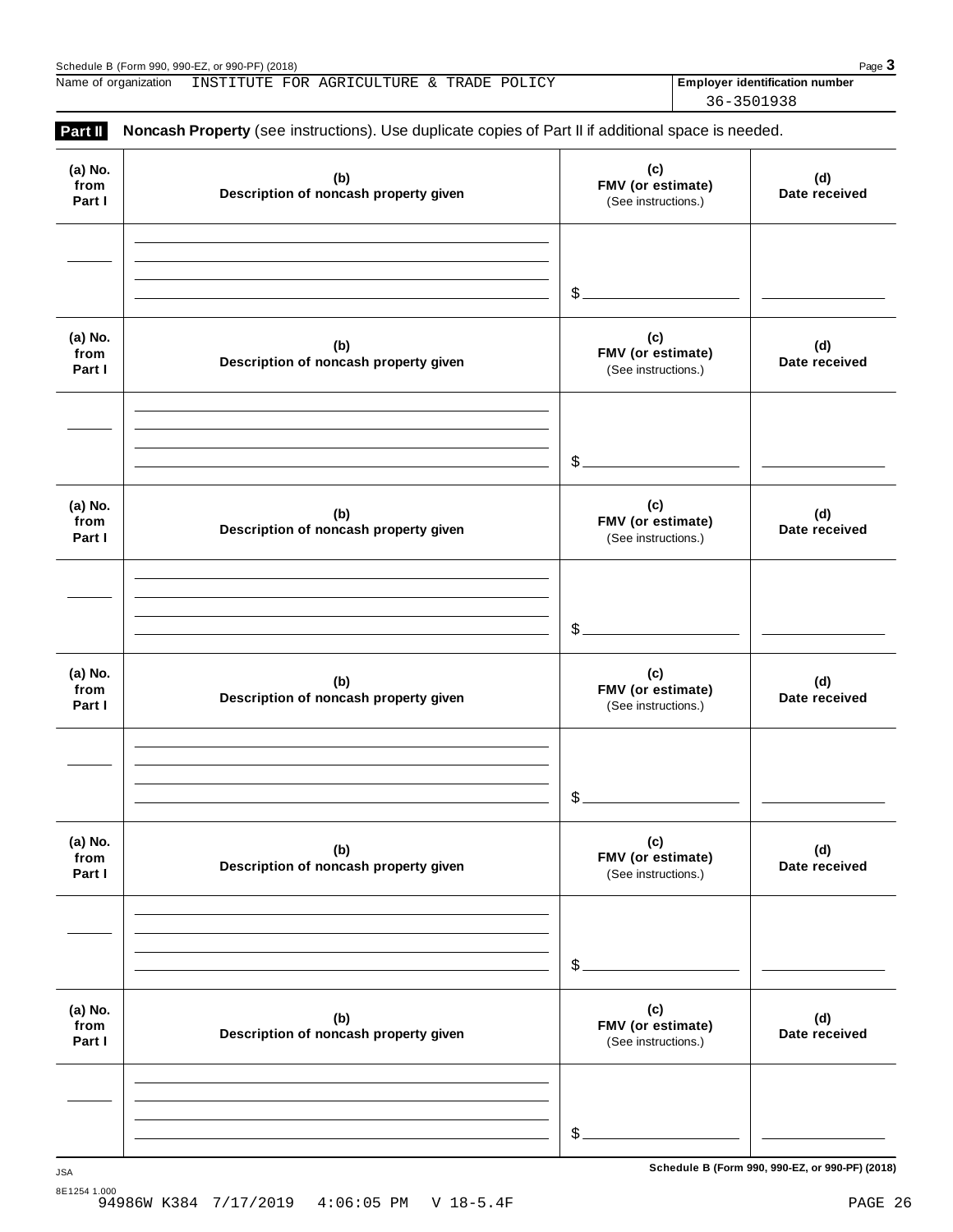Name of organization INSTITUTE FOR AGRICULTURE & TRADE POLICY

**Employer identification number**
36-3501938

**Part II** **Noncash Property** (see instructions). Use duplicate copies of Part II if additional space is needed.

| (a) No. from Part I | (b) Description of noncash property given | (c) FMV (or estimate) (See instructions.) | (d) Date received |
|---|---|---|---|
| | | $ | |

| (a) No. from Part I | (b) Description of noncash property given | (c) FMV (or estimate) (See instructions.) | (d) Date received |
|---|---|---|---|
| | | $ | |

| (a) No. from Part I | (b) Description of noncash property given | (c) FMV (or estimate) (See instructions.) | (d) Date received |
|---|---|---|---|
| | | $ | |

| (a) No. from Part I | (b) Description of noncash property given | (c) FMV (or estimate) (See instructions.) | (d) Date received |
|---|---|---|---|
| | | $ | |

| (a) No. from Part I | (b) Description of noncash property given | (c) FMV (or estimate) (See instructions.) | (d) Date received |
|---|---|---|---|
| | | $ | |

| (a) No. from Part I | (b) Description of noncash property given | (c) FMV (or estimate) (See instructions.) | (d) Date received |
|---|---|---|---|
| | | $ | |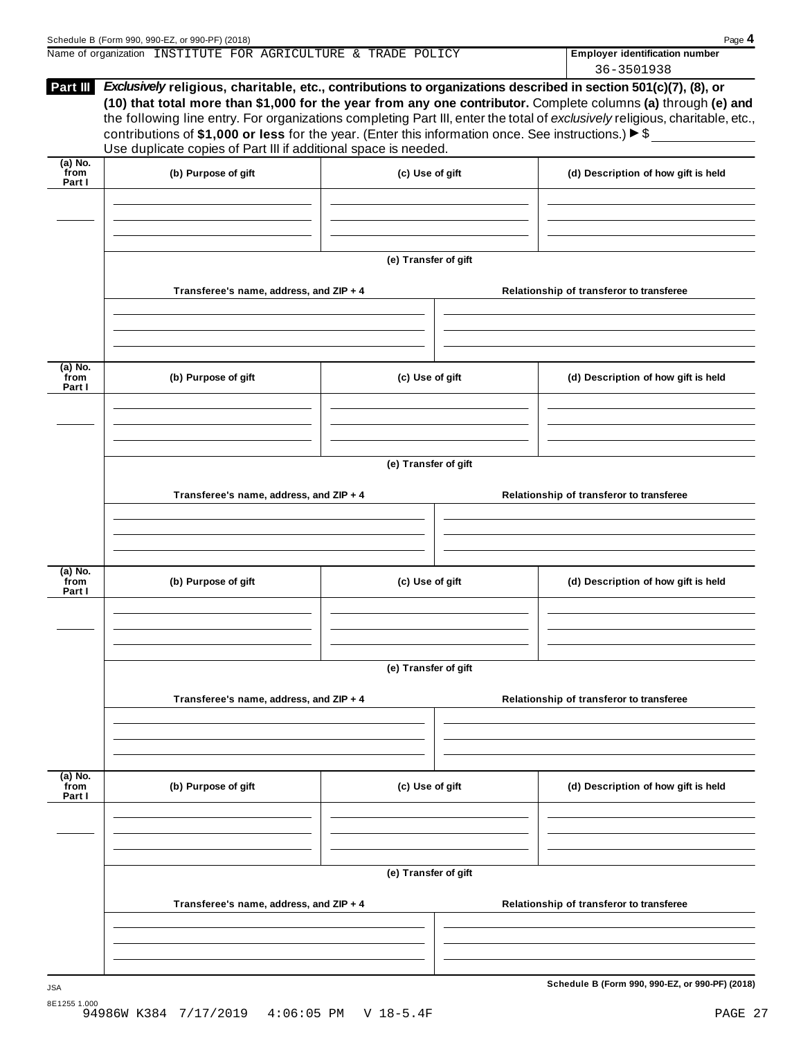Name of organization INSTITUTE FOR AGRICULTURE & TRADE POLICY

**Employer identification number** 36-3501938

**Part III** ***Exclusively*** **religious, charitable, etc., contributions to organizations described in section 501(c)(7), (8), or (10) that total more than $1,000 for the year from any one contributor.** Complete columns **(a)** through **(e)** and the following line entry. For organizations completing Part III, enter the total of *exclusively* religious, charitable, etc., contributions of **$1,000 or less** for the year. (Enter this information once. See instructions.) ▶ $ \_\_\_\_\_\_\_\_
Use duplicate copies of Part III if additional space is needed.

| (a) No. from Part I | (b) Purpose of gift | (c) Use of gift | (d) Description of how gift is held |
|---|---|---|---|
| | | | |

**(e) Transfer of gift**

| Transferee's name, address, and ZIP + 4 | Relationship of transferor to transferee |
|---|---|
| | |

| (a) No. from Part I | (b) Purpose of gift | (c) Use of gift | (d) Description of how gift is held |
|---|---|---|---|
| | | | |

**(e) Transfer of gift**

| Transferee's name, address, and ZIP + 4 | Relationship of transferor to transferee |
|---|---|
| | |

| (a) No. from Part I | (b) Purpose of gift | (c) Use of gift | (d) Description of how gift is held |
|---|---|---|---|
| | | | |

**(e) Transfer of gift**

| Transferee's name, address, and ZIP + 4 | Relationship of transferor to transferee |
|---|---|
| | |

| (a) No. from Part I | (b) Purpose of gift | (c) Use of gift | (d) Description of how gift is held |
|---|---|---|---|
| | | | |

**(e) Transfer of gift**

| Transferee's name, address, and ZIP + 4 | Relationship of transferor to transferee |
|---|---|
| | |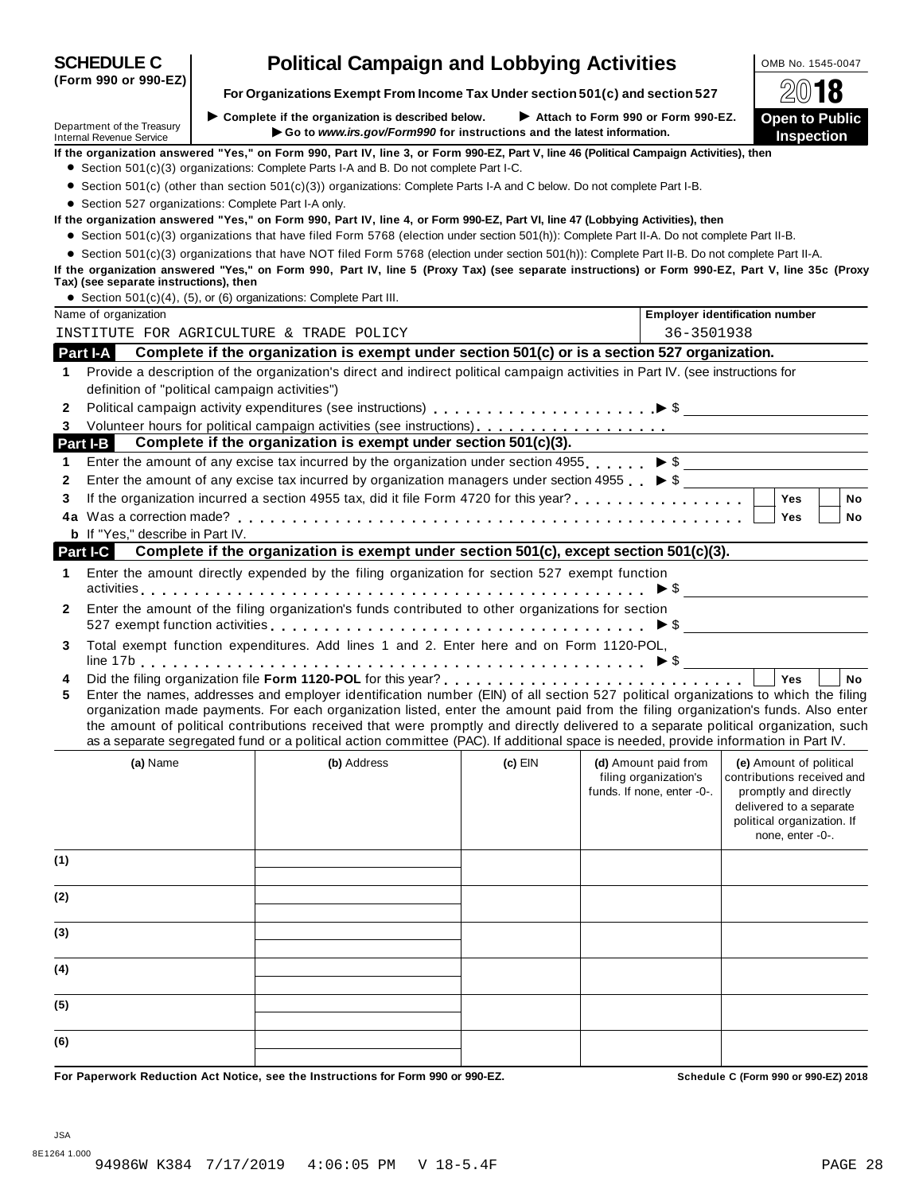**SCHEDULE C (Form 990 or 990-EZ)**

Department of the Treasury
Internal Revenue Service

# Political Campaign and Lobbying Activities

**For Organizations Exempt From Income Tax Under section 501(c) and section 527**

▶ Complete if the organization is described below. ▶ Attach to Form 990 or Form 990-EZ.
▶ Go to *www.irs.gov/Form990* for instructions and the latest information.

OMB No. 1545-0047

2018

**Open to Public Inspection**

**If the organization answered "Yes," on Form 990, Part IV, line 3, or Form 990-EZ, Part V, line 46 (Political Campaign Activities), then**

- Section 501(c)(3) organizations: Complete Parts I-A and B. Do not complete Part I-C.
- Section 501(c) (other than section 501(c)(3)) organizations: Complete Parts I-A and C below. Do not complete Part I-B.
- Section 527 organizations: Complete Part I-A only.

**If the organization answered "Yes," on Form 990, Part IV, line 4, or Form 990-EZ, Part VI, line 47 (Lobbying Activities), then**

- Section 501(c)(3) organizations that have filed Form 5768 (election under section 501(h)): Complete Part II-A. Do not complete Part II-B.
- Section 501(c)(3) organizations that have NOT filed Form 5768 (election under section 501(h)): Complete Part II-B. Do not complete Part II-A.

**If the organization answered "Yes," on Form 990, Part IV, line 5 (Proxy Tax) (see separate instructions) or Form 990-EZ, Part V, line 35c (Proxy Tax) (see separate instructions), then**

- Section 501(c)(4), (5), or (6) organizations: Complete Part III.

| Name of organization | Employer identification number |
|---|---|
| INSTITUTE FOR AGRICULTURE & TRADE POLICY | 36-3501938 |

## Part I-A Complete if the organization is exempt under section 501(c) or is a section 527 organization.

1. Provide a description of the organization's direct and indirect political campaign activities in Part IV. (see instructions for definition of "political campaign activities")
2. Political campaign activity expenditures (see instructions) ▶ $
3. Volunteer hours for political campaign activities (see instructions)

## Part I-B Complete if the organization is exempt under section 501(c)(3).

1. Enter the amount of any excise tax incurred by the organization under section 4955 ▶ $
2. Enter the amount of any excise tax incurred by organization managers under section 4955 ▶ $
3. If the organization incurred a section 4955 tax, did it file Form 4720 for this year? ☐ Yes ☐ No

4a Was a correction made? ☐ Yes ☐ No

b If "Yes," describe in Part IV.

## Part I-C Complete if the organization is exempt under section 501(c), except section 501(c)(3).

1. Enter the amount directly expended by the filing organization for section 527 exempt function activities ▶ $
2. Enter the amount of the filing organization's funds contributed to other organizations for section 527 exempt function activities ▶ $
3. Total exempt function expenditures. Add lines 1 and 2. Enter here and on Form 1120-POL, line 17b ▶ $
4. Did the filing organization file **Form 1120-POL** for this year? ☐ Yes ☐ No
5. Enter the names, addresses and employer identification number (EIN) of all section 527 political organizations to which the filing organization made payments. For each organization listed, enter the amount paid from the filing organization's funds. Also enter the amount of political contributions received that were promptly and directly delivered to a separate political organization, such as a separate segregated fund or a political action committee (PAC). If additional space is needed, provide information in Part IV.

| | (a) Name | (b) Address | (c) EIN | (d) Amount paid from filing organization's funds. If none, enter -0-. | (e) Amount of political contributions received and promptly and directly delivered to a separate political organization. If none, enter -0-. |
|---|---|---|---|---|---|
| (1) | | | | | |
| (2) | | | | | |
| (3) | | | | | |
| (4) | | | | | |
| (5) | | | | | |
| (6) | | | | | |

**For Paperwork Reduction Act Notice, see the Instructions for Form 990 or 990-EZ.** **Schedule C (Form 990 or 990-EZ) 2018**

JSA
8E1264 1.000
94986W K384 7/17/2019 4:06:05 PM V 18-5.4F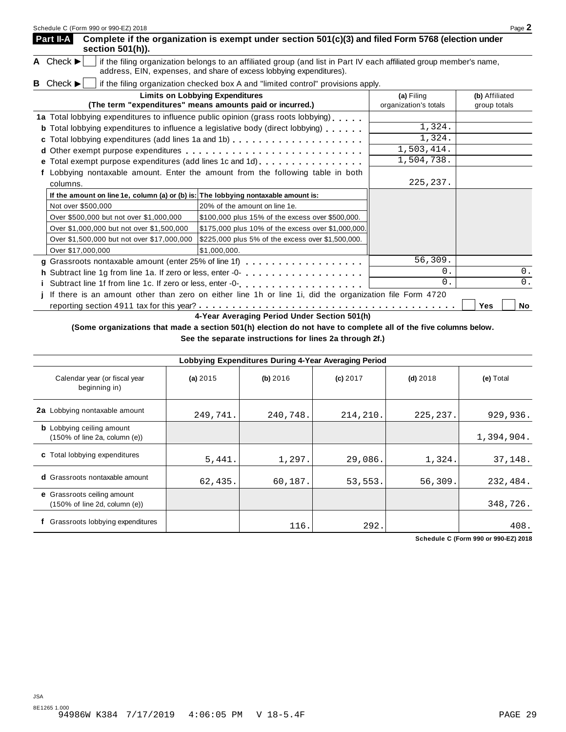## Part II-A Complete if the organization is exempt under section 501(c)(3) and filed Form 5768 (election under section 501(h)).

**A** Check ▶ ☐ if the filing organization belongs to an affiliated group (and list in Part IV each affiliated group member's name, address, EIN, expenses, and share of excess lobbying expenditures).

**B** Check ▶ ☐ if the filing organization checked box A and "limited control" provisions apply.

| Limits on Lobbying Expenditures (The term "expenditures" means amounts paid or incurred.) | (a) Filing organization's totals | (b) Affiliated group totals |
|---|---|---|
| **1a** Total lobbying expenditures to influence public opinion (grass roots lobbying) | | |
| **b** Total lobbying expenditures to influence a legislative body (direct lobbying) | 1,324. | |
| **c** Total lobbying expenditures (add lines 1a and 1b) | 1,324. | |
| **d** Other exempt purpose expenditures | 1,503,414. | |
| **e** Total exempt purpose expenditures (add lines 1c and 1d) | 1,504,738. | |
| **f** Lobbying nontaxable amount. Enter the amount from the following table in both columns. | 225,237. | |

| If the amount on line 1e, column (a) or (b) is: | The lobbying nontaxable amount is: |
|---|---|
| Not over $500,000 | 20% of the amount on line 1e. |
| Over $500,000 but not over $1,000,000 | $100,000 plus 15% of the excess over $500,000. |
| Over $1,000,000 but not over $1,500,000 | $175,000 plus 10% of the excess over $1,000,000. |
| Over $1,500,000 but not over $17,000,000 | $225,000 plus 5% of the excess over $1,500,000. |
| Over $17,000,000 | $1,000,000. |

| | (a) Filing organization's totals | (b) Affiliated group totals |
|---|---|---|
| **g** Grassroots nontaxable amount (enter 25% of line 1f) | 56,309. | |
| **h** Subtract line 1g from line 1a. If zero or less, enter -0- | 0. | 0. |
| **i** Subtract line 1f from line 1c. If zero or less, enter -0- | 0. | 0. |

**j** If there is an amount other than zero on either line 1h or line 1i, did the organization file Form 4720 reporting section 4911 tax for this year? ☐ Yes ☐ No

### 4-Year Averaging Period Under Section 501(h)

**(Some organizations that made a section 501(h) election do not have to complete all of the five columns below. See the separate instructions for lines 2a through 2f.)**

| Lobbying Expenditures During 4-Year Averaging Period | | | | | |
|---|---|---|---|---|---|
| Calendar year (or fiscal year beginning in) | (a) 2015 | (b) 2016 | (c) 2017 | (d) 2018 | (e) Total |
| **2a** Lobbying nontaxable amount | 249,741. | 240,748. | 214,210. | 225,237. | 929,936. |
| **b** Lobbying ceiling amount (150% of line 2a, column (e)) | | | | | 1,394,904. |
| **c** Total lobbying expenditures | 5,441. | 1,297. | 29,086. | 1,324. | 37,148. |
| **d** Grassroots nontaxable amount | 62,435. | 60,187. | 53,553. | 56,309. | 232,484. |
| **e** Grassroots ceiling amount (150% of line 2d, column (e)) | | | | | 348,726. |
| **f** Grassroots lobbying expenditures | | 116. | 292. | | 408. |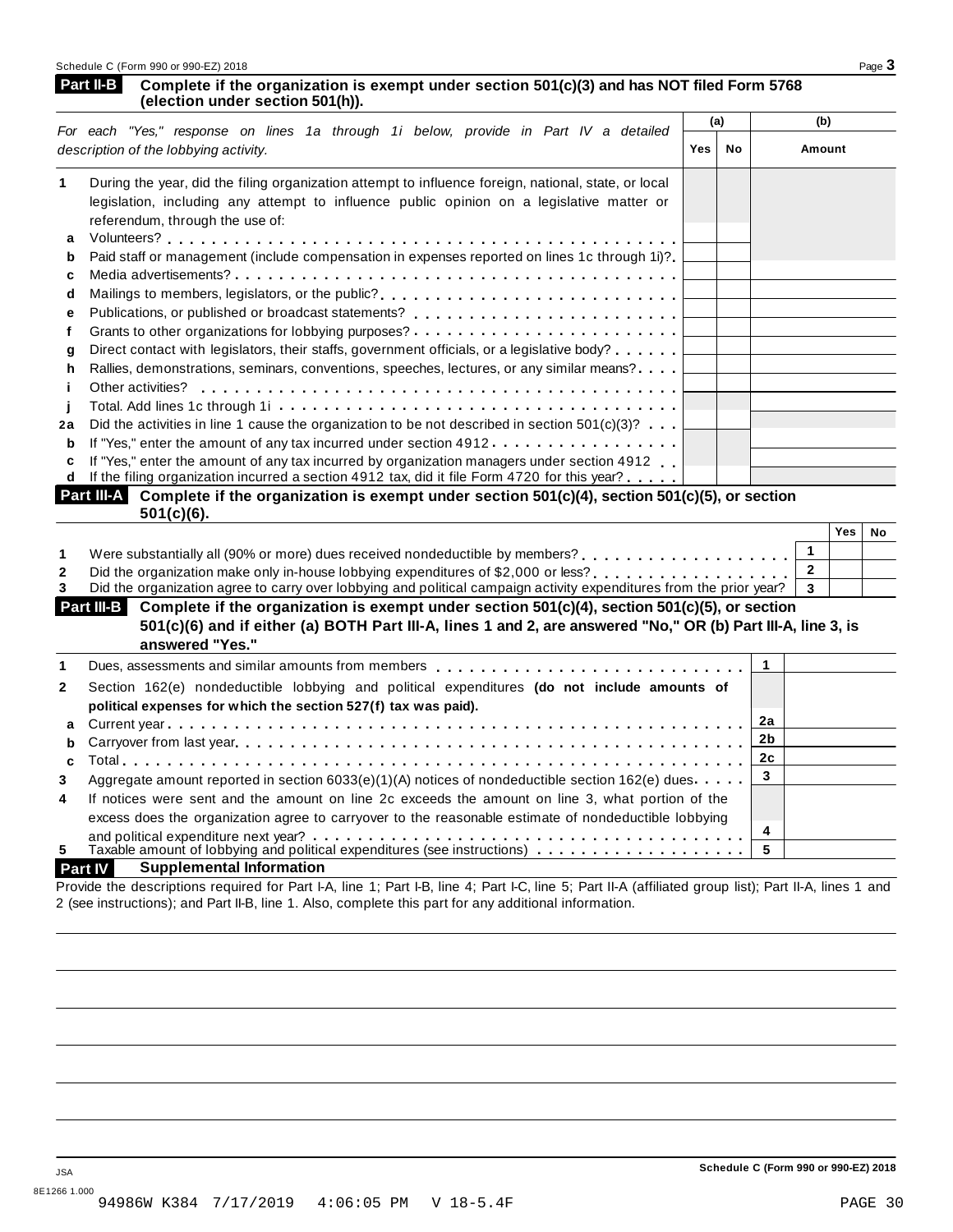## Part II-B Complete if the organization is exempt under section 501(c)(3) and has NOT filed Form 5768 (election under section 501(h)).

| *For each "Yes," response on lines 1a through 1i below, provide in Part IV a detailed description of the lobbying activity.* | (a) Yes | (a) No | (b) Amount |
|---|---|---|---|
| **1** During the year, did the filing organization attempt to influence foreign, national, state, or local legislation, including any attempt to influence public opinion on a legislative matter or referendum, through the use of: | | | |
| **a** Volunteers? | | | |
| **b** Paid staff or management (include compensation in expenses reported on lines 1c through 1i)? | | | |
| **c** Media advertisements? | | | |
| **d** Mailings to members, legislators, or the public? | | | |
| **e** Publications, or published or broadcast statements? | | | |
| **f** Grants to other organizations for lobbying purposes? | | | |
| **g** Direct contact with legislators, their staffs, government officials, or a legislative body? | | | |
| **h** Rallies, demonstrations, seminars, conventions, speeches, lectures, or any similar means? | | | |
| **i** Other activities? | | | |
| **j** Total. Add lines 1c through 1i | | | |
| **2a** Did the activities in line 1 cause the organization to be not described in section 501(c)(3)? | | | |
| **b** If "Yes," enter the amount of any tax incurred under section 4912 | | | |
| **c** If "Yes," enter the amount of any tax incurred by organization managers under section 4912 | | | |
| **d** If the filing organization incurred a section 4912 tax, did it file Form 4720 for this year? | | | |

## Part III-A Complete if the organization is exempt under section 501(c)(4), section 501(c)(5), or section 501(c)(6).

| | | Yes | No |
|---|---|---|---|
| **1** Were substantially all (90% or more) dues received nondeductible by members? | 1 | | |
| **2** Did the organization make only in-house lobbying expenditures of $2,000 or less? | 2 | | |
| **3** Did the organization agree to carry over lobbying and political campaign activity expenditures from the prior year? | 3 | | |

## Part III-B Complete if the organization is exempt under section 501(c)(4), section 501(c)(5), or section 501(c)(6) and if either (a) BOTH Part III-A, lines 1 and 2, are answered "No," OR (b) Part III-A, line 3, is answered "Yes."

| | | |
|---|---|---|
| **1** Dues, assessments and similar amounts from members | 1 | |
| **2** Section 162(e) nondeductible lobbying and political expenditures **(do not include amounts of political expenses for which the section 527(f) tax was paid).** | | |
| **a** Current year | 2a | |
| **b** Carryover from last year | 2b | |
| **c** Total | 2c | |
| **3** Aggregate amount reported in section 6033(e)(1)(A) notices of nondeductible section 162(e) dues | 3 | |
| **4** If notices were sent and the amount on line 2c exceeds the amount on line 3, what portion of the excess does the organization agree to carryover to the reasonable estimate of nondeductible lobbying and political expenditure next year? | 4 | |
| **5** Taxable amount of lobbying and political expenditures (see instructions) | 5 | |

## Part IV Supplemental Information

Provide the descriptions required for Part I-A, line 1; Part I-B, line 4; Part I-C, line 5; Part II-A (affiliated group list); Part II-A, lines 1 and 2 (see instructions); and Part II-B, line 1. Also, complete this part for any additional information.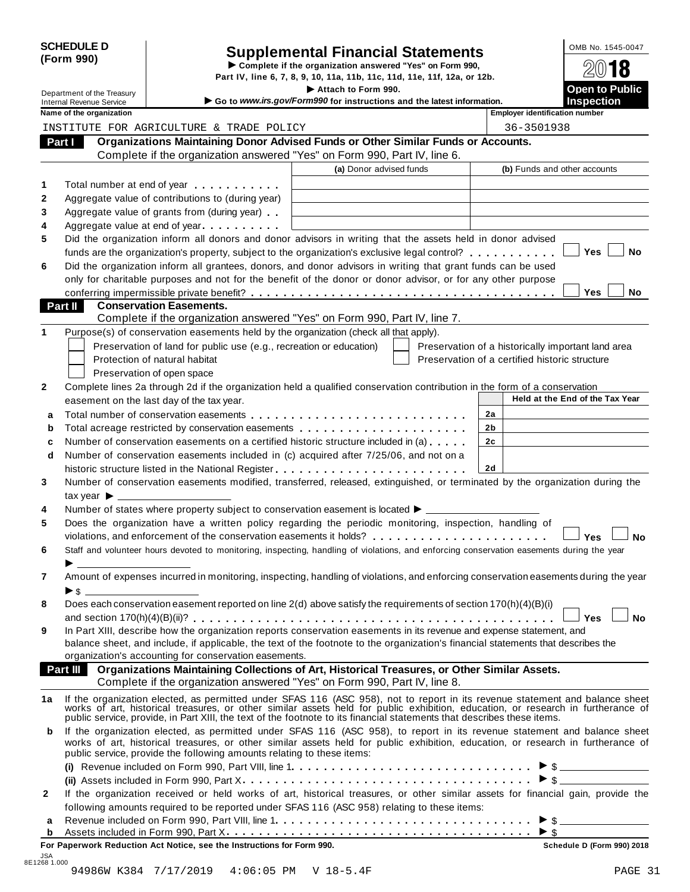**SCHEDULE D (Form 990)**

Department of the Treasury
Internal Revenue Service

# Supplemental Financial Statements

▶ Complete if the organization answered "Yes" on Form 990, Part IV, line 6, 7, 8, 9, 10, 11a, 11b, 11c, 11d, 11e, 11f, 12a, or 12b.

▶ Attach to Form 990.

▶ Go to *www.irs.gov/Form990* for instructions and the latest information.

OMB No. 1545-0047

**2018**

**Open to Public Inspection**

| Name of the organization | Employer identification number |
|---|---|
| INSTITUTE FOR AGRICULTURE & TRADE POLICY | 36-3501938 |

## Part I Organizations Maintaining Donor Advised Funds or Other Similar Funds or Accounts.

Complete if the organization answered "Yes" on Form 990, Part IV, line 6.

| | | (a) Donor advised funds | (b) Funds and other accounts |
|---|---|---|---|
| 1 | Total number at end of year | | |
| 2 | Aggregate value of contributions to (during year) | | |
| 3 | Aggregate value of grants from (during year) | | |
| 4 | Aggregate value at end of year | | |

5 Did the organization inform all donors and donor advisors in writing that the assets held in donor advised funds are the organization's property, subject to the organization's exclusive legal control? ☐ Yes ☐ No

6 Did the organization inform all grantees, donors, and donor advisors in writing that grant funds can be used only for charitable purposes and not for the benefit of the donor or donor advisor, or for any other purpose conferring impermissible private benefit? ☐ Yes ☐ No

## Part II Conservation Easements.

Complete if the organization answered "Yes" on Form 990, Part IV, line 7.

1 Purpose(s) of conservation easements held by the organization (check all that apply).

- ☐ Preservation of land for public use (e.g., recreation or education)
- ☐ Protection of natural habitat
- ☐ Preservation of open space
- ☐ Preservation of a historically important land area
- ☐ Preservation of a certified historic structure

2 Complete lines 2a through 2d if the organization held a qualified conservation contribution in the form of a conservation easement on the last day of the tax year.

| | | | Held at the End of the Tax Year |
|---|---|---|---|
| a | Total number of conservation easements | 2a | |
| b | Total acreage restricted by conservation easements | 2b | |
| c | Number of conservation easements on a certified historic structure included in (a) | 2c | |
| d | Number of conservation easements included in (c) acquired after 7/25/06, and not on a historic structure listed in the National Register | 2d | |

3 Number of conservation easements modified, transferred, released, extinguished, or terminated by the organization during the tax year ▶ ____________

4 Number of states where property subject to conservation easement is located ▶ ____________

5 Does the organization have a written policy regarding the periodic monitoring, inspection, handling of violations, and enforcement of the conservation easements it holds? ☐ Yes ☐ No

6 Staff and volunteer hours devoted to monitoring, inspecting, handling of violations, and enforcing conservation easements during the year ▶ ____________

7 Amount of expenses incurred in monitoring, inspecting, handling of violations, and enforcing conservation easements during the year ▶ $ ____________

8 Does each conservation easement reported on line 2(d) above satisfy the requirements of section 170(h)(4)(B)(i) and section 170(h)(4)(B)(ii)? ☐ Yes ☐ No

9 In Part XIII, describe how the organization reports conservation easements in its revenue and expense statement, and balance sheet, and include, if applicable, the text of the footnote to the organization's financial statements that describes the organization's accounting for conservation easements.

## Part III Organizations Maintaining Collections of Art, Historical Treasures, or Other Similar Assets.

Complete if the organization answered "Yes" on Form 990, Part IV, line 8.

1a If the organization elected, as permitted under SFAS 116 (ASC 958), not to report in its revenue statement and balance sheet works of art, historical treasures, or other similar assets held for public exhibition, education, or research in furtherance of public service, provide, in Part XIII, the text of the footnote to its financial statements that describes these items.

b If the organization elected, as permitted under SFAS 116 (ASC 958), to report in its revenue statement and balance sheet works of art, historical treasures, or other similar assets held for public exhibition, education, or research in furtherance of public service, provide the following amounts relating to these items:

(i) Revenue included on Form 990, Part VIII, line 1 ▶ $ ____________

(ii) Assets included in Form 990, Part X ▶ $ ____________

2 If the organization received or held works of art, historical treasures, or other similar assets for financial gain, provide the following amounts required to be reported under SFAS 116 (ASC 958) relating to these items:

a Revenue included on Form 990, Part VIII, line 1 ▶ $ ____________

b Assets included in Form 990, Part X ▶ $ ____________

**For Paperwork Reduction Act Notice, see the Instructions for Form 990.** **Schedule D (Form 990) 2018**

JSA 8E1268 1.000
94986W K384 7/17/2019 4:06:05 PM V 18-5.4F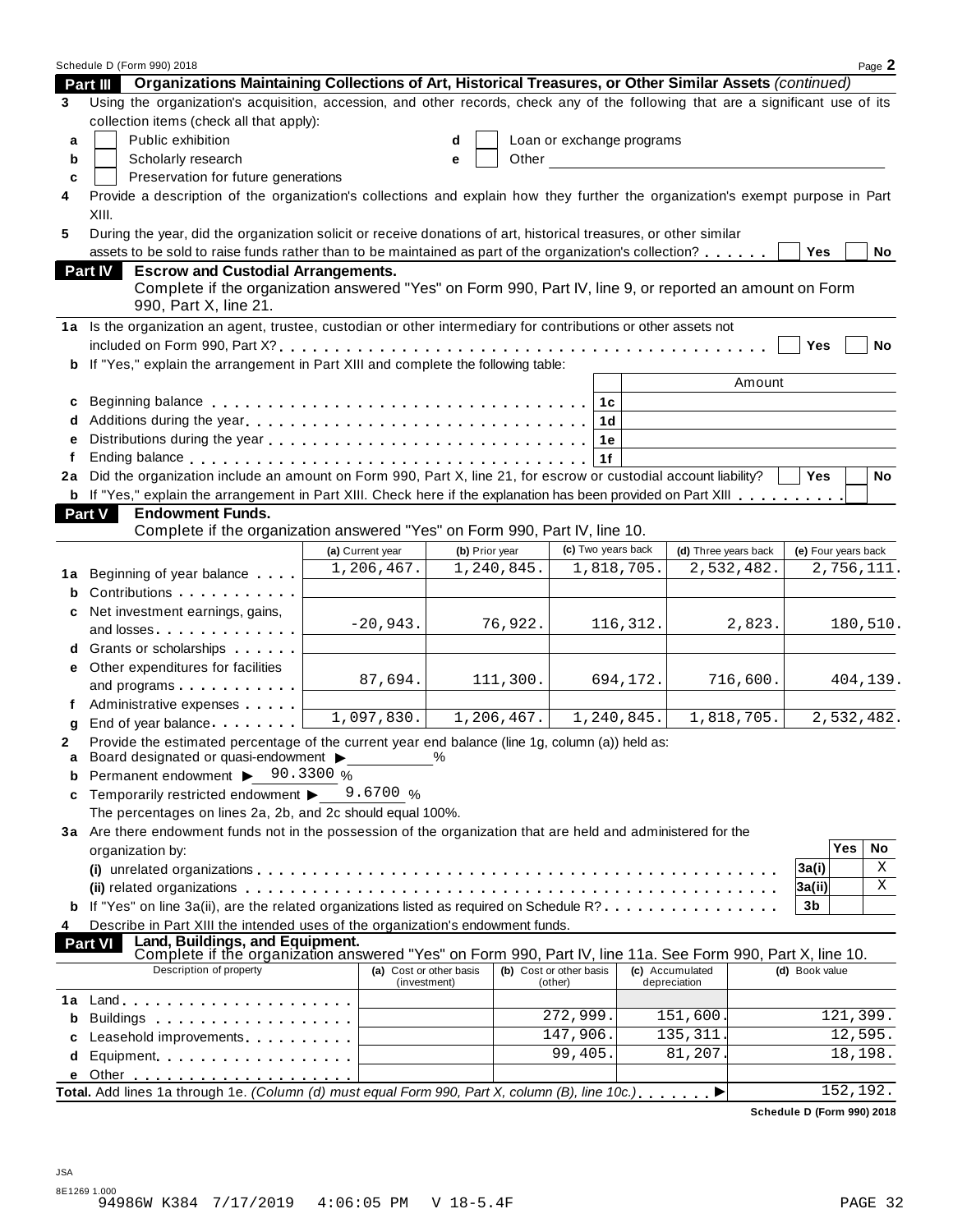## Part III Organizations Maintaining Collections of Art, Historical Treasures, or Other Similar Assets *(continued)*

**3** Using the organization's acquisition, accession, and other records, check any of the following that are a significant use of its collection items (check all that apply):

- **a** ☐ Public exhibition
- **b** ☐ Scholarly research
- **c** ☐ Preservation for future generations
- **d** ☐ Loan or exchange programs
- **e** ☐ Other

**4** Provide a description of the organization's collections and explain how they further the organization's exempt purpose in Part XIII.

**5** During the year, did the organization solicit or receive donations of art, historical treasures, or other similar assets to be sold to raise funds rather than to be maintained as part of the organization's collection? ☐ Yes ☐ No

## Part IV Escrow and Custodial Arrangements.

Complete if the organization answered "Yes" on Form 990, Part IV, line 9, or reported an amount on Form 990, Part X, line 21.

**1a** Is the organization an agent, trustee, custodian or other intermediary for contributions or other assets not included on Form 990, Part X? ☐ Yes ☐ No

**b** If "Yes," explain the arrangement in Part XIII and complete the following table:

| | | | Amount |
|---|---|---|---|
| **c** | Beginning balance | 1c | |
| **d** | Additions during the year | 1d | |
| **e** | Distributions during the year | 1e | |
| **f** | Ending balance | 1f | |

**2a** Did the organization include an amount on Form 990, Part X, line 21, for escrow or custodial account liability? ☐ Yes ☐ No

**b** If "Yes," explain the arrangement in Part XIII. Check here if the explanation has been provided on Part XIII ☐

## Part V Endowment Funds.

Complete if the organization answered "Yes" on Form 990, Part IV, line 10.

| | | (a) Current year | (b) Prior year | (c) Two years back | (d) Three years back | (e) Four years back |
|---|---|---|---|---|---|---|
| **1a** | Beginning of year balance | 1,206,467. | 1,240,845. | 1,818,705. | 2,532,482. | 2,756,111. |
| **b** | Contributions | | | | | |
| **c** | Net investment earnings, gains, and losses | -20,943. | 76,922. | 116,312. | 2,823. | 180,510. |
| **d** | Grants or scholarships | | | | | |
| **e** | Other expenditures for facilities and programs | 87,694. | 111,300. | 694,172. | 716,600. | 404,139. |
| **f** | Administrative expenses | | | | | |
| **g** | End of year balance | 1,097,830. | 1,206,467. | 1,240,845. | 1,818,705. | 2,532,482. |

**2** Provide the estimated percentage of the current year end balance (line 1g, column (a)) held as:

- **a** Board designated or quasi-endowment ▶ ______ %
- **b** Permanent endowment ▶ 90.3300 %
- **c** Temporarily restricted endowment ▶ 9.6700 %

The percentages on lines 2a, 2b, and 2c should equal 100%.

**3a** Are there endowment funds not in the possession of the organization that are held and administered for the organization by:

| | | | Yes | No |
|---|---|---|---|---|
| | **(i)** unrelated organizations | 3a(i) | | X |
| | **(ii)** related organizations | 3a(ii) | | X |
| **b** | If "Yes" on line 3a(ii), are the related organizations listed as required on Schedule R? | 3b | | |

**4** Describe in Part XIII the intended uses of the organization's endowment funds.

## Part VI Land, Buildings, and Equipment.

Complete if the organization answered "Yes" on Form 990, Part IV, line 11a. See Form 990, Part X, line 10.

| Description of property | (a) Cost or other basis (investment) | (b) Cost or other basis (other) | (c) Accumulated depreciation | (d) Book value |
|---|---|---|---|---|
| **1a** Land | | | | |
| **b** Buildings | | 272,999. | 151,600. | 121,399. |
| **c** Leasehold improvements | | 147,906. | 135,311. | 12,595. |
| **d** Equipment | | 99,405. | 81,207. | 18,198. |
| **e** Other | | | | |
| **Total.** Add lines 1a through 1e. *(Column (d) must equal Form 990, Part X, column (B), line 10c.)* ▶ | | | | 152,192. |

Schedule D (Form 990) 2018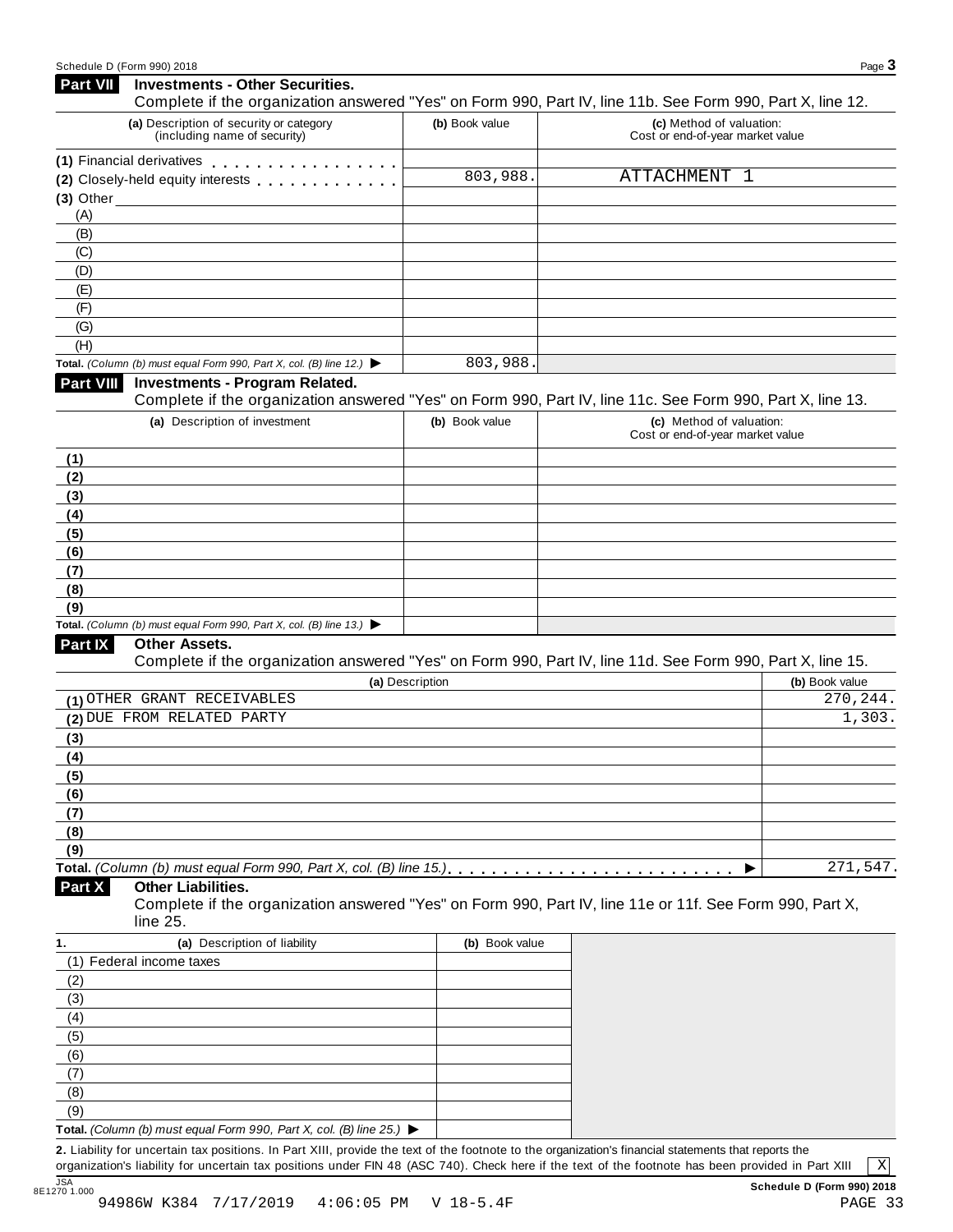## Part VII Investments - Other Securities.

Complete if the organization answered "Yes" on Form 990, Part IV, line 11b. See Form 990, Part X, line 12.

| (a) Description of security or category (including name of security) | (b) Book value | (c) Method of valuation: Cost or end-of-year market value |
|---|---|---|
| (1) Financial derivatives | | |
| (2) Closely-held equity interests | 803,988. | ATTACHMENT 1 |
| (3) Other | | |
| (A) | | |
| (B) | | |
| (C) | | |
| (D) | | |
| (E) | | |
| (F) | | |
| (G) | | |
| (H) | | |
| **Total.** *(Column (b) must equal Form 990, Part X, col. (B) line 12.)* ▶ | 803,988. | |

## Part VIII Investments - Program Related.

Complete if the organization answered "Yes" on Form 990, Part IV, line 11c. See Form 990, Part X, line 13.

| (a) Description of investment | (b) Book value | (c) Method of valuation: Cost or end-of-year market value |
|---|---|---|
| (1) | | |
| (2) | | |
| (3) | | |
| (4) | | |
| (5) | | |
| (6) | | |
| (7) | | |
| (8) | | |
| (9) | | |
| **Total.** *(Column (b) must equal Form 990, Part X, col. (B) line 13.)* ▶ | | |

## Part IX Other Assets.

Complete if the organization answered "Yes" on Form 990, Part IV, line 11d. See Form 990, Part X, line 15.

| (a) Description | (b) Book value |
|---|---|
| (1) OTHER GRANT RECEIVABLES | 270,244. |
| (2) DUE FROM RELATED PARTY | 1,303. |
| (3) | |
| (4) | |
| (5) | |
| (6) | |
| (7) | |
| (8) | |
| (9) | |
| **Total.** *(Column (b) must equal Form 990, Part X, col. (B) line 15.)* ▶ | 271,547. |

## Part X Other Liabilities.

Complete if the organization answered "Yes" on Form 990, Part IV, line 11e or 11f. See Form 990, Part X, line 25.

| 1. (a) Description of liability | (b) Book value |
|---|---|
| (1) Federal income taxes | |
| (2) | |
| (3) | |
| (4) | |
| (5) | |
| (6) | |
| (7) | |
| (8) | |
| (9) | |
| **Total.** *(Column (b) must equal Form 990, Part X, col. (B) line 25.)* ▶ | |

**2.** Liability for uncertain tax positions. In Part XIII, provide the text of the footnote to the organization's financial statements that reports the organization's liability for uncertain tax positions under FIN 48 (ASC 740). Check here if the text of the footnote has been provided in Part XIII [X]

**Schedule D (Form 990) 2018**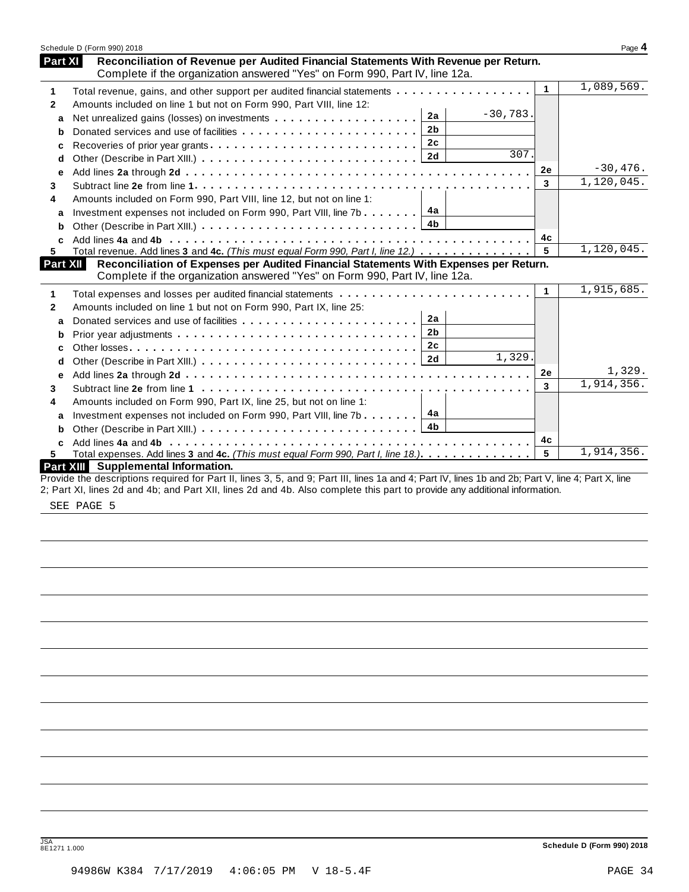## Part XI Reconciliation of Revenue per Audited Financial Statements With Revenue per Return.

Complete if the organization answered "Yes" on Form 990, Part IV, line 12a.

| | | | | | |
|---|---|---|---|---|---|
| 1 | Total revenue, gains, and other support per audited financial statements | | | 1 | 1,089,569. |
| 2 | Amounts included on line 1 but not on Form 990, Part VIII, line 12: | | | | |
| a | Net unrealized gains (losses) on investments | 2a | -30,783. | | |
| b | Donated services and use of facilities | 2b | | | |
| c | Recoveries of prior year grants | 2c | | | |
| d | Other (Describe in Part XIII.) | 2d | 307. | | |
| e | Add lines **2a** through **2d** | | | 2e | -30,476. |
| 3 | Subtract line **2e** from line **1** | | | 3 | 1,120,045. |
| 4 | Amounts included on Form 990, Part VIII, line 12, but not on line 1: | | | | |
| a | Investment expenses not included on Form 990, Part VIII, line 7b | 4a | | | |
| b | Other (Describe in Part XIII.) | 4b | | | |
| c | Add lines **4a** and **4b** | | | 4c | |
| 5 | Total revenue. Add lines **3** and **4c.** *(This must equal Form 990, Part I, line 12.)* | | | 5 | 1,120,045. |

## Part XII Reconciliation of Expenses per Audited Financial Statements With Expenses per Return.

Complete if the organization answered "Yes" on Form 990, Part IV, line 12a.

| | | | | | |
|---|---|---|---|---|---|
| 1 | Total expenses and losses per audited financial statements | | | 1 | 1,915,685. |
| 2 | Amounts included on line 1 but not on Form 990, Part IX, line 25: | | | | |
| a | Donated services and use of facilities | 2a | | | |
| b | Prior year adjustments | 2b | | | |
| c | Other losses | 2c | | | |
| d | Other (Describe in Part XIII.) | 2d | 1,329. | | |
| e | Add lines **2a** through **2d** | | | 2e | 1,329. |
| 3 | Subtract line **2e** from line **1** | | | 3 | 1,914,356. |
| 4 | Amounts included on Form 990, Part IX, line 25, but not on line 1: | | | | |
| a | Investment expenses not included on Form 990, Part VIII, line 7b | 4a | | | |
| b | Other (Describe in Part XIII.) | 4b | | | |
| c | Add lines **4a** and **4b** | | | 4c | |
| 5 | Total expenses. Add lines **3** and **4c.** *(This must equal Form 990, Part I, line 18.)* | | | 5 | 1,914,356. |

## Part XIII Supplemental Information.

Provide the descriptions required for Part II, lines 3, 5, and 9; Part III, lines 1a and 4; Part IV, lines 1b and 2b; Part V, line 4; Part X, line 2; Part XI, lines 2d and 4b; and Part XII, lines 2d and 4b. Also complete this part to provide any additional information.

SEE PAGE 5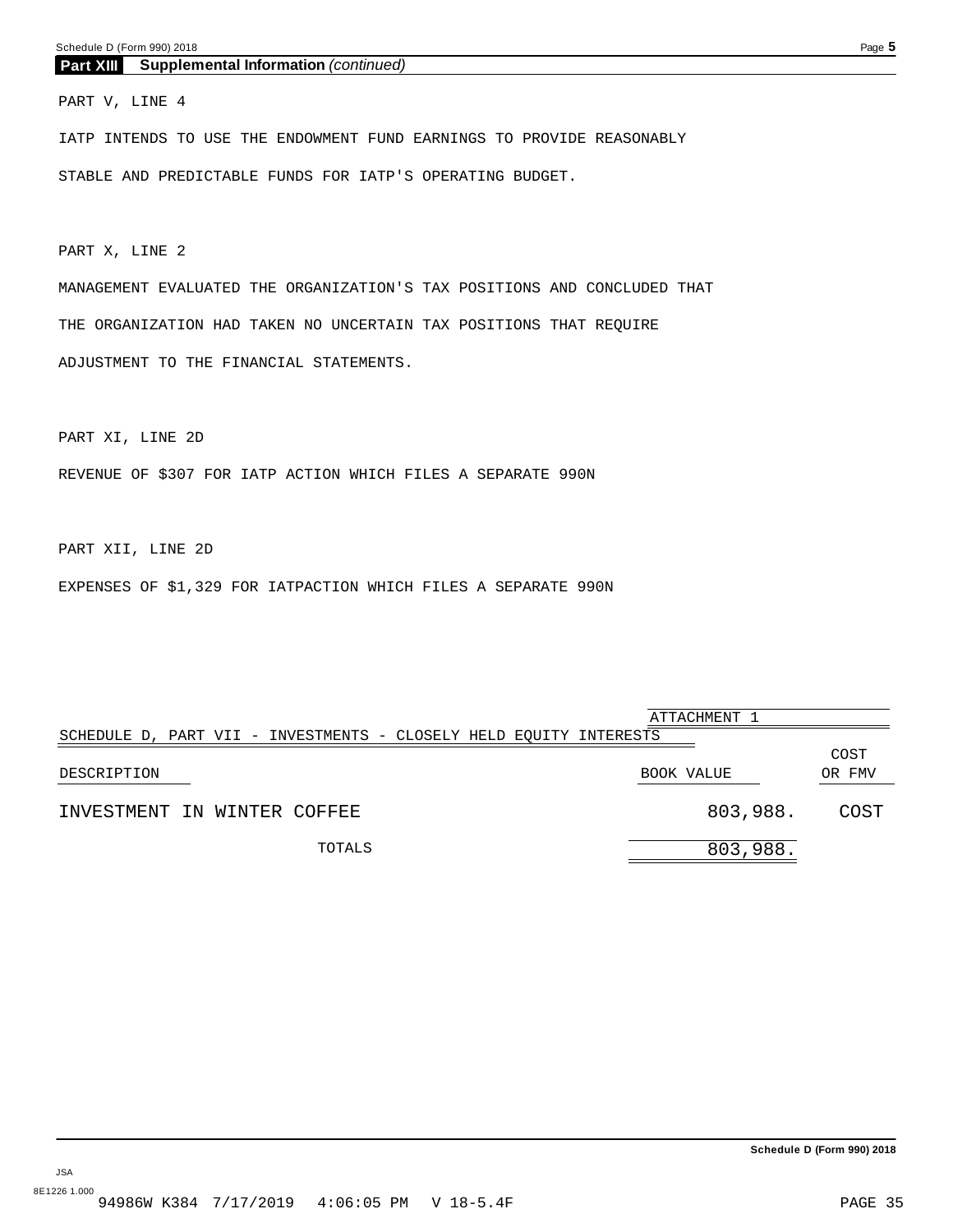**Part XIII Supplemental Information** *(continued)*

PART V, LINE 4

IATP INTENDS TO USE THE ENDOWMENT FUND EARNINGS TO PROVIDE REASONABLY STABLE AND PREDICTABLE FUNDS FOR IATP'S OPERATING BUDGET.

PART X, LINE 2

MANAGEMENT EVALUATED THE ORGANIZATION'S TAX POSITIONS AND CONCLUDED THAT THE ORGANIZATION HAD TAKEN NO UNCERTAIN TAX POSITIONS THAT REQUIRE ADJUSTMENT TO THE FINANCIAL STATEMENTS.

PART XI, LINE 2D

REVENUE OF $307 FOR IATP ACTION WHICH FILES A SEPARATE 990N

PART XII, LINE 2D

EXPENSES OF $1,329 FOR IATPACTION WHICH FILES A SEPARATE 990N

ATTACHMENT 1

SCHEDULE D, PART VII - INVESTMENTS - CLOSELY HELD EQUITY INTERESTS

| DESCRIPTION | BOOK VALUE | COST OR FMV |
|---|---|---|
| INVESTMENT IN WINTER COFFEE | 803,988. | COST |
| TOTALS | 803,988. | |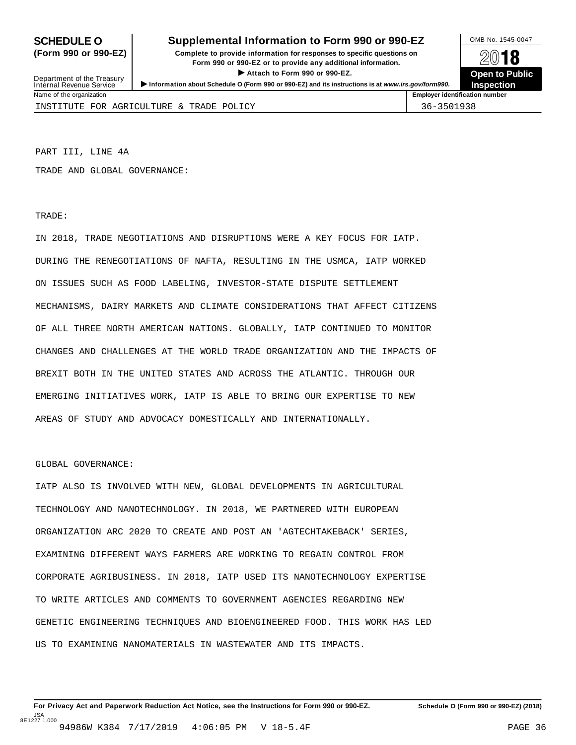**SCHEDULE O (Form 990 or 990-EZ)**

Department of the Treasury
Internal Revenue Service

# Supplemental Information to Form 990 or 990-EZ

**Complete to provide information for responses to specific questions on Form 990 or 990-EZ or to provide any additional information.**

**▶ Attach to Form 990 or 990-EZ.**

**▶ Information about Schedule O (Form 990 or 990-EZ) and its instructions is at www.irs.gov/form990.**

OMB No. 1545-0047

**2018**

**Open to Public Inspection**

| Name of the organization | Employer identification number |
|---|---|
| INSTITUTE FOR AGRICULTURE & TRADE POLICY | 36-3501938 |

PART III, LINE 4A

TRADE AND GLOBAL GOVERNANCE:

TRADE:

IN 2018, TRADE NEGOTIATIONS AND DISRUPTIONS WERE A KEY FOCUS FOR IATP. DURING THE RENEGOTIATIONS OF NAFTA, RESULTING IN THE USMCA, IATP WORKED ON ISSUES SUCH AS FOOD LABELING, INVESTOR-STATE DISPUTE SETTLEMENT MECHANISMS, DAIRY MARKETS AND CLIMATE CONSIDERATIONS THAT AFFECT CITIZENS OF ALL THREE NORTH AMERICAN NATIONS. GLOBALLY, IATP CONTINUED TO MONITOR CHANGES AND CHALLENGES AT THE WORLD TRADE ORGANIZATION AND THE IMPACTS OF BREXIT BOTH IN THE UNITED STATES AND ACROSS THE ATLANTIC. THROUGH OUR EMERGING INITIATIVES WORK, IATP IS ABLE TO BRING OUR EXPERTISE TO NEW AREAS OF STUDY AND ADVOCACY DOMESTICALLY AND INTERNATIONALLY.

GLOBAL GOVERNANCE:

IATP ALSO IS INVOLVED WITH NEW, GLOBAL DEVELOPMENTS IN AGRICULTURAL TECHNOLOGY AND NANOTECHNOLOGY. IN 2018, WE PARTNERED WITH EUROPEAN ORGANIZATION ARC 2020 TO CREATE AND POST AN 'AGTECHTAKEBACK' SERIES, EXAMINING DIFFERENT WAYS FARMERS ARE WORKING TO REGAIN CONTROL FROM CORPORATE AGRIBUSINESS. IN 2018, IATP USED ITS NANOTECHNOLOGY EXPERTISE TO WRITE ARTICLES AND COMMENTS TO GOVERNMENT AGENCIES REGARDING NEW GENETIC ENGINEERING TECHNIQUES AND BIOENGINEERED FOOD. THIS WORK HAS LED US TO EXAMINING NANOMATERIALS IN WASTEWATER AND ITS IMPACTS.

**For Privacy Act and Paperwork Reduction Act Notice, see the Instructions for Form 990 or 990-EZ.** **Schedule O (Form 990 or 990-EZ) (2018)**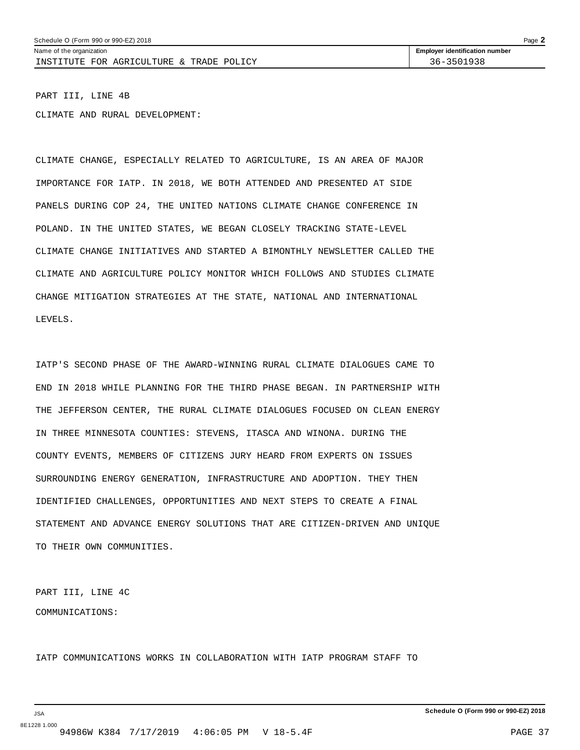PART III, LINE 4B

CLIMATE AND RURAL DEVELOPMENT:

CLIMATE CHANGE, ESPECIALLY RELATED TO AGRICULTURE, IS AN AREA OF MAJOR IMPORTANCE FOR IATP. IN 2018, WE BOTH ATTENDED AND PRESENTED AT SIDE PANELS DURING COP 24, THE UNITED NATIONS CLIMATE CHANGE CONFERENCE IN POLAND. IN THE UNITED STATES, WE BEGAN CLOSELY TRACKING STATE-LEVEL CLIMATE CHANGE INITIATIVES AND STARTED A BIMONTHLY NEWSLETTER CALLED THE CLIMATE AND AGRICULTURE POLICY MONITOR WHICH FOLLOWS AND STUDIES CLIMATE CHANGE MITIGATION STRATEGIES AT THE STATE, NATIONAL AND INTERNATIONAL LEVELS.

IATP'S SECOND PHASE OF THE AWARD-WINNING RURAL CLIMATE DIALOGUES CAME TO END IN 2018 WHILE PLANNING FOR THE THIRD PHASE BEGAN. IN PARTNERSHIP WITH THE JEFFERSON CENTER, THE RURAL CLIMATE DIALOGUES FOCUSED ON CLEAN ENERGY IN THREE MINNESOTA COUNTIES: STEVENS, ITASCA AND WINONA. DURING THE COUNTY EVENTS, MEMBERS OF CITIZENS JURY HEARD FROM EXPERTS ON ISSUES SURROUNDING ENERGY GENERATION, INFRASTRUCTURE AND ADOPTION. THEY THEN IDENTIFIED CHALLENGES, OPPORTUNITIES AND NEXT STEPS TO CREATE A FINAL STATEMENT AND ADVANCE ENERGY SOLUTIONS THAT ARE CITIZEN-DRIVEN AND UNIQUE TO THEIR OWN COMMUNITIES.

PART III, LINE 4C

COMMUNICATIONS:

IATP COMMUNICATIONS WORKS IN COLLABORATION WITH IATP PROGRAM STAFF TO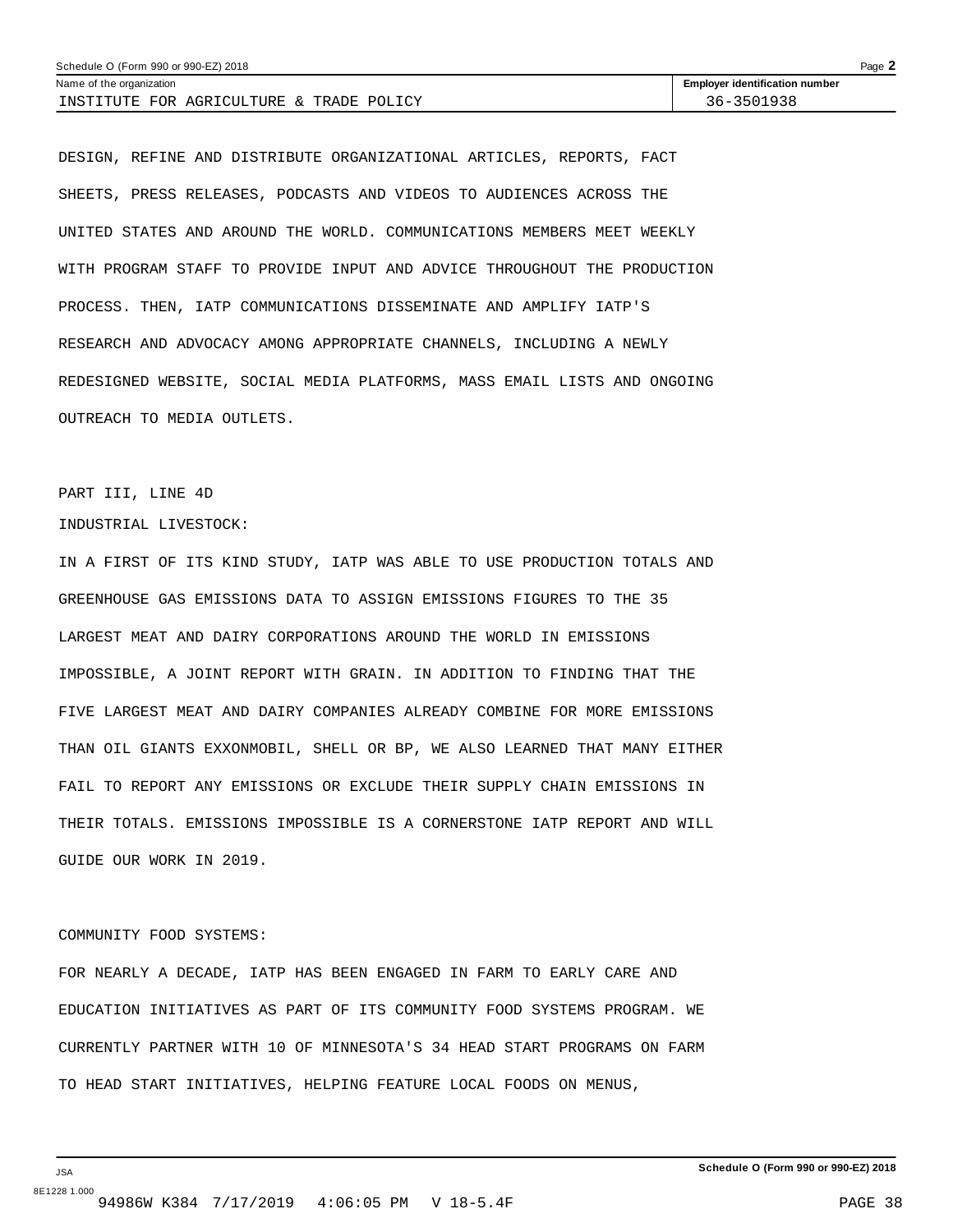Schedule O (Form 990 or 990-EZ) 2018

| Name of the organization | Employer identification number |
| --- | --- |
| INSTITUTE FOR AGRICULTURE & TRADE POLICY | 36-3501938 |

DESIGN, REFINE AND DISTRIBUTE ORGANIZATIONAL ARTICLES, REPORTS, FACT SHEETS, PRESS RELEASES, PODCASTS AND VIDEOS TO AUDIENCES ACROSS THE UNITED STATES AND AROUND THE WORLD. COMMUNICATIONS MEMBERS MEET WEEKLY WITH PROGRAM STAFF TO PROVIDE INPUT AND ADVICE THROUGHOUT THE PRODUCTION PROCESS. THEN, IATP COMMUNICATIONS DISSEMINATE AND AMPLIFY IATP'S RESEARCH AND ADVOCACY AMONG APPROPRIATE CHANNELS, INCLUDING A NEWLY REDESIGNED WEBSITE, SOCIAL MEDIA PLATFORMS, MASS EMAIL LISTS AND ONGOING OUTREACH TO MEDIA OUTLETS.

PART III, LINE 4D

INDUSTRIAL LIVESTOCK:

IN A FIRST OF ITS KIND STUDY, IATP WAS ABLE TO USE PRODUCTION TOTALS AND GREENHOUSE GAS EMISSIONS DATA TO ASSIGN EMISSIONS FIGURES TO THE 35 LARGEST MEAT AND DAIRY CORPORATIONS AROUND THE WORLD IN EMISSIONS IMPOSSIBLE, A JOINT REPORT WITH GRAIN. IN ADDITION TO FINDING THAT THE FIVE LARGEST MEAT AND DAIRY COMPANIES ALREADY COMBINE FOR MORE EMISSIONS THAN OIL GIANTS EXXONMOBIL, SHELL OR BP, WE ALSO LEARNED THAT MANY EITHER FAIL TO REPORT ANY EMISSIONS OR EXCLUDE THEIR SUPPLY CHAIN EMISSIONS IN THEIR TOTALS. EMISSIONS IMPOSSIBLE IS A CORNERSTONE IATP REPORT AND WILL GUIDE OUR WORK IN 2019.

COMMUNITY FOOD SYSTEMS:

FOR NEARLY A DECADE, IATP HAS BEEN ENGAGED IN FARM TO EARLY CARE AND EDUCATION INITIATIVES AS PART OF ITS COMMUNITY FOOD SYSTEMS PROGRAM. WE CURRENTLY PARTNER WITH 10 OF MINNESOTA'S 34 HEAD START PROGRAMS ON FARM TO HEAD START INITIATIVES, HELPING FEATURE LOCAL FOODS ON MENUS,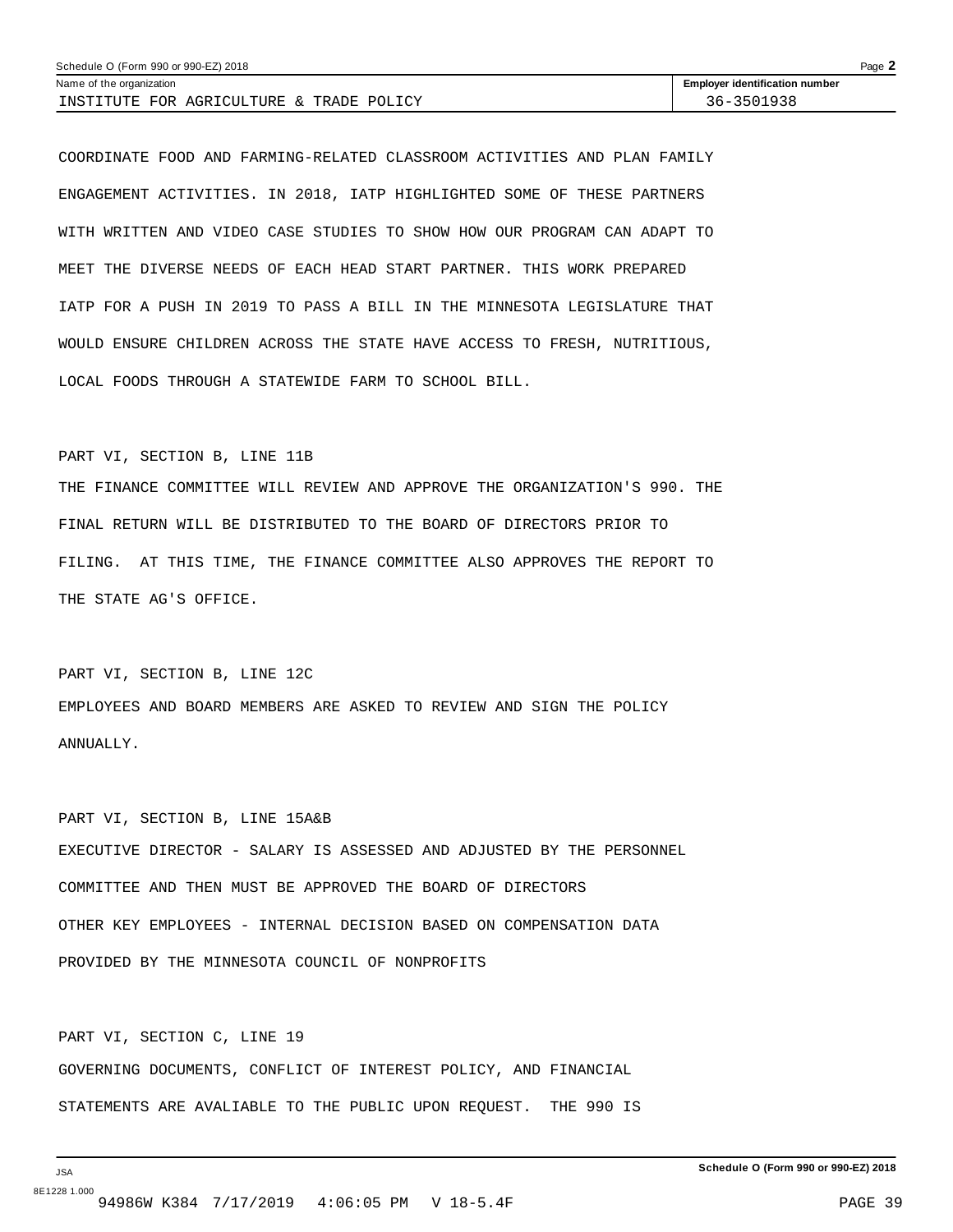| Name of the organization | Employer identification number |
|---|---|
| INSTITUTE FOR AGRICULTURE & TRADE POLICY | 36-3501938 |

COORDINATE FOOD AND FARMING-RELATED CLASSROOM ACTIVITIES AND PLAN FAMILY ENGAGEMENT ACTIVITIES. IN 2018, IATP HIGHLIGHTED SOME OF THESE PARTNERS WITH WRITTEN AND VIDEO CASE STUDIES TO SHOW HOW OUR PROGRAM CAN ADAPT TO MEET THE DIVERSE NEEDS OF EACH HEAD START PARTNER. THIS WORK PREPARED IATP FOR A PUSH IN 2019 TO PASS A BILL IN THE MINNESOTA LEGISLATURE THAT WOULD ENSURE CHILDREN ACROSS THE STATE HAVE ACCESS TO FRESH, NUTRITIOUS, LOCAL FOODS THROUGH A STATEWIDE FARM TO SCHOOL BILL.

PART VI, SECTION B, LINE 11B

THE FINANCE COMMITTEE WILL REVIEW AND APPROVE THE ORGANIZATION'S 990. THE FINAL RETURN WILL BE DISTRIBUTED TO THE BOARD OF DIRECTORS PRIOR TO FILING. AT THIS TIME, THE FINANCE COMMITTEE ALSO APPROVES THE REPORT TO THE STATE AG'S OFFICE.

PART VI, SECTION B, LINE 12C

EMPLOYEES AND BOARD MEMBERS ARE ASKED TO REVIEW AND SIGN THE POLICY ANNUALLY.

PART VI, SECTION B, LINE 15A&B

EXECUTIVE DIRECTOR - SALARY IS ASSESSED AND ADJUSTED BY THE PERSONNEL COMMITTEE AND THEN MUST BE APPROVED THE BOARD OF DIRECTORS

OTHER KEY EMPLOYEES - INTERNAL DECISION BASED ON COMPENSATION DATA PROVIDED BY THE MINNESOTA COUNCIL OF NONPROFITS

PART VI, SECTION C, LINE 19

GOVERNING DOCUMENTS, CONFLICT OF INTEREST POLICY, AND FINANCIAL STATEMENTS ARE AVALIABLE TO THE PUBLIC UPON REQUEST. THE 990 IS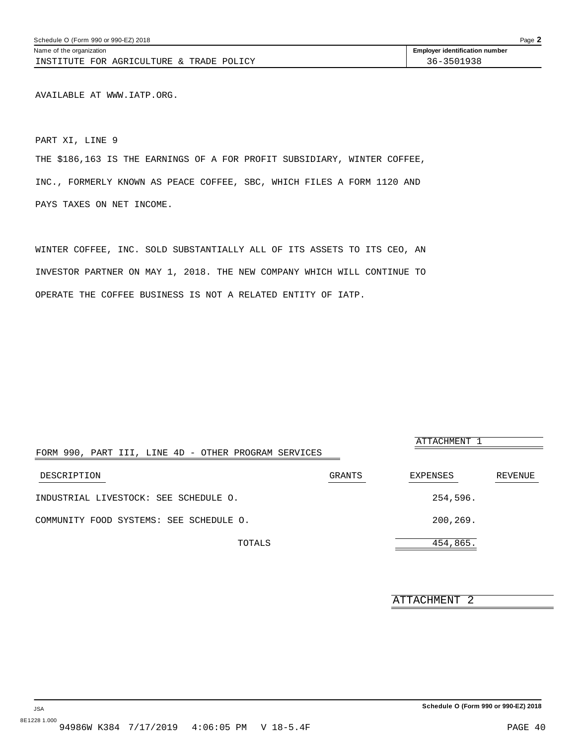Name of the organization: INSTITUTE FOR AGRICULTURE & TRADE POLICY

Employer identification number: 36-3501938

AVAILABLE AT WWW.IATP.ORG.

PART XI, LINE 9

THE $186,163 IS THE EARNINGS OF A FOR PROFIT SUBSIDIARY, WINTER COFFEE, INC., FORMERLY KNOWN AS PEACE COFFEE, SBC, WHICH FILES A FORM 1120 AND PAYS TAXES ON NET INCOME.

WINTER COFFEE, INC. SOLD SUBSTANTIALLY ALL OF ITS ASSETS TO ITS CEO, AN INVESTOR PARTNER ON MAY 1, 2018. THE NEW COMPANY WHICH WILL CONTINUE TO OPERATE THE COFFEE BUSINESS IS NOT A RELATED ENTITY OF IATP.

ATTACHMENT 1

FORM 990, PART III, LINE 4D - OTHER PROGRAM SERVICES

| DESCRIPTION | GRANTS | EXPENSES | REVENUE |
|---|---|---|---|
| INDUSTRIAL LIVESTOCK: SEE SCHEDULE O. | | 254,596. | |
| COMMUNITY FOOD SYSTEMS: SEE SCHEDULE O. | | 200,269. | |
| TOTALS | | 454,865. | |

ATTACHMENT 2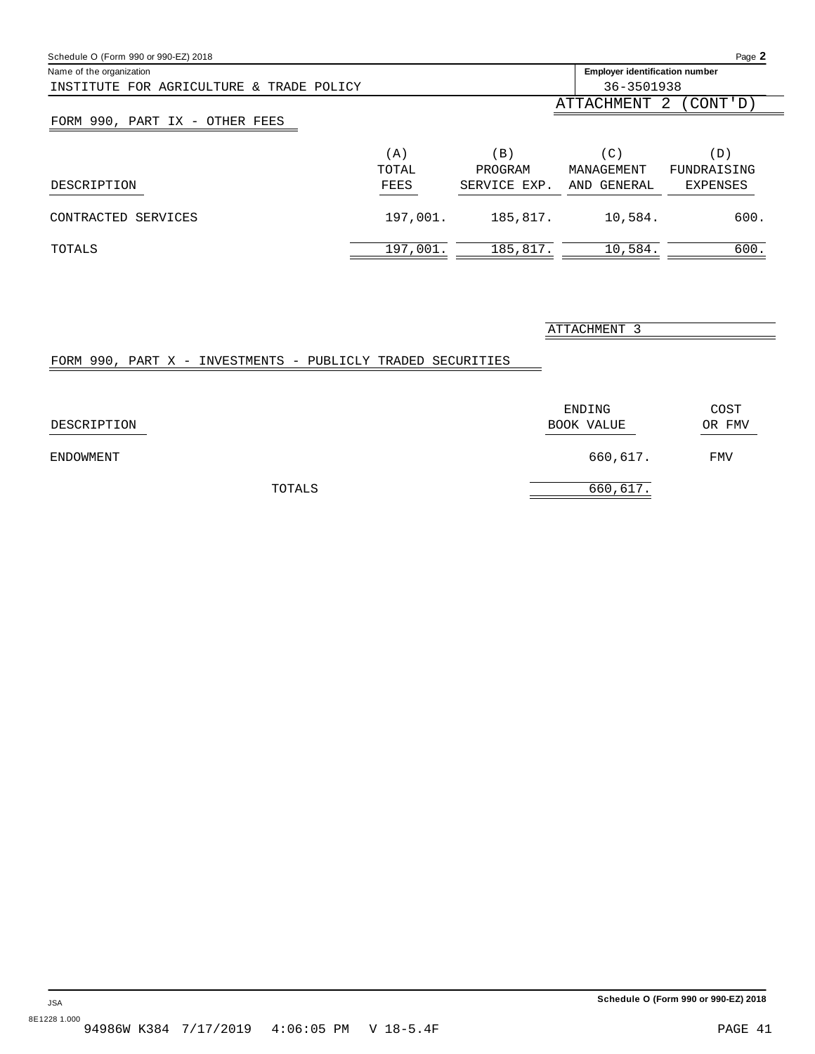Name of the organization: INSTITUTE FOR AGRICULTURE & TRADE POLICY

Employer identification number: 36-3501938

ATTACHMENT 2 (CONT'D)

## FORM 990, PART IX - OTHER FEES

| DESCRIPTION | (A) TOTAL FEES | (B) PROGRAM SERVICE EXP. | (C) MANAGEMENT AND GENERAL | (D) FUNDRAISING EXPENSES |
|---|---|---|---|---|
| CONTRACTED SERVICES | 197,001. | 185,817. | 10,584. | 600. |
| TOTALS | 197,001. | 185,817. | 10,584. | 600. |

ATTACHMENT 3

## FORM 990, PART X - INVESTMENTS - PUBLICLY TRADED SECURITIES

| DESCRIPTION | ENDING BOOK VALUE | COST OR FMV |
|---|---|---|
| ENDOWMENT | 660,617. | FMV |
| TOTALS | 660,617. | |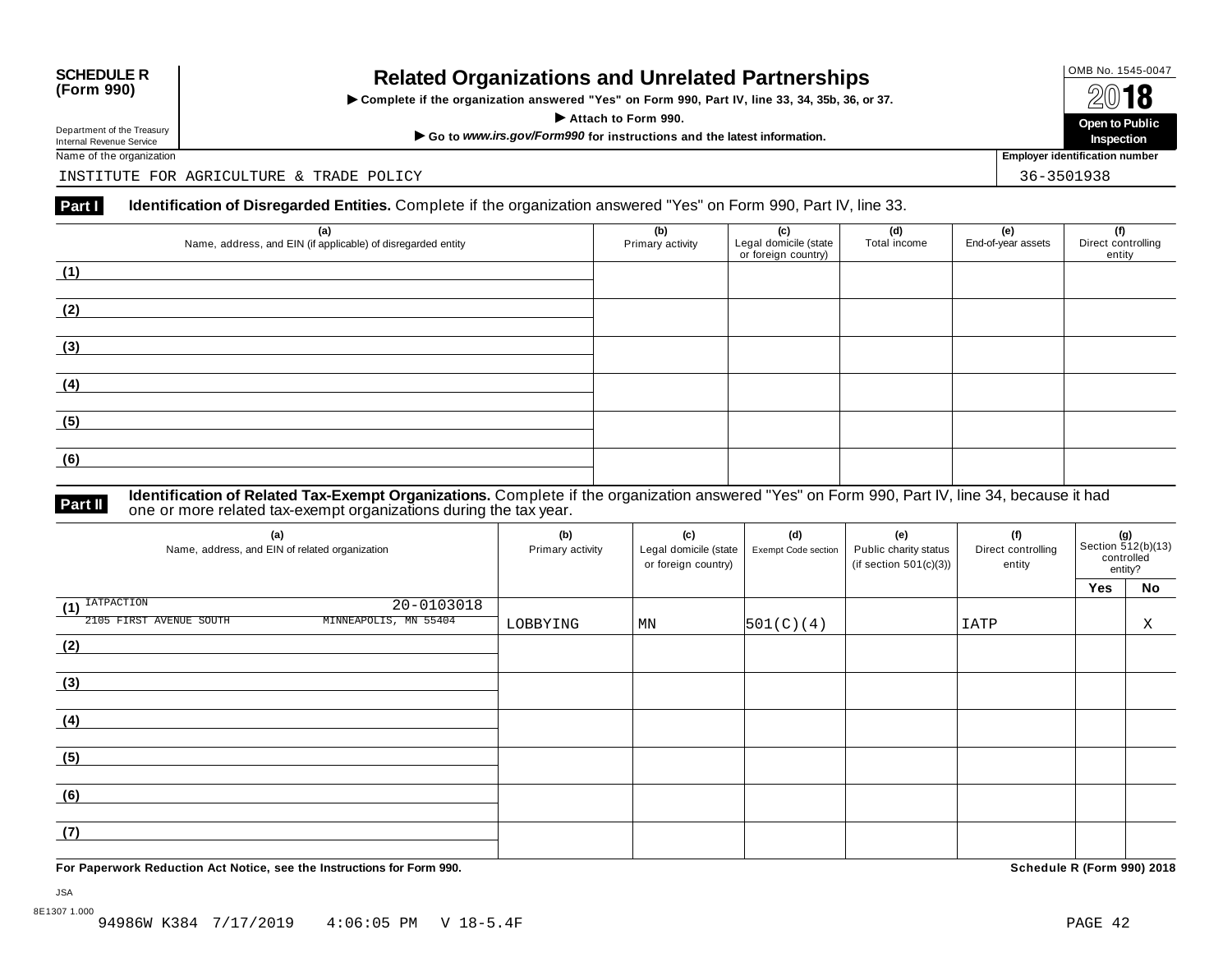**SCHEDULE R (Form 990)**

Department of the Treasury
Internal Revenue Service

# Related Organizations and Unrelated Partnerships

▶ Complete if the organization answered "Yes" on Form 990, Part IV, line 33, 34, 35b, 36, or 37.

▶ Attach to Form 990.

▶ Go to *www.irs.gov/Form990* for instructions and the latest information.

OMB No. 1545-0047

2018

**Open to Public Inspection**

Name of the organization: INSTITUTE FOR AGRICULTURE & TRADE POLICY

Employer identification number: 36-3501938

## Part I Identification of Disregarded Entities. Complete if the organization answered "Yes" on Form 990, Part IV, line 33.

| (a) Name, address, and EIN (if applicable) of disregarded entity | (b) Primary activity | (c) Legal domicile (state or foreign country) | (d) Total income | (e) End-of-year assets | (f) Direct controlling entity |
|---|---|---|---|---|---|
| (1) | | | | | |
| (2) | | | | | |
| (3) | | | | | |
| (4) | | | | | |
| (5) | | | | | |
| (6) | | | | | |

## Part II Identification of Related Tax-Exempt Organizations. Complete if the organization answered "Yes" on Form 990, Part IV, line 34, because it had one or more related tax-exempt organizations during the tax year.

| (a) Name, address, and EIN of related organization | (b) Primary activity | (c) Legal domicile (state or foreign country) | (d) Exempt Code section | (e) Public charity status (if section 501(c)(3)) | (f) Direct controlling entity | (g) Section 512(b)(13) controlled entity? Yes | No |
|---|---|---|---|---|---|---|---|
| (1) IATPACTION 20-0103018 2105 FIRST AVENUE SOUTH MINNEAPOLIS, MN 55404 | LOBBYING | MN | 501(C)(4) | | IATP | | X |
| (2) | | | | | | | |
| (3) | | | | | | | |
| (4) | | | | | | | |
| (5) | | | | | | | |
| (6) | | | | | | | |
| (7) | | | | | | | |

**For Paperwork Reduction Act Notice, see the Instructions for Form 990.** **Schedule R (Form 990) 2018**

JSA
8E1307 1.000
94986W K384 7/17/2019 4:06:05 PM V 18-5.4F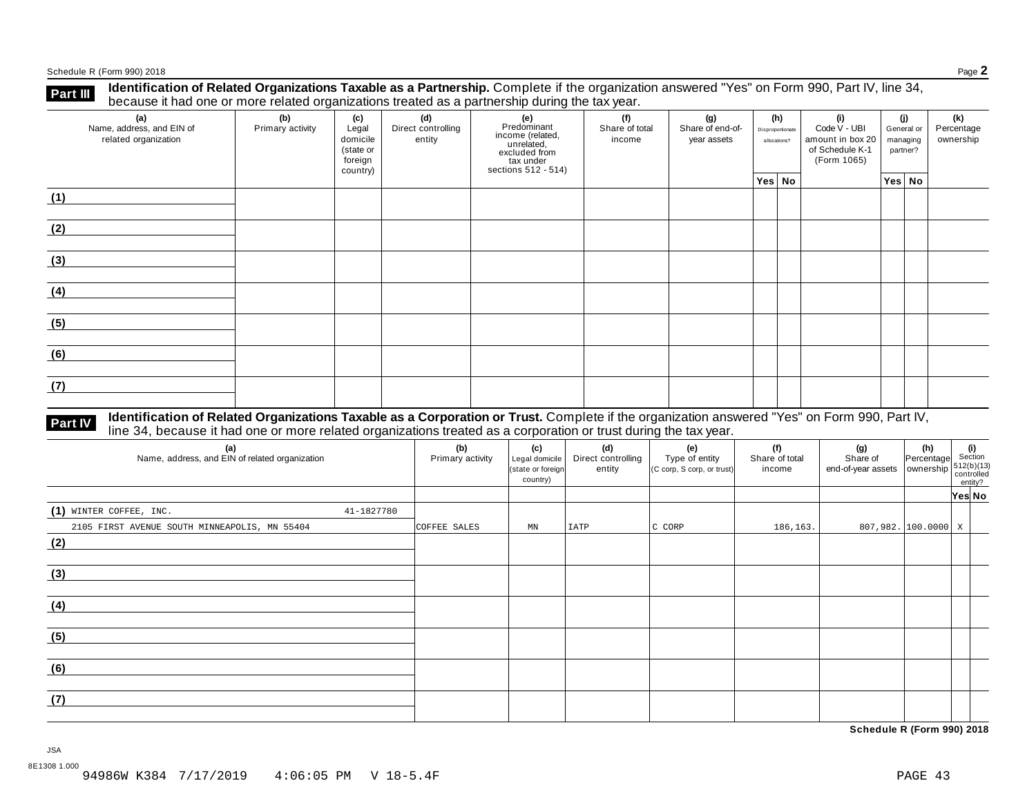Schedule R (Form 990) 2018 Page **2**

## Part III Identification of Related Organizations Taxable as a Partnership.

Complete if the organization answered "Yes" on Form 990, Part IV, line 34, because it had one or more related organizations treated as a partnership during the tax year.

| (a) Name, address, and EIN of related organization | (b) Primary activity | (c) Legal domicile (state or foreign country) | (d) Direct controlling entity | (e) Predominant income (related, unrelated, excluded from tax under sections 512 - 514) | (f) Share of total income | (g) Share of end-of-year assets | (h) Disproportionate allocations? | | (i) Code V - UBI amount in box 20 of Schedule K-1 (Form 1065) | (j) General or managing partner? | | (k) Percentage ownership |
|---|---|---|---|---|---|---|---|---|---|---|---|---|
| | | | | | | | Yes | No | | Yes | No | |
| (1) | | | | | | | | | | | | |
| (2) | | | | | | | | | | | | |
| (3) | | | | | | | | | | | | |
| (4) | | | | | | | | | | | | |
| (5) | | | | | | | | | | | | |
| (6) | | | | | | | | | | | | |
| (7) | | | | | | | | | | | | |

## Part IV Identification of Related Organizations Taxable as a Corporation or Trust.

Complete if the organization answered "Yes" on Form 990, Part IV, line 34, because it had one or more related organizations treated as a corporation or trust during the tax year.

| (a) Name, address, and EIN of related organization | (b) Primary activity | (c) Legal domicile (state or foreign country) | (d) Direct controlling entity | (e) Type of entity (C corp, S corp, or trust) | (f) Share of total income | (g) Share of end-of-year assets | (h) Percentage ownership | (i) Section 512(b)(13) controlled entity? | |
|---|---|---|---|---|---|---|---|---|---|
| | | | | | | | | Yes | No |
| (1) WINTER COFFEE, INC. 41-1827780 2105 FIRST AVENUE SOUTH MINNEAPOLIS, MN 55404 | COFFEE SALES | MN | IATP | C CORP | 186,163. | 807,982. | 100.0000 | X | |
| (2) | | | | | | | | | |
| (3) | | | | | | | | | |
| (4) | | | | | | | | | |
| (5) | | | | | | | | | |
| (6) | | | | | | | | | |
| (7) | | | | | | | | | |

**Schedule R (Form 990) 2018**

JSA
8E1308 1.000
94986W K384 7/17/2019 4:06:05 PM V 18-5.4F PAGE 43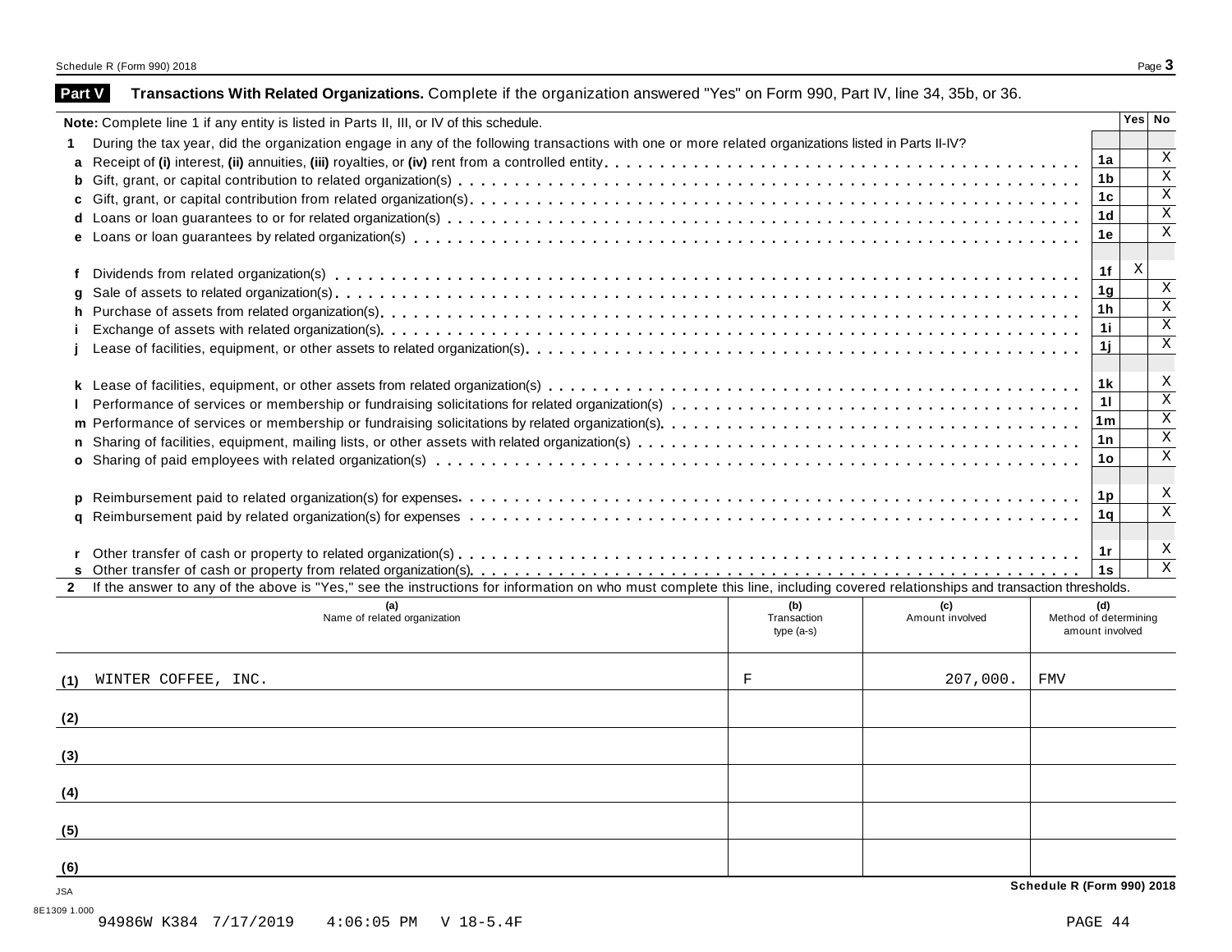## Part V Transactions With Related Organizations. Complete if the organization answered "Yes" on Form 990, Part IV, line 34, 35b, or 36.

**Note:** Complete line 1 if any entity is listed in Parts II, III, or IV of this schedule.

| | | Line | Yes | No |
|---|---|---|---|---|
| **1** | During the tax year, did the organization engage in any of the following transactions with one or more related organizations listed in Parts II-IV? | | | |
| **a** | Receipt of **(i)** interest, **(ii)** annuities, **(iii)** royalties, or **(iv)** rent from a controlled entity | 1a | | X |
| **b** | Gift, grant, or capital contribution to related organization(s) | 1b | | X |
| **c** | Gift, grant, or capital contribution from related organization(s) | 1c | | X |
| **d** | Loans or loan guarantees to or for related organization(s) | 1d | | X |
| **e** | Loans or loan guarantees by related organization(s) | 1e | | X |
| **f** | Dividends from related organization(s) | 1f | X | |
| **g** | Sale of assets to related organization(s) | 1g | | X |
| **h** | Purchase of assets from related organization(s) | 1h | | X |
| **i** | Exchange of assets with related organization(s) | 1i | | X |
| **j** | Lease of facilities, equipment, or other assets to related organization(s) | 1j | | X |
| **k** | Lease of facilities, equipment, or other assets from related organization(s) | 1k | | X |
| **l** | Performance of services or membership or fundraising solicitations for related organization(s) | 1l | | X |
| **m** | Performance of services or membership or fundraising solicitations by related organization(s) | 1m | | X |
| **n** | Sharing of facilities, equipment, mailing lists, or other assets with related organization(s) | 1n | | X |
| **o** | Sharing of paid employees with related organization(s) | 1o | | X |
| **p** | Reimbursement paid to related organization(s) for expenses | 1p | | X |
| **q** | Reimbursement paid by related organization(s) for expenses | 1q | | X |
| **r** | Other transfer of cash or property to related organization(s) | 1r | | X |
| **s** | Other transfer of cash or property from related organization(s) | 1s | | X |

**2** If the answer to any of the above is "Yes," see the instructions for information on who must complete this line, including covered relationships and transaction thresholds.

| | (a) Name of related organization | (b) Transaction type (a-s) | (c) Amount involved | (d) Method of determining amount involved |
|---|---|---|---|---|
| (1) | WINTER COFFEE, INC. | F | 207,000. | FMV |
| (2) | | | | |
| (3) | | | | |
| (4) | | | | |
| (5) | | | | |
| (6) | | | | |

**Schedule R (Form 990) 2018**

JSA
8E1309 1.000
94986W K384 7/17/2019 4:06:05 PM V 18-5.4F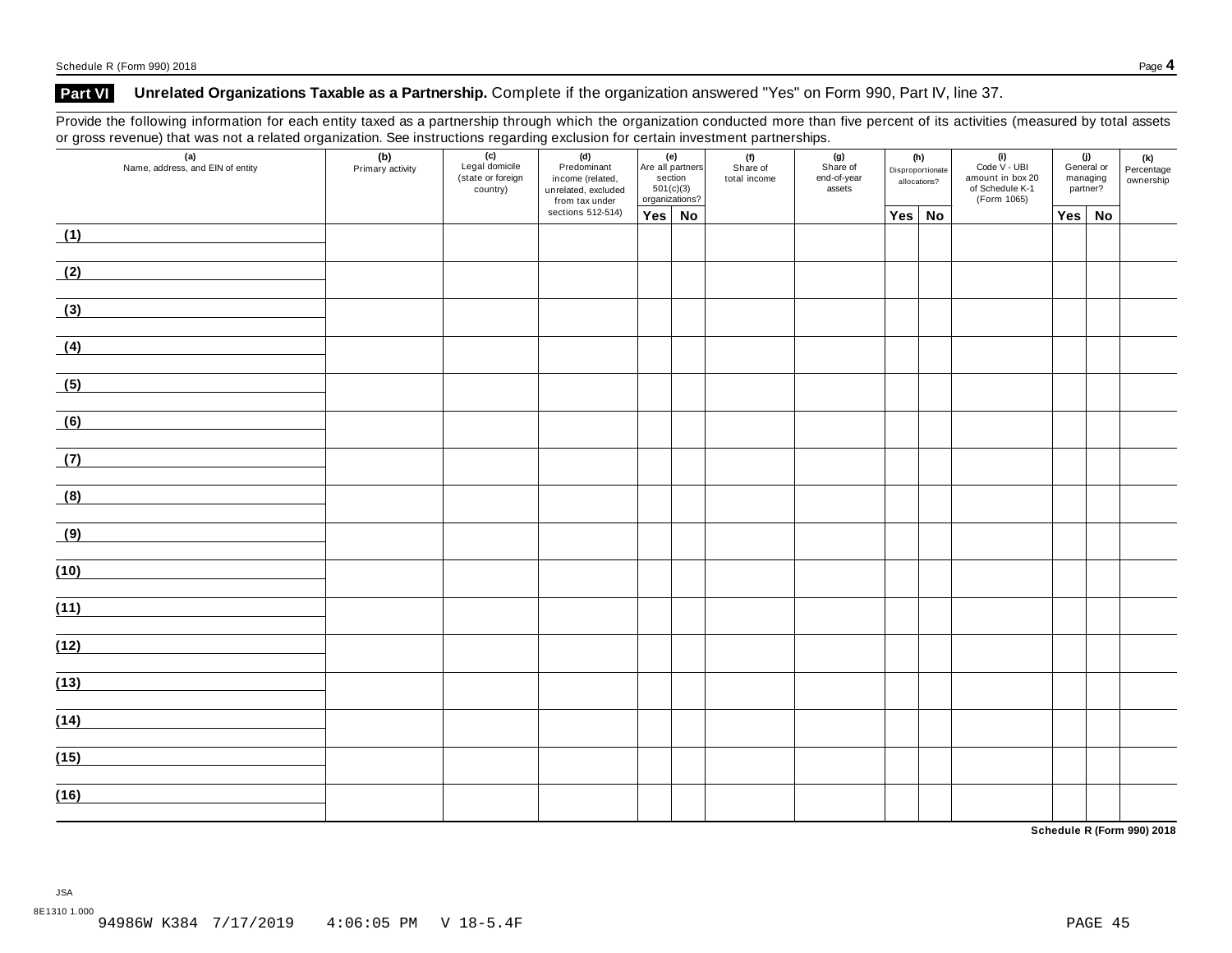## Part VI Unrelated Organizations Taxable as a Partnership. Complete if the organization answered "Yes" on Form 990, Part IV, line 37.

Provide the following information for each entity taxed as a partnership through which the organization conducted more than five percent of its activities (measured by total assets or gross revenue) that was not a related organization. See instructions regarding exclusion for certain investment partnerships.

| (a) Name, address, and EIN of entity | (b) Primary activity | (c) Legal domicile (state or foreign country) | (d) Predominant income (related, unrelated, excluded from tax under sections 512-514) | (e) Are all partners section 501(c)(3) organizations? | | (f) Share of total income | (g) Share of end-of-year assets | (h) Disproportionate allocations? | | (i) Code V - UBI amount in box 20 of Schedule K-1 (Form 1065) | (j) General or managing partner? | | (k) Percentage ownership |
|---|---|---|---|---|---|---|---|---|---|---|---|---|---|
| | | | | Yes | No | | | Yes | No | | Yes | No | |
| (1) | | | | | | | | | | | | | |
| (2) | | | | | | | | | | | | | |
| (3) | | | | | | | | | | | | | |
| (4) | | | | | | | | | | | | | |
| (5) | | | | | | | | | | | | | |
| (6) | | | | | | | | | | | | | |
| (7) | | | | | | | | | | | | | |
| (8) | | | | | | | | | | | | | |
| (9) | | | | | | | | | | | | | |
| (10) | | | | | | | | | | | | | |
| (11) | | | | | | | | | | | | | |
| (12) | | | | | | | | | | | | | |
| (13) | | | | | | | | | | | | | |
| (14) | | | | | | | | | | | | | |
| (15) | | | | | | | | | | | | | |
| (16) | | | | | | | | | | | | | |

JSA

8E1310 1.000

94986W K384 7/17/2019 4:06:05 PM V 18-5.4F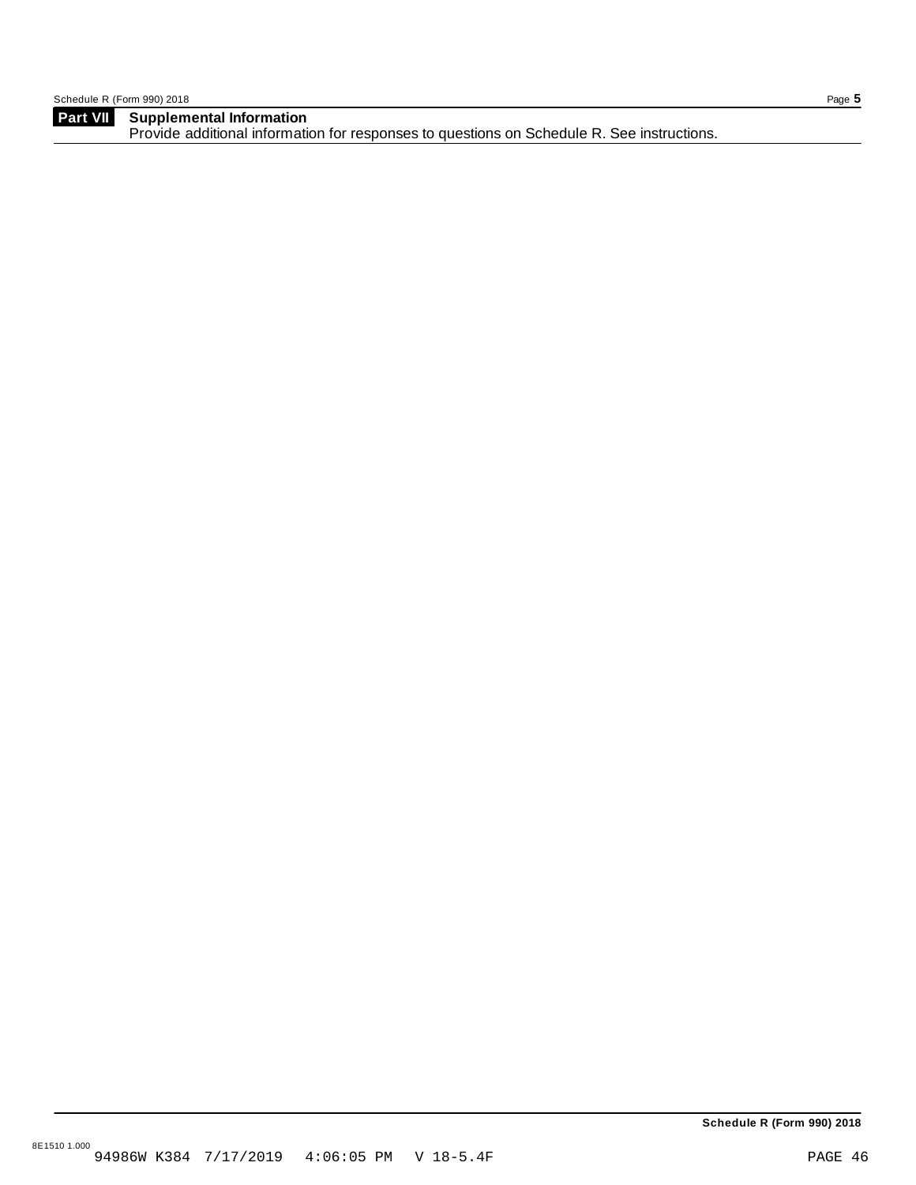## Part VII Supplemental Information

Provide additional information for responses to questions on Schedule R. See instructions.